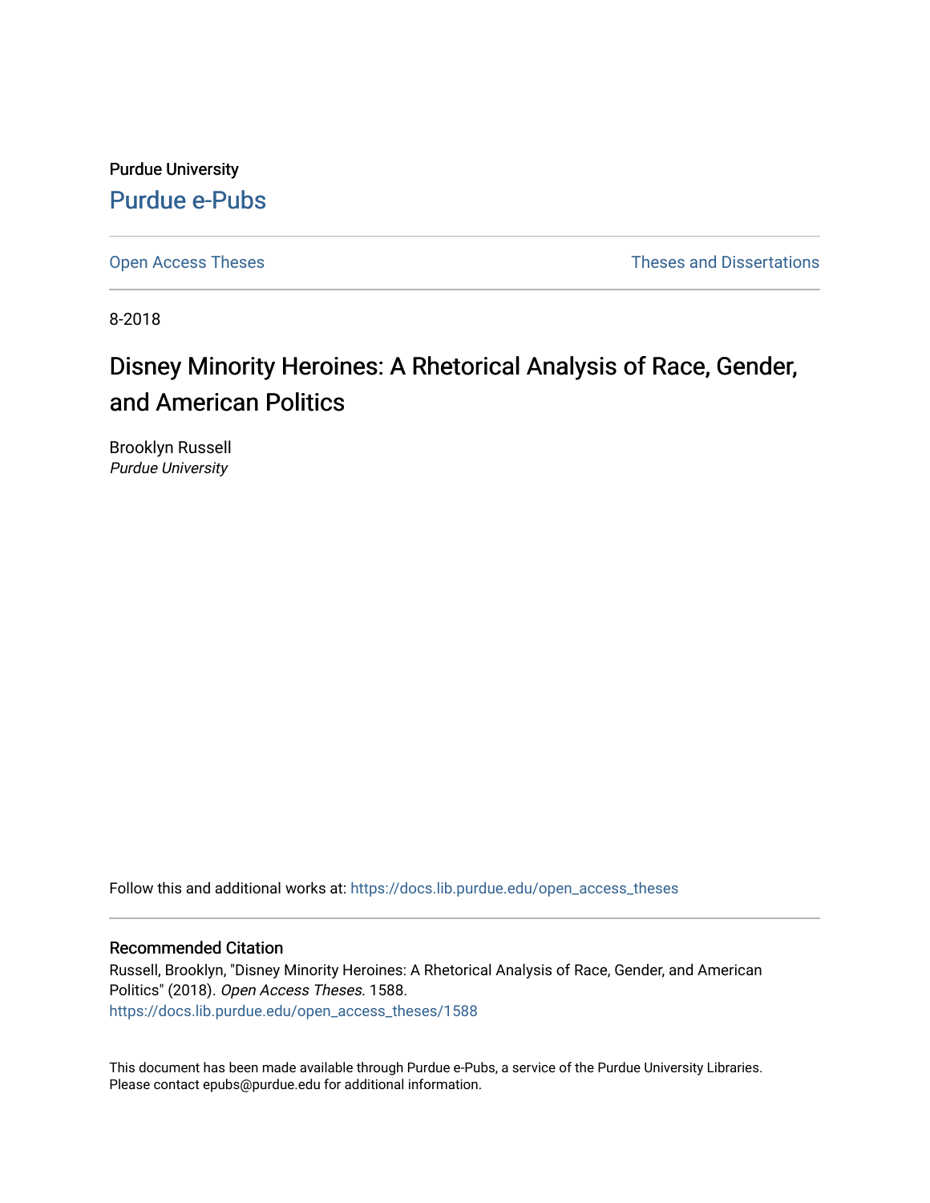Purdue University

Purdue e-Pubs

Open Access Theses | Theses and Dissertations

8-2018

# Disney Minority Heroines: A Rhetorical Analysis of Race, Gender, and American Politics

Brooklyn Russell
*Purdue University*

Follow this and additional works at: https://docs.lib.purdue.edu/open_access_theses

## Recommended Citation

Russell, Brooklyn, "Disney Minority Heroines: A Rhetorical Analysis of Race, Gender, and American Politics" (2018). *Open Access Theses*. 1588.
https://docs.lib.purdue.edu/open_access_theses/1588

This document has been made available through Purdue e-Pubs, a service of the Purdue University Libraries. Please contact epubs@purdue.edu for additional information.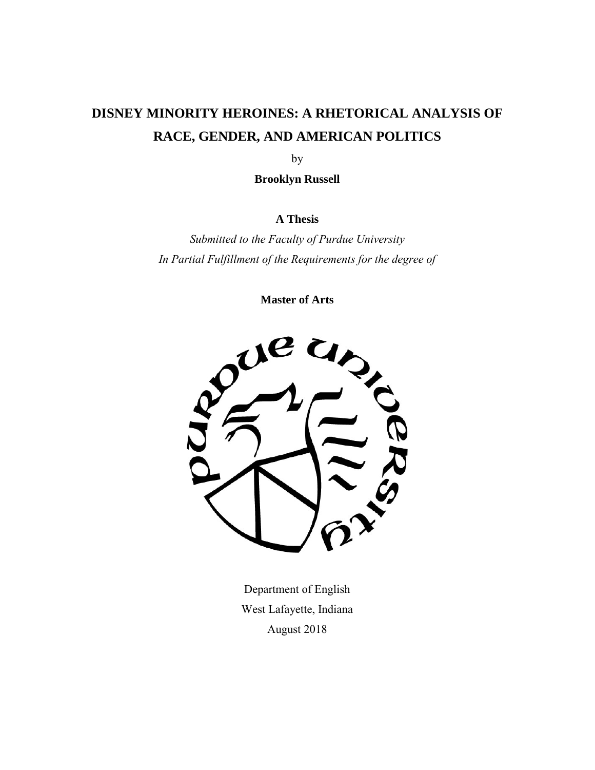# DISNEY MINORITY HEROINES: A RHETORICAL ANALYSIS OF RACE, GENDER, AND AMERICAN POLITICS

by

**Brooklyn Russell**

**A Thesis**

*Submitted to the Faculty of Purdue University*
*In Partial Fulfillment of the Requirements for the degree of*

**Master of Arts**

Department of English
West Lafayette, Indiana
August 2018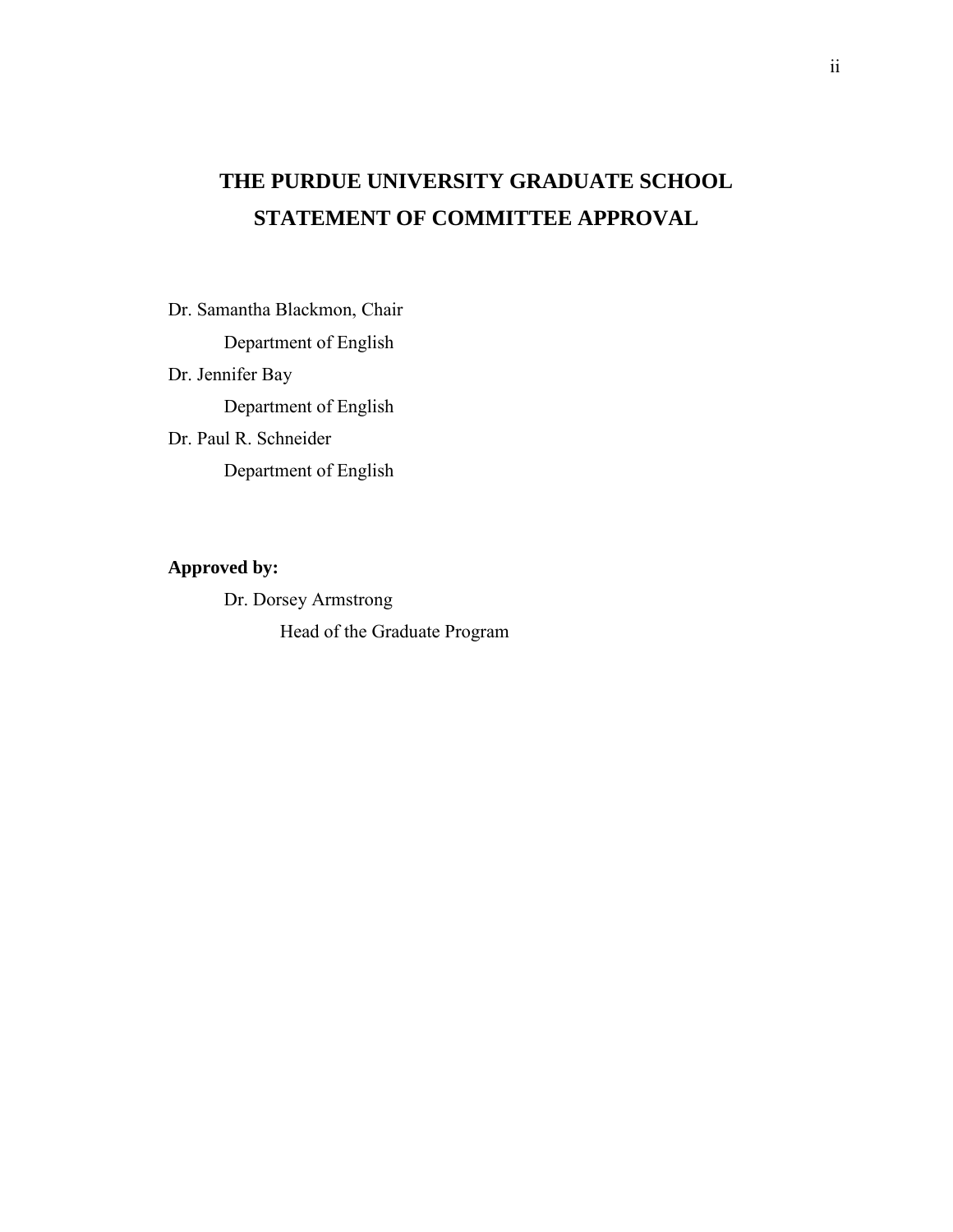# THE PURDUE UNIVERSITY GRADUATE SCHOOL
# STATEMENT OF COMMITTEE APPROVAL

Dr. Samantha Blackmon, Chair

    Department of English

Dr. Jennifer Bay

    Department of English

Dr. Paul R. Schneider

    Department of English

**Approved by:**

    Dr. Dorsey Armstrong

        Head of the Graduate Program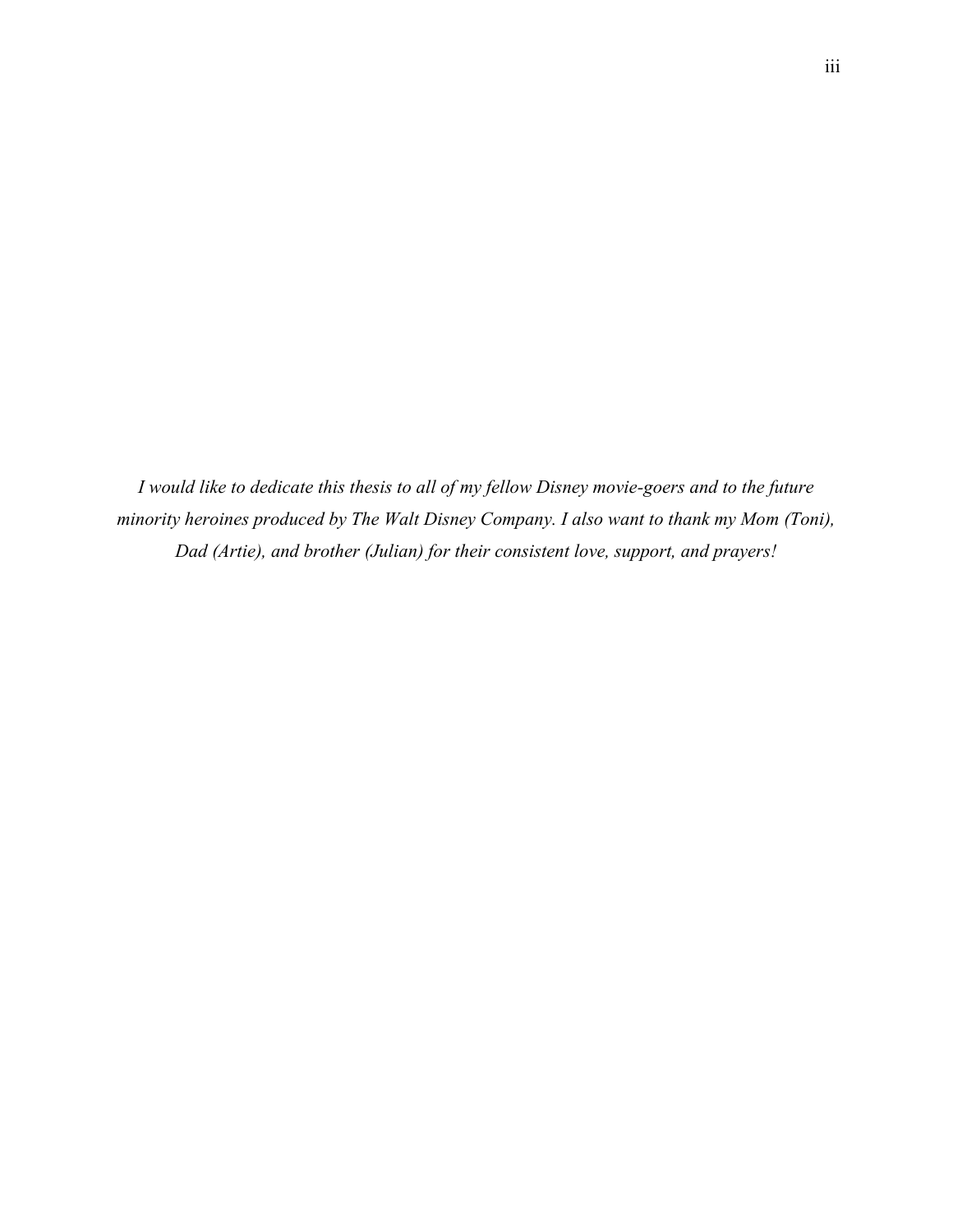*I would like to dedicate this thesis to all of my fellow Disney movie-goers and to the future minority heroines produced by The Walt Disney Company. I also want to thank my Mom (Toni), Dad (Artie), and brother (Julian) for their consistent love, support, and prayers!*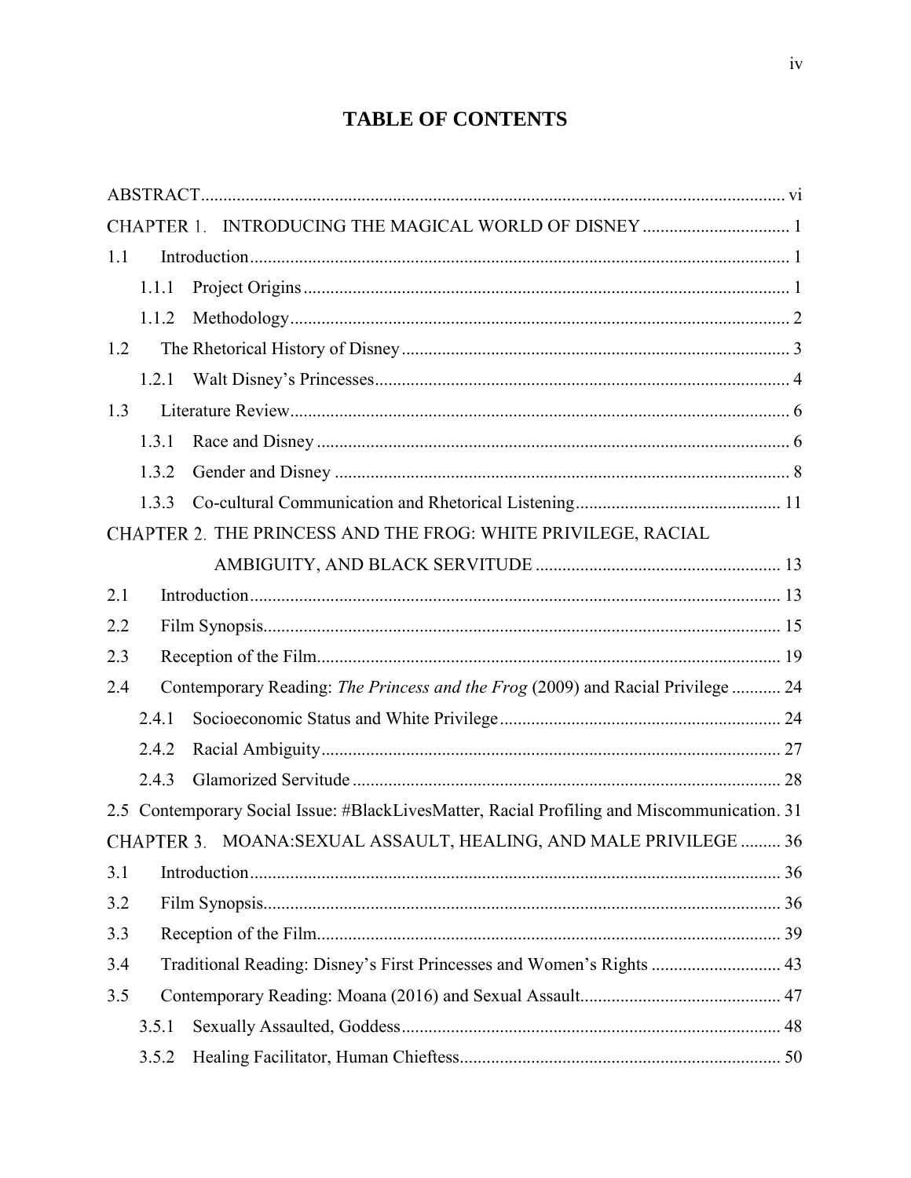# TABLE OF CONTENTS

ABSTRACT .......... vi

CHAPTER 1. INTRODUCING THE MAGICAL WORLD OF DISNEY .......... 1

1.1 Introduction .......... 1

- 1.1.1 Project Origins .......... 1
- 1.1.2 Methodology .......... 2

1.2 The Rhetorical History of Disney .......... 3

- 1.2.1 Walt Disney's Princesses .......... 4

1.3 Literature Review .......... 6

- 1.3.1 Race and Disney .......... 6
- 1.3.2 Gender and Disney .......... 8
- 1.3.3 Co-cultural Communication and Rhetorical Listening .......... 11

CHAPTER 2. THE PRINCESS AND THE FROG: WHITE PRIVILEGE, RACIAL AMBIGUITY, AND BLACK SERVITUDE .......... 13

2.1 Introduction .......... 13

2.2 Film Synopsis .......... 15

2.3 Reception of the Film .......... 19

2.4 Contemporary Reading: *The Princess and the Frog* (2009) and Racial Privilege .......... 24

- 2.4.1 Socioeconomic Status and White Privilege .......... 24
- 2.4.2 Racial Ambiguity .......... 27
- 2.4.3 Glamorized Servitude .......... 28

2.5 Contemporary Social Issue: #BlackLivesMatter, Racial Profiling and Miscommunication. 31

CHAPTER 3. MOANA:SEXUAL ASSAULT, HEALING, AND MALE PRIVILEGE .......... 36

3.1 Introduction .......... 36

3.2 Film Synopsis .......... 36

3.3 Reception of the Film .......... 39

3.4 Traditional Reading: Disney's First Princesses and Women's Rights .......... 43

3.5 Contemporary Reading: Moana (2016) and Sexual Assault .......... 47

- 3.5.1 Sexually Assaulted, Goddess .......... 48
- 3.5.2 Healing Facilitator, Human Chieftess .......... 50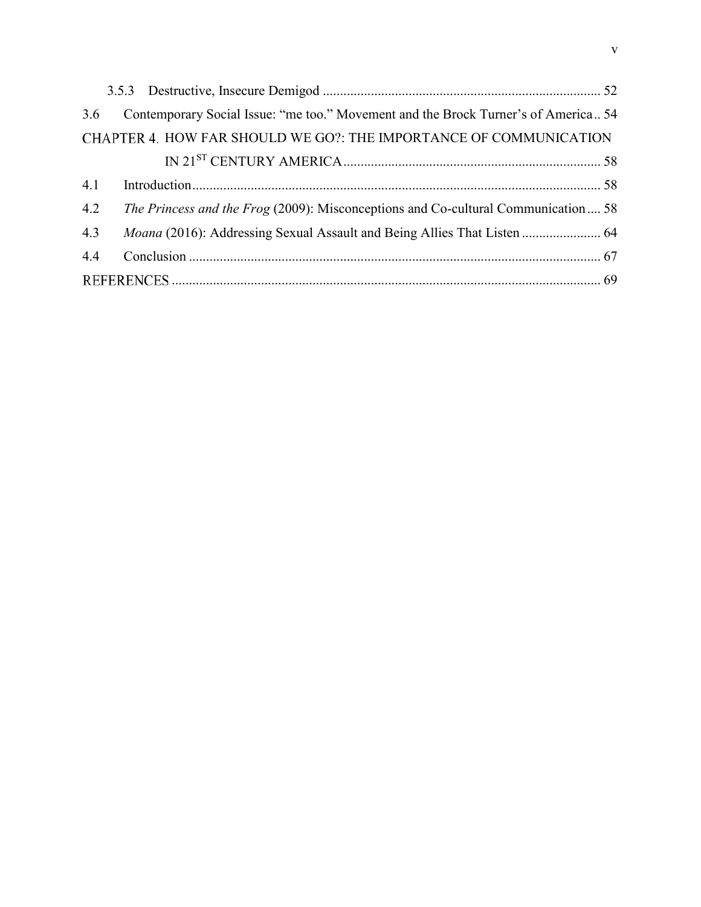3.5.3 Destructive, Insecure Demigod ................................................................................ 52

3.6 Contemporary Social Issue: "me too." Movement and the Brock Turner's of America .. 54

CHAPTER 4. HOW FAR SHOULD WE GO?: THE IMPORTANCE OF COMMUNICATION IN 21ST CENTURY AMERICA .......................................................................... 58

4.1 Introduction ...................................................................................................................... 58

4.2 *The Princess and the Frog* (2009): Misconceptions and Co-cultural Communication .... 58

4.3 *Moana* (2016): Addressing Sexual Assault and Being Allies That Listen ....................... 64

4.4 Conclusion ........................................................................................................................ 67

REFERENCES ............................................................................................................................ 69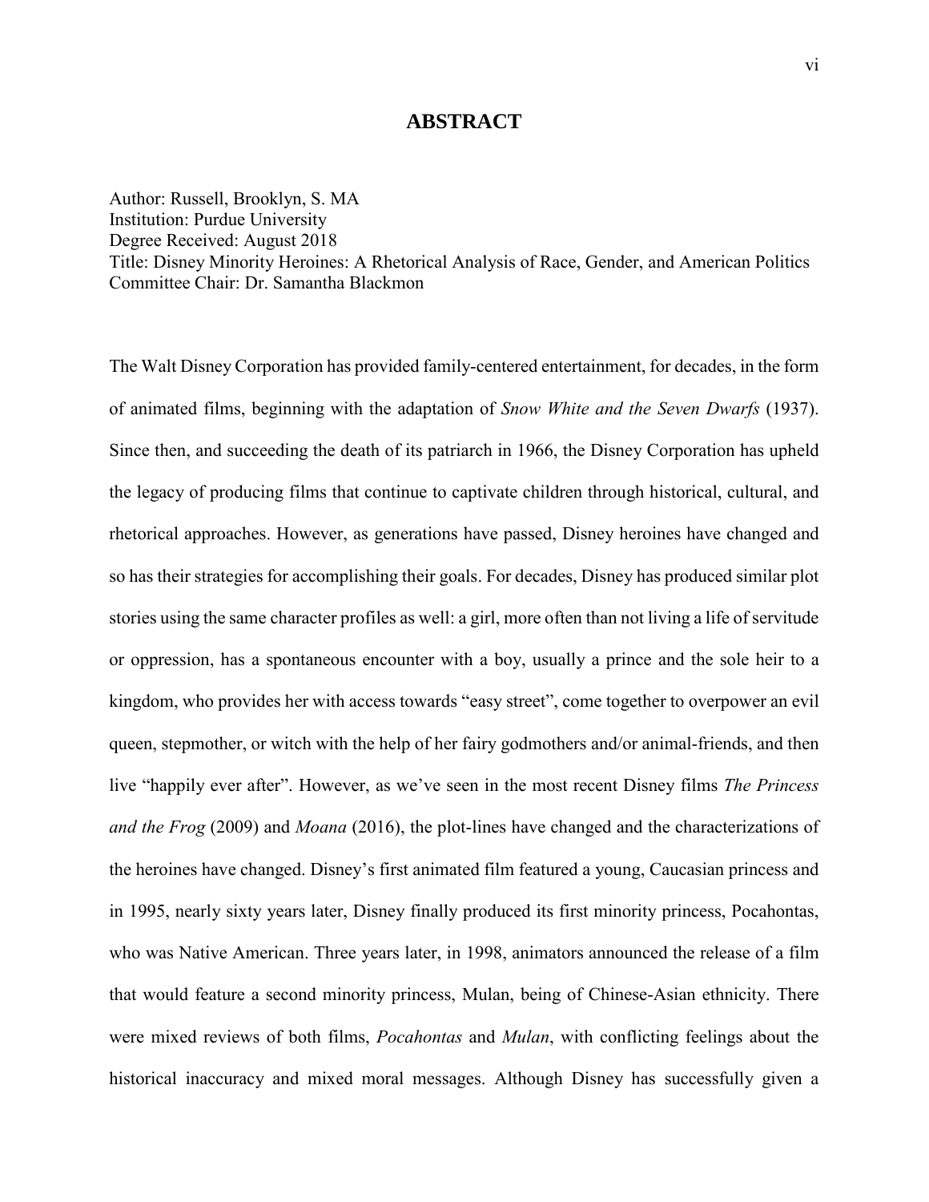# ABSTRACT

Author: Russell, Brooklyn, S. MA
Institution: Purdue University
Degree Received: August 2018
Title: Disney Minority Heroines: A Rhetorical Analysis of Race, Gender, and American Politics
Committee Chair: Dr. Samantha Blackmon

The Walt Disney Corporation has provided family-centered entertainment, for decades, in the form of animated films, beginning with the adaptation of *Snow White and the Seven Dwarfs* (1937). Since then, and succeeding the death of its patriarch in 1966, the Disney Corporation has upheld the legacy of producing films that continue to captivate children through historical, cultural, and rhetorical approaches. However, as generations have passed, Disney heroines have changed and so has their strategies for accomplishing their goals. For decades, Disney has produced similar plot stories using the same character profiles as well: a girl, more often than not living a life of servitude or oppression, has a spontaneous encounter with a boy, usually a prince and the sole heir to a kingdom, who provides her with access towards "easy street", come together to overpower an evil queen, stepmother, or witch with the help of her fairy godmothers and/or animal-friends, and then live "happily ever after". However, as we've seen in the most recent Disney films *The Princess and the Frog* (2009) and *Moana* (2016), the plot-lines have changed and the characterizations of the heroines have changed. Disney's first animated film featured a young, Caucasian princess and in 1995, nearly sixty years later, Disney finally produced its first minority princess, Pocahontas, who was Native American. Three years later, in 1998, animators announced the release of a film that would feature a second minority princess, Mulan, being of Chinese-Asian ethnicity. There were mixed reviews of both films, *Pocahontas* and *Mulan*, with conflicting feelings about the historical inaccuracy and mixed moral messages. Although Disney has successfully given a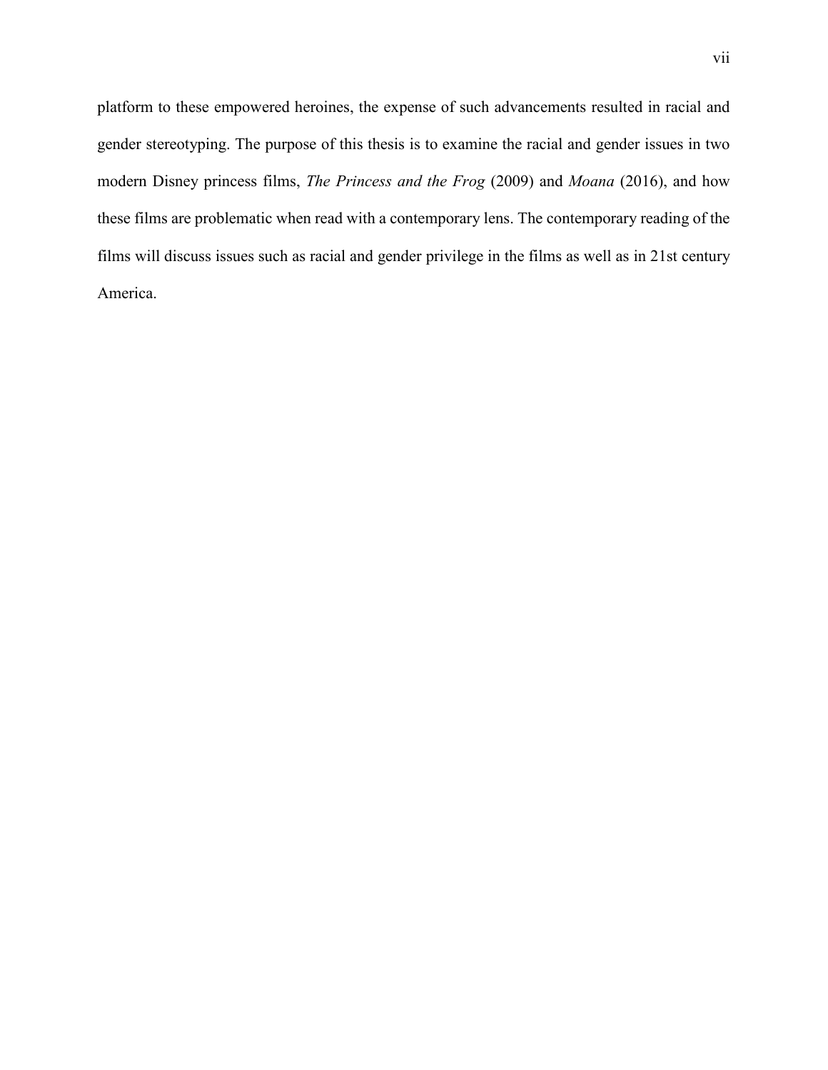platform to these empowered heroines, the expense of such advancements resulted in racial and gender stereotyping. The purpose of this thesis is to examine the racial and gender issues in two modern Disney princess films, *The Princess and the Frog* (2009) and *Moana* (2016), and how these films are problematic when read with a contemporary lens. The contemporary reading of the films will discuss issues such as racial and gender privilege in the films as well as in 21st century America.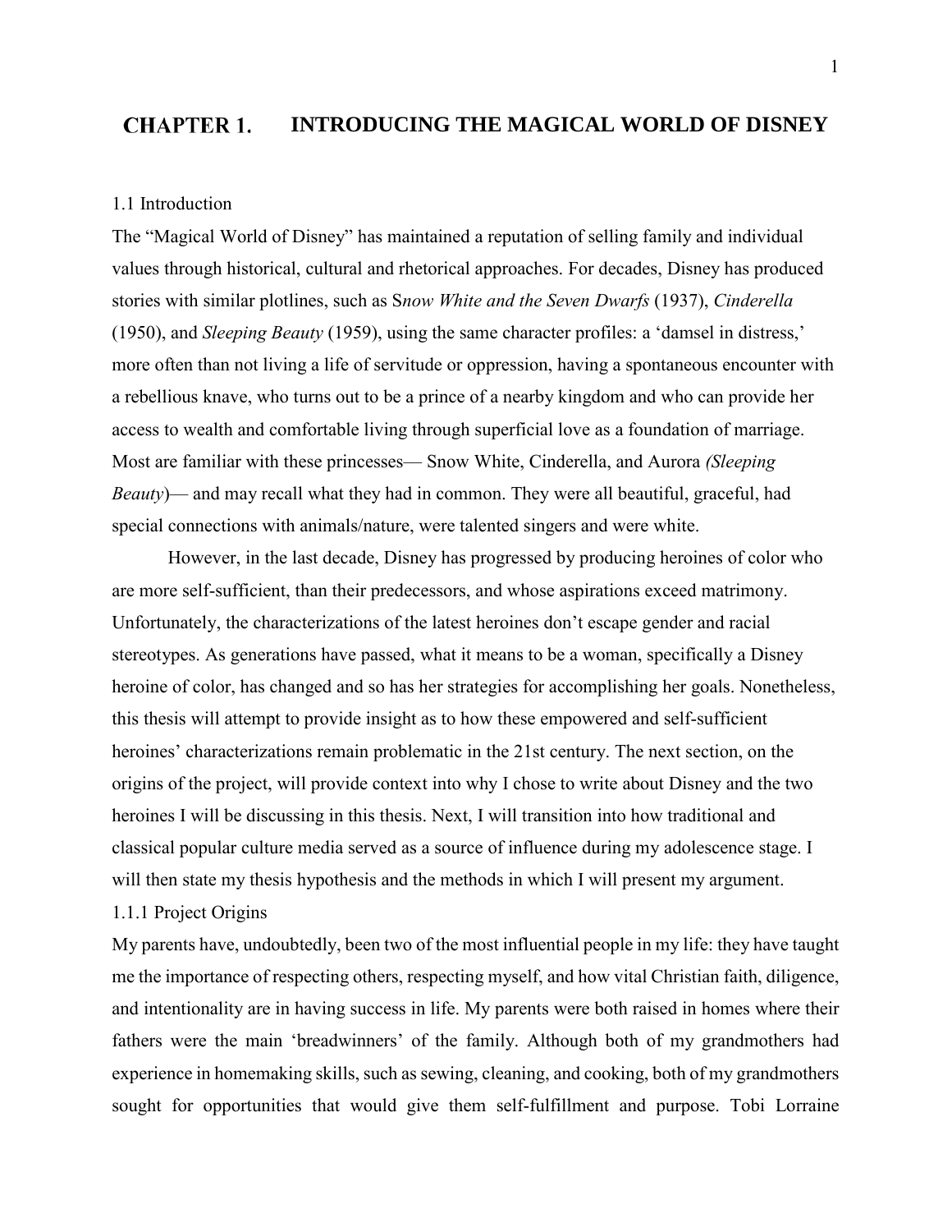# CHAPTER 1. INTRODUCING THE MAGICAL WORLD OF DISNEY

## 1.1 Introduction

The "Magical World of Disney" has maintained a reputation of selling family and individual values through historical, cultural and rhetorical approaches. For decades, Disney has produced stories with similar plotlines, such as S*now White and the Seven Dwarfs* (1937), *Cinderella* (1950), and *Sleeping Beauty* (1959), using the same character profiles: a 'damsel in distress,' more often than not living a life of servitude or oppression, having a spontaneous encounter with a rebellious knave, who turns out to be a prince of a nearby kingdom and who can provide her access to wealth and comfortable living through superficial love as a foundation of marriage. Most are familiar with these princesses— Snow White, Cinderella, and Aurora *(Sleeping Beauty*)— and may recall what they had in common. They were all beautiful, graceful, had special connections with animals/nature, were talented singers and were white.

However, in the last decade, Disney has progressed by producing heroines of color who are more self-sufficient, than their predecessors, and whose aspirations exceed matrimony. Unfortunately, the characterizations of the latest heroines don't escape gender and racial stereotypes. As generations have passed, what it means to be a woman, specifically a Disney heroine of color, has changed and so has her strategies for accomplishing her goals. Nonetheless, this thesis will attempt to provide insight as to how these empowered and self-sufficient heroines' characterizations remain problematic in the 21st century. The next section, on the origins of the project, will provide context into why I chose to write about Disney and the two heroines I will be discussing in this thesis. Next, I will transition into how traditional and classical popular culture media served as a source of influence during my adolescence stage. I will then state my thesis hypothesis and the methods in which I will present my argument.

### 1.1.1 Project Origins

My parents have, undoubtedly, been two of the most influential people in my life: they have taught me the importance of respecting others, respecting myself, and how vital Christian faith, diligence, and intentionality are in having success in life. My parents were both raised in homes where their fathers were the main 'breadwinners' of the family. Although both of my grandmothers had experience in homemaking skills, such as sewing, cleaning, and cooking, both of my grandmothers sought for opportunities that would give them self-fulfillment and purpose. Tobi Lorraine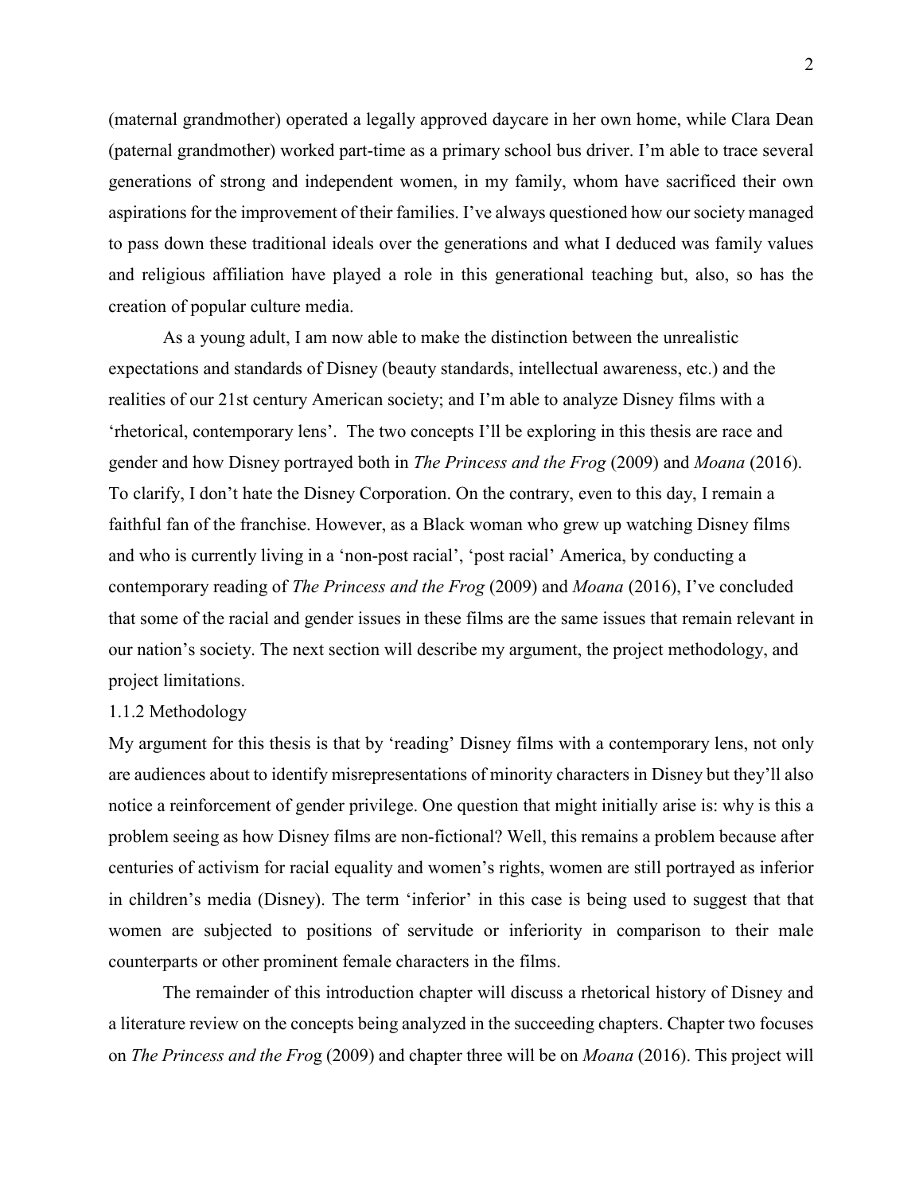(maternal grandmother) operated a legally approved daycare in her own home, while Clara Dean (paternal grandmother) worked part-time as a primary school bus driver. I'm able to trace several generations of strong and independent women, in my family, whom have sacrificed their own aspirations for the improvement of their families. I've always questioned how our society managed to pass down these traditional ideals over the generations and what I deduced was family values and religious affiliation have played a role in this generational teaching but, also, so has the creation of popular culture media.

As a young adult, I am now able to make the distinction between the unrealistic expectations and standards of Disney (beauty standards, intellectual awareness, etc.) and the realities of our 21st century American society; and I'm able to analyze Disney films with a 'rhetorical, contemporary lens'. The two concepts I'll be exploring in this thesis are race and gender and how Disney portrayed both in *The Princess and the Frog* (2009) and *Moana* (2016). To clarify, I don't hate the Disney Corporation. On the contrary, even to this day, I remain a faithful fan of the franchise. However, as a Black woman who grew up watching Disney films and who is currently living in a 'non-post racial', 'post racial' America, by conducting a contemporary reading of *The Princess and the Frog* (2009) and *Moana* (2016), I've concluded that some of the racial and gender issues in these films are the same issues that remain relevant in our nation's society. The next section will describe my argument, the project methodology, and project limitations.

### 1.1.2 Methodology

My argument for this thesis is that by 'reading' Disney films with a contemporary lens, not only are audiences about to identify misrepresentations of minority characters in Disney but they'll also notice a reinforcement of gender privilege. One question that might initially arise is: why is this a problem seeing as how Disney films are non-fictional? Well, this remains a problem because after centuries of activism for racial equality and women's rights, women are still portrayed as inferior in children's media (Disney). The term 'inferior' in this case is being used to suggest that that women are subjected to positions of servitude or inferiority in comparison to their male counterparts or other prominent female characters in the films.

The remainder of this introduction chapter will discuss a rhetorical history of Disney and a literature review on the concepts being analyzed in the succeeding chapters. Chapter two focuses on *The Princess and the Frog* (2009) and chapter three will be on *Moana* (2016). This project will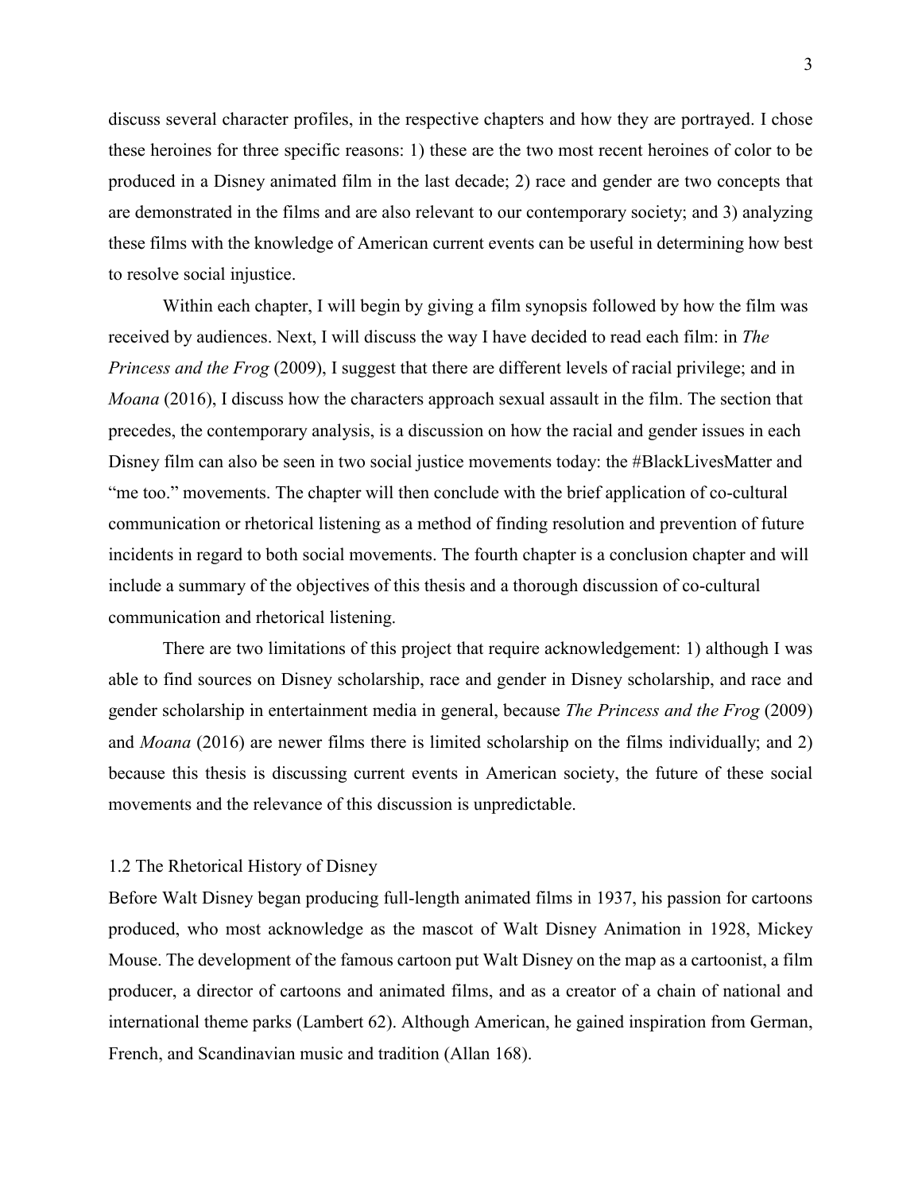discuss several character profiles, in the respective chapters and how they are portrayed. I chose these heroines for three specific reasons: 1) these are the two most recent heroines of color to be produced in a Disney animated film in the last decade; 2) race and gender are two concepts that are demonstrated in the films and are also relevant to our contemporary society; and 3) analyzing these films with the knowledge of American current events can be useful in determining how best to resolve social injustice.

Within each chapter, I will begin by giving a film synopsis followed by how the film was received by audiences. Next, I will discuss the way I have decided to read each film: in *The Princess and the Frog* (2009), I suggest that there are different levels of racial privilege; and in *Moana* (2016), I discuss how the characters approach sexual assault in the film. The section that precedes, the contemporary analysis, is a discussion on how the racial and gender issues in each Disney film can also be seen in two social justice movements today: the #BlackLivesMatter and "me too." movements. The chapter will then conclude with the brief application of co-cultural communication or rhetorical listening as a method of finding resolution and prevention of future incidents in regard to both social movements. The fourth chapter is a conclusion chapter and will include a summary of the objectives of this thesis and a thorough discussion of co-cultural communication and rhetorical listening.

There are two limitations of this project that require acknowledgement: 1) although I was able to find sources on Disney scholarship, race and gender in Disney scholarship, and race and gender scholarship in entertainment media in general, because *The Princess and the Frog* (2009) and *Moana* (2016) are newer films there is limited scholarship on the films individually; and 2) because this thesis is discussing current events in American society, the future of these social movements and the relevance of this discussion is unpredictable.

## 1.2 The Rhetorical History of Disney

Before Walt Disney began producing full-length animated films in 1937, his passion for cartoons produced, who most acknowledge as the mascot of Walt Disney Animation in 1928, Mickey Mouse. The development of the famous cartoon put Walt Disney on the map as a cartoonist, a film producer, a director of cartoons and animated films, and as a creator of a chain of national and international theme parks (Lambert 62). Although American, he gained inspiration from German, French, and Scandinavian music and tradition (Allan 168).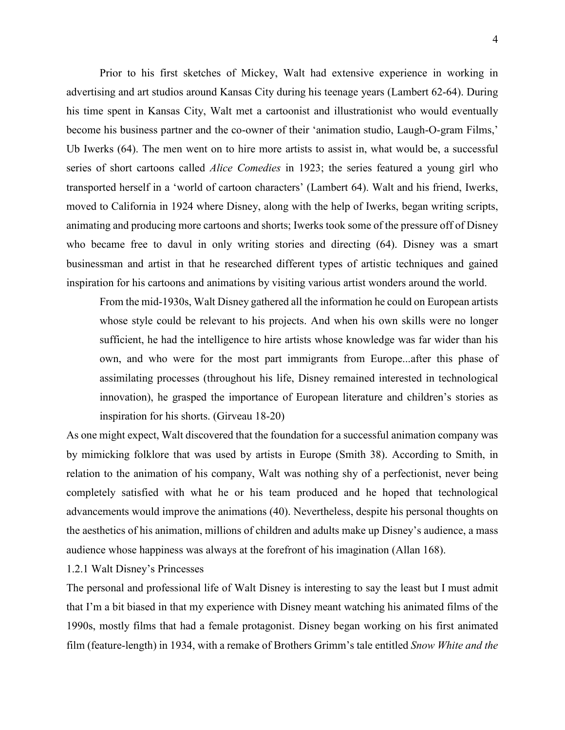Prior to his first sketches of Mickey, Walt had extensive experience in working in advertising and art studios around Kansas City during his teenage years (Lambert 62-64). During his time spent in Kansas City, Walt met a cartoonist and illustrationist who would eventually become his business partner and the co-owner of their 'animation studio, Laugh-O-gram Films,' Ub Iwerks (64). The men went on to hire more artists to assist in, what would be, a successful series of short cartoons called *Alice Comedies* in 1923; the series featured a young girl who transported herself in a 'world of cartoon characters' (Lambert 64). Walt and his friend, Iwerks, moved to California in 1924 where Disney, along with the help of Iwerks, began writing scripts, animating and producing more cartoons and shorts; Iwerks took some of the pressure off of Disney who became free to davul in only writing stories and directing (64). Disney was a smart businessman and artist in that he researched different types of artistic techniques and gained inspiration for his cartoons and animations by visiting various artist wonders around the world.

> From the mid-1930s, Walt Disney gathered all the information he could on European artists whose style could be relevant to his projects. And when his own skills were no longer sufficient, he had the intelligence to hire artists whose knowledge was far wider than his own, and who were for the most part immigrants from Europe...after this phase of assimilating processes (throughout his life, Disney remained interested in technological innovation), he grasped the importance of European literature and children's stories as inspiration for his shorts. (Girveau 18-20)

As one might expect, Walt discovered that the foundation for a successful animation company was by mimicking folklore that was used by artists in Europe (Smith 38). According to Smith, in relation to the animation of his company, Walt was nothing shy of a perfectionist, never being completely satisfied with what he or his team produced and he hoped that technological advancements would improve the animations (40). Nevertheless, despite his personal thoughts on the aesthetics of his animation, millions of children and adults make up Disney's audience, a mass audience whose happiness was always at the forefront of his imagination (Allan 168).

### 1.2.1 Walt Disney's Princesses

The personal and professional life of Walt Disney is interesting to say the least but I must admit that I'm a bit biased in that my experience with Disney meant watching his animated films of the 1990s, mostly films that had a female protagonist. Disney began working on his first animated film (feature-length) in 1934, with a remake of Brothers Grimm's tale entitled *Snow White and the*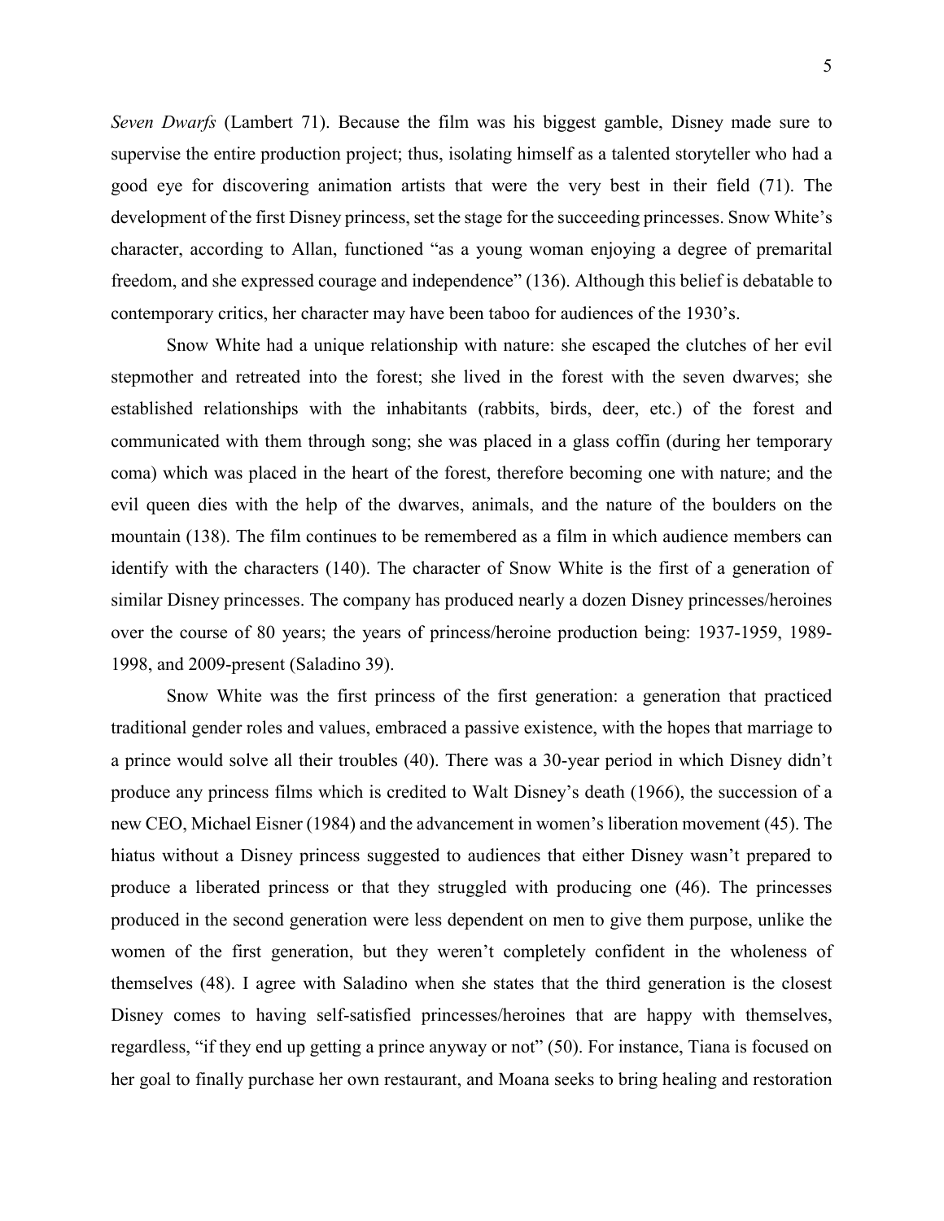*Seven Dwarfs* (Lambert 71). Because the film was his biggest gamble, Disney made sure to supervise the entire production project; thus, isolating himself as a talented storyteller who had a good eye for discovering animation artists that were the very best in their field (71). The development of the first Disney princess, set the stage for the succeeding princesses. Snow White's character, according to Allan, functioned "as a young woman enjoying a degree of premarital freedom, and she expressed courage and independence" (136). Although this belief is debatable to contemporary critics, her character may have been taboo for audiences of the 1930's.

Snow White had a unique relationship with nature: she escaped the clutches of her evil stepmother and retreated into the forest; she lived in the forest with the seven dwarves; she established relationships with the inhabitants (rabbits, birds, deer, etc.) of the forest and communicated with them through song; she was placed in a glass coffin (during her temporary coma) which was placed in the heart of the forest, therefore becoming one with nature; and the evil queen dies with the help of the dwarves, animals, and the nature of the boulders on the mountain (138). The film continues to be remembered as a film in which audience members can identify with the characters (140). The character of Snow White is the first of a generation of similar Disney princesses. The company has produced nearly a dozen Disney princesses/heroines over the course of 80 years; the years of princess/heroine production being: 1937-1959, 1989-1998, and 2009-present (Saladino 39).

Snow White was the first princess of the first generation: a generation that practiced traditional gender roles and values, embraced a passive existence, with the hopes that marriage to a prince would solve all their troubles (40). There was a 30-year period in which Disney didn't produce any princess films which is credited to Walt Disney's death (1966), the succession of a new CEO, Michael Eisner (1984) and the advancement in women's liberation movement (45). The hiatus without a Disney princess suggested to audiences that either Disney wasn't prepared to produce a liberated princess or that they struggled with producing one (46). The princesses produced in the second generation were less dependent on men to give them purpose, unlike the women of the first generation, but they weren't completely confident in the wholeness of themselves (48). I agree with Saladino when she states that the third generation is the closest Disney comes to having self-satisfied princesses/heroines that are happy with themselves, regardless, "if they end up getting a prince anyway or not" (50). For instance, Tiana is focused on her goal to finally purchase her own restaurant, and Moana seeks to bring healing and restoration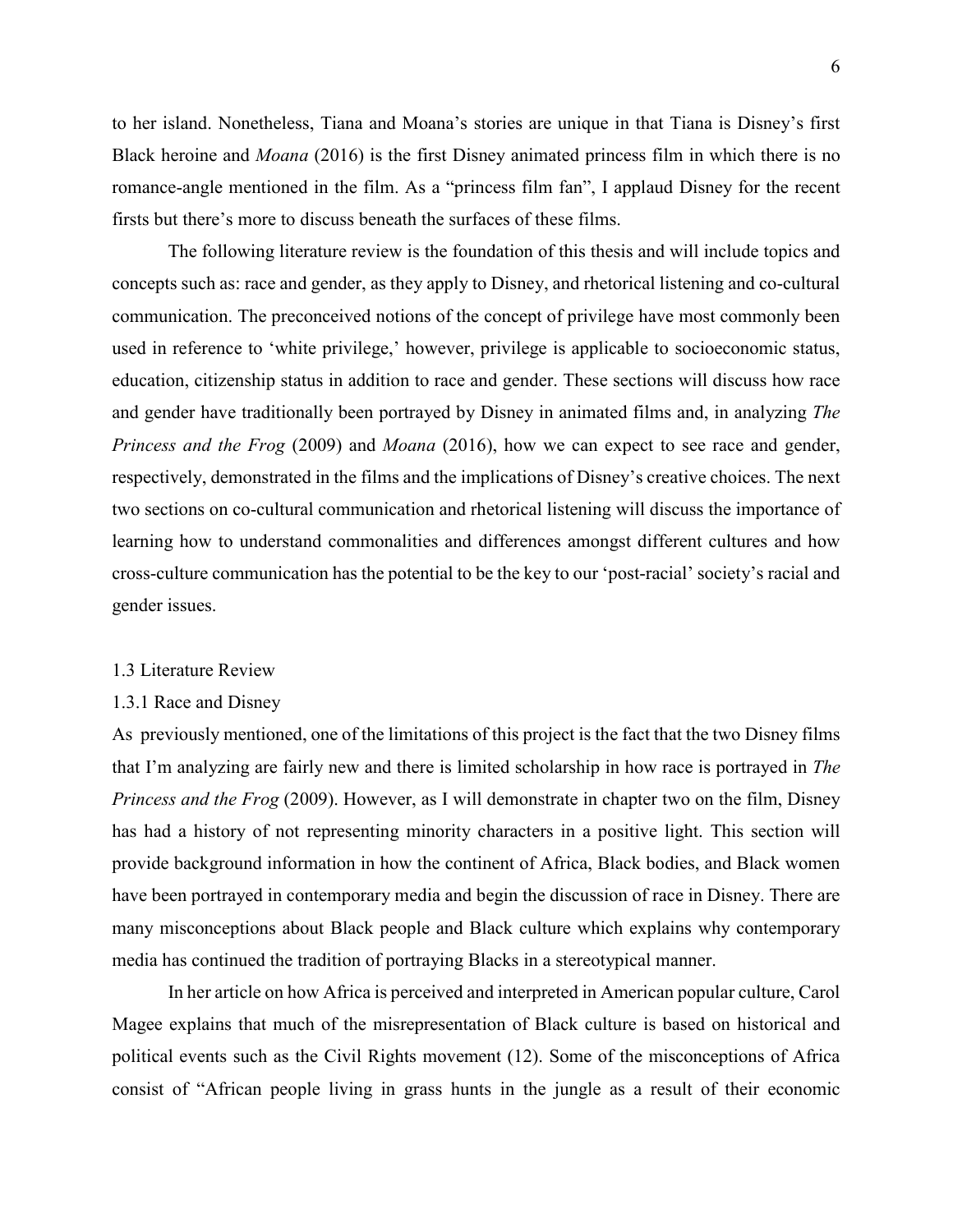to her island. Nonetheless, Tiana and Moana's stories are unique in that Tiana is Disney's first Black heroine and *Moana* (2016) is the first Disney animated princess film in which there is no romance-angle mentioned in the film. As a "princess film fan", I applaud Disney for the recent firsts but there's more to discuss beneath the surfaces of these films.

The following literature review is the foundation of this thesis and will include topics and concepts such as: race and gender, as they apply to Disney, and rhetorical listening and co-cultural communication. The preconceived notions of the concept of privilege have most commonly been used in reference to 'white privilege,' however, privilege is applicable to socioeconomic status, education, citizenship status in addition to race and gender. These sections will discuss how race and gender have traditionally been portrayed by Disney in animated films and, in analyzing *The Princess and the Frog* (2009) and *Moana* (2016), how we can expect to see race and gender, respectively, demonstrated in the films and the implications of Disney's creative choices. The next two sections on co-cultural communication and rhetorical listening will discuss the importance of learning how to understand commonalities and differences amongst different cultures and how cross-culture communication has the potential to be the key to our 'post-racial' society's racial and gender issues.

### 1.3 Literature Review

#### 1.3.1 Race and Disney

As previously mentioned, one of the limitations of this project is the fact that the two Disney films that I'm analyzing are fairly new and there is limited scholarship in how race is portrayed in *The Princess and the Frog* (2009). However, as I will demonstrate in chapter two on the film, Disney has had a history of not representing minority characters in a positive light. This section will provide background information in how the continent of Africa, Black bodies, and Black women have been portrayed in contemporary media and begin the discussion of race in Disney. There are many misconceptions about Black people and Black culture which explains why contemporary media has continued the tradition of portraying Blacks in a stereotypical manner.

In her article on how Africa is perceived and interpreted in American popular culture, Carol Magee explains that much of the misrepresentation of Black culture is based on historical and political events such as the Civil Rights movement (12). Some of the misconceptions of Africa consist of "African people living in grass hunts in the jungle as a result of their economic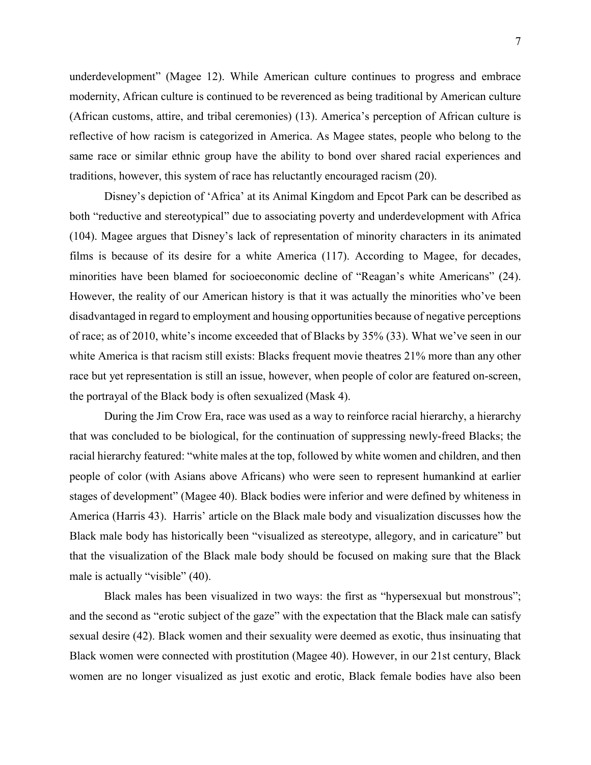underdevelopment" (Magee 12). While American culture continues to progress and embrace modernity, African culture is continued to be reverenced as being traditional by American culture (African customs, attire, and tribal ceremonies) (13). America's perception of African culture is reflective of how racism is categorized in America. As Magee states, people who belong to the same race or similar ethnic group have the ability to bond over shared racial experiences and traditions, however, this system of race has reluctantly encouraged racism (20).

Disney's depiction of 'Africa' at its Animal Kingdom and Epcot Park can be described as both "reductive and stereotypical" due to associating poverty and underdevelopment with Africa (104). Magee argues that Disney's lack of representation of minority characters in its animated films is because of its desire for a white America (117). According to Magee, for decades, minorities have been blamed for socioeconomic decline of "Reagan's white Americans" (24). However, the reality of our American history is that it was actually the minorities who've been disadvantaged in regard to employment and housing opportunities because of negative perceptions of race; as of 2010, white's income exceeded that of Blacks by 35% (33). What we've seen in our white America is that racism still exists: Blacks frequent movie theatres 21% more than any other race but yet representation is still an issue, however, when people of color are featured on-screen, the portrayal of the Black body is often sexualized (Mask 4).

During the Jim Crow Era, race was used as a way to reinforce racial hierarchy, a hierarchy that was concluded to be biological, for the continuation of suppressing newly-freed Blacks; the racial hierarchy featured: "white males at the top, followed by white women and children, and then people of color (with Asians above Africans) who were seen to represent humankind at earlier stages of development" (Magee 40). Black bodies were inferior and were defined by whiteness in America (Harris 43). Harris' article on the Black male body and visualization discusses how the Black male body has historically been "visualized as stereotype, allegory, and in caricature" but that the visualization of the Black male body should be focused on making sure that the Black male is actually "visible" (40).

Black males has been visualized in two ways: the first as "hypersexual but monstrous"; and the second as "erotic subject of the gaze" with the expectation that the Black male can satisfy sexual desire (42). Black women and their sexuality were deemed as exotic, thus insinuating that Black women were connected with prostitution (Magee 40). However, in our 21st century, Black women are no longer visualized as just exotic and erotic, Black female bodies have also been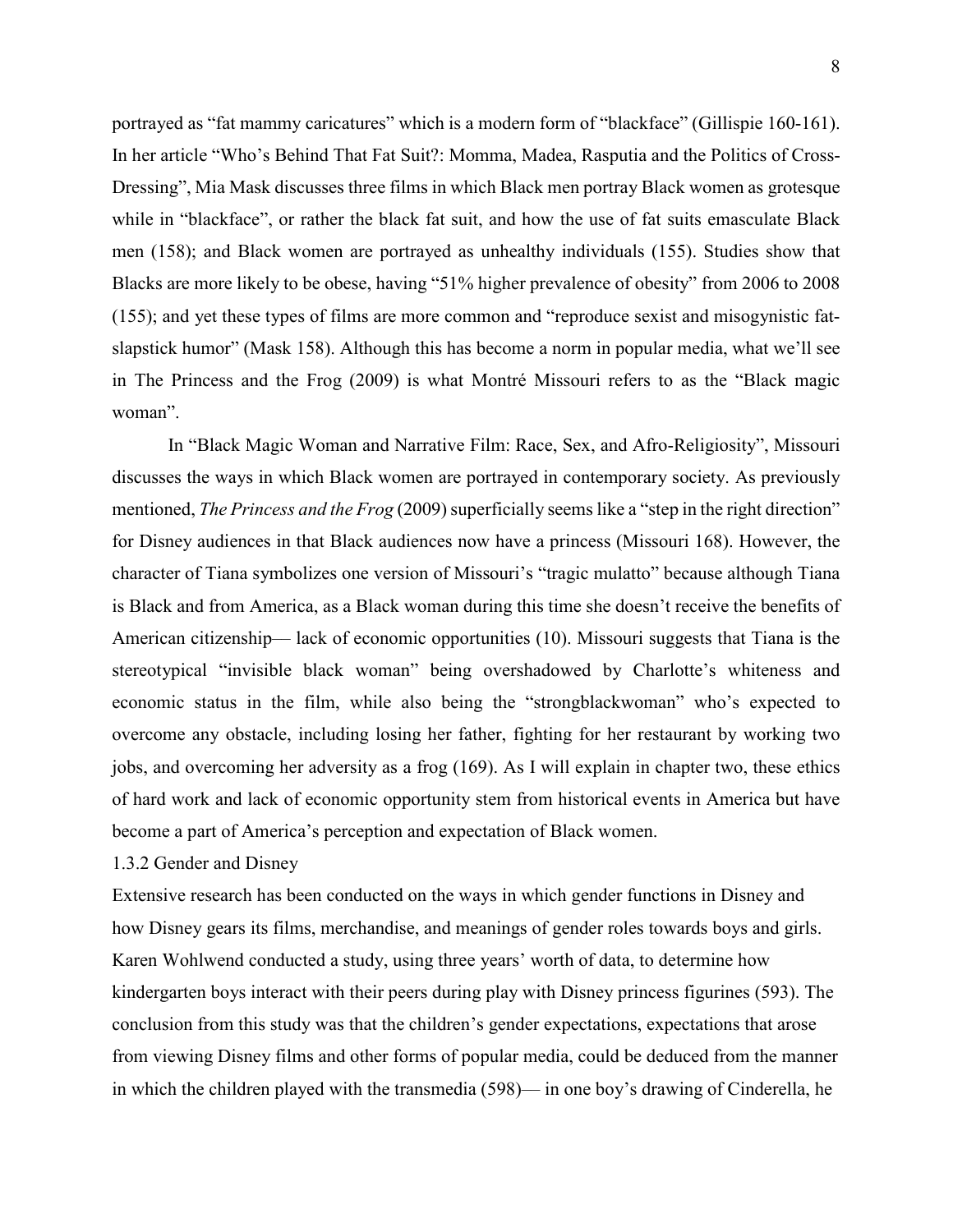portrayed as "fat mammy caricatures" which is a modern form of "blackface" (Gillispie 160-161). In her article "Who's Behind That Fat Suit?: Momma, Madea, Rasputia and the Politics of Cross-Dressing", Mia Mask discusses three films in which Black men portray Black women as grotesque while in "blackface", or rather the black fat suit, and how the use of fat suits emasculate Black men (158); and Black women are portrayed as unhealthy individuals (155). Studies show that Blacks are more likely to be obese, having "51% higher prevalence of obesity" from 2006 to 2008 (155); and yet these types of films are more common and "reproduce sexist and misogynistic fat-slapstick humor" (Mask 158). Although this has become a norm in popular media, what we'll see in The Princess and the Frog (2009) is what Montré Missouri refers to as the "Black magic woman".

In "Black Magic Woman and Narrative Film: Race, Sex, and Afro-Religiosity", Missouri discusses the ways in which Black women are portrayed in contemporary society. As previously mentioned, *The Princess and the Frog* (2009) superficially seems like a "step in the right direction" for Disney audiences in that Black audiences now have a princess (Missouri 168). However, the character of Tiana symbolizes one version of Missouri's "tragic mulatto" because although Tiana is Black and from America, as a Black woman during this time she doesn't receive the benefits of American citizenship— lack of economic opportunities (10). Missouri suggests that Tiana is the stereotypical "invisible black woman" being overshadowed by Charlotte's whiteness and economic status in the film, while also being the "strongblackwoman" who's expected to overcome any obstacle, including losing her father, fighting for her restaurant by working two jobs, and overcoming her adversity as a frog (169). As I will explain in chapter two, these ethics of hard work and lack of economic opportunity stem from historical events in America but have become a part of America's perception and expectation of Black women.

### 1.3.2 Gender and Disney

Extensive research has been conducted on the ways in which gender functions in Disney and how Disney gears its films, merchandise, and meanings of gender roles towards boys and girls. Karen Wohlwend conducted a study, using three years' worth of data, to determine how kindergarten boys interact with their peers during play with Disney princess figurines (593). The conclusion from this study was that the children's gender expectations, expectations that arose from viewing Disney films and other forms of popular media, could be deduced from the manner in which the children played with the transmedia (598)— in one boy's drawing of Cinderella, he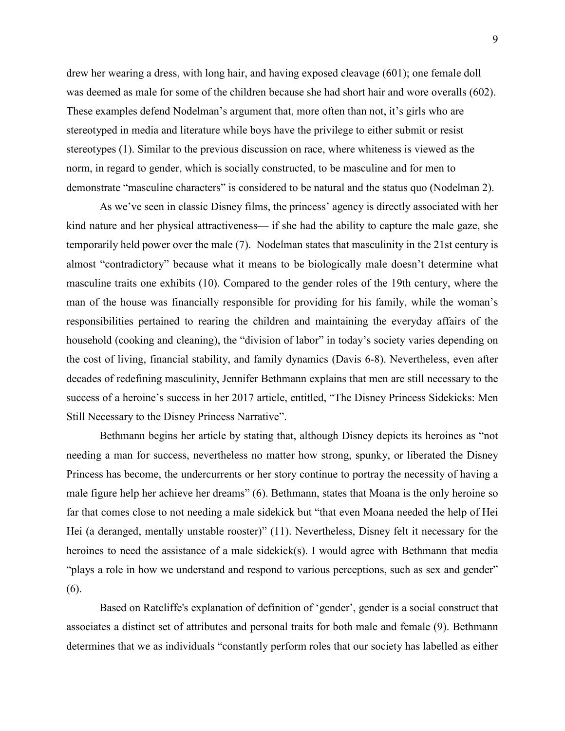drew her wearing a dress, with long hair, and having exposed cleavage (601); one female doll was deemed as male for some of the children because she had short hair and wore overalls (602). These examples defend Nodelman's argument that, more often than not, it's girls who are stereotyped in media and literature while boys have the privilege to either submit or resist stereotypes (1). Similar to the previous discussion on race, where whiteness is viewed as the norm, in regard to gender, which is socially constructed, to be masculine and for men to demonstrate "masculine characters" is considered to be natural and the status quo (Nodelman 2).

As we've seen in classic Disney films, the princess' agency is directly associated with her kind nature and her physical attractiveness— if she had the ability to capture the male gaze, she temporarily held power over the male (7). Nodelman states that masculinity in the 21st century is almost "contradictory" because what it means to be biologically male doesn't determine what masculine traits one exhibits (10). Compared to the gender roles of the 19th century, where the man of the house was financially responsible for providing for his family, while the woman's responsibilities pertained to rearing the children and maintaining the everyday affairs of the household (cooking and cleaning), the "division of labor" in today's society varies depending on the cost of living, financial stability, and family dynamics (Davis 6-8). Nevertheless, even after decades of redefining masculinity, Jennifer Bethmann explains that men are still necessary to the success of a heroine's success in her 2017 article, entitled, "The Disney Princess Sidekicks: Men Still Necessary to the Disney Princess Narrative".

Bethmann begins her article by stating that, although Disney depicts its heroines as "not needing a man for success, nevertheless no matter how strong, spunky, or liberated the Disney Princess has become, the undercurrents or her story continue to portray the necessity of having a male figure help her achieve her dreams" (6). Bethmann, states that Moana is the only heroine so far that comes close to not needing a male sidekick but "that even Moana needed the help of Hei Hei (a deranged, mentally unstable rooster)" (11). Nevertheless, Disney felt it necessary for the heroines to need the assistance of a male sidekick(s). I would agree with Bethmann that media "plays a role in how we understand and respond to various perceptions, such as sex and gender" (6).

Based on Ratcliffe's explanation of definition of 'gender', gender is a social construct that associates a distinct set of attributes and personal traits for both male and female (9). Bethmann determines that we as individuals "constantly perform roles that our society has labelled as either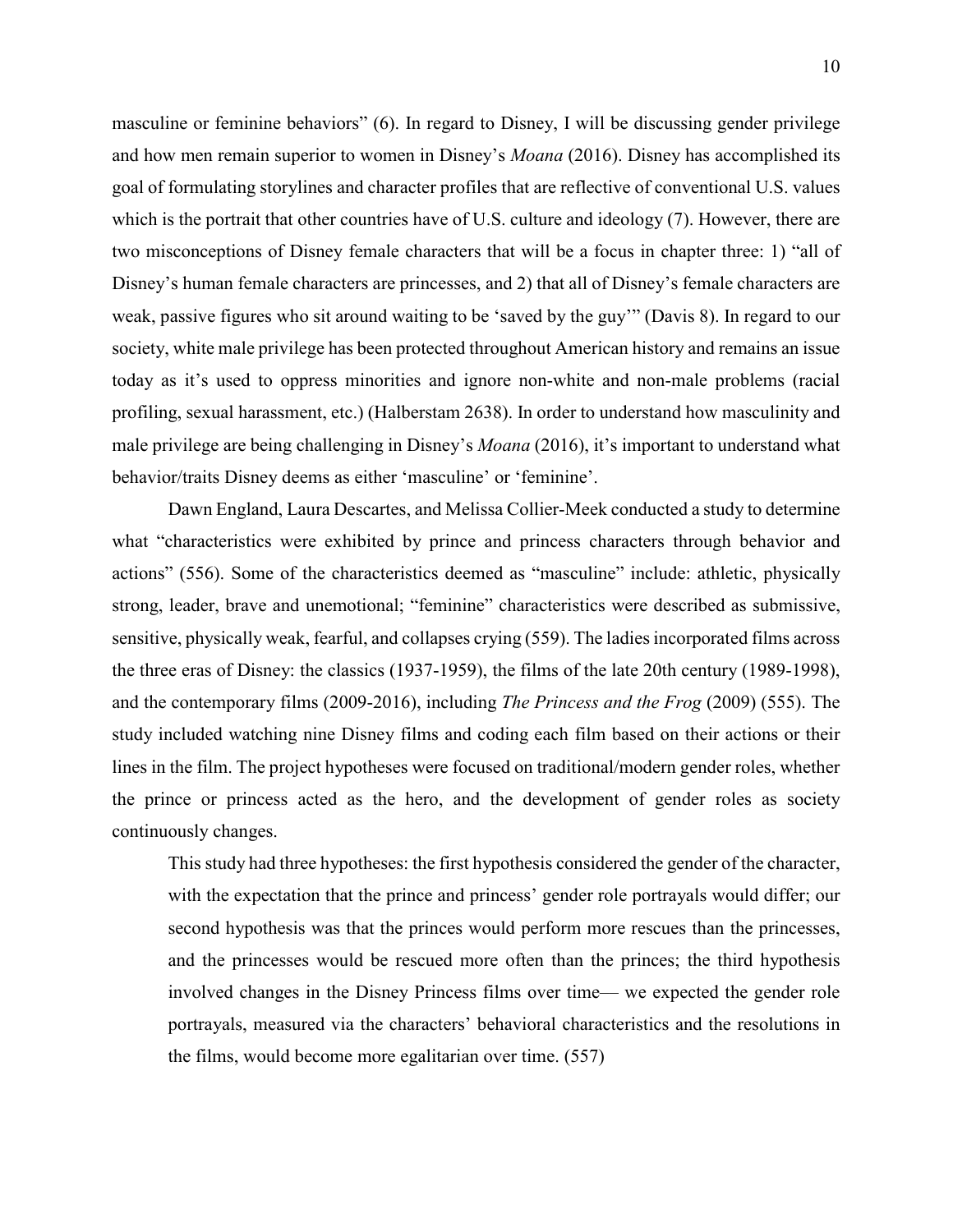masculine or feminine behaviors" (6). In regard to Disney, I will be discussing gender privilege and how men remain superior to women in Disney's *Moana* (2016). Disney has accomplished its goal of formulating storylines and character profiles that are reflective of conventional U.S. values which is the portrait that other countries have of U.S. culture and ideology (7). However, there are two misconceptions of Disney female characters that will be a focus in chapter three: 1) "all of Disney's human female characters are princesses, and 2) that all of Disney's female characters are weak, passive figures who sit around waiting to be 'saved by the guy'" (Davis 8). In regard to our society, white male privilege has been protected throughout American history and remains an issue today as it's used to oppress minorities and ignore non-white and non-male problems (racial profiling, sexual harassment, etc.) (Halberstam 2638). In order to understand how masculinity and male privilege are being challenging in Disney's *Moana* (2016), it's important to understand what behavior/traits Disney deems as either 'masculine' or 'feminine'.

Dawn England, Laura Descartes, and Melissa Collier-Meek conducted a study to determine what "characteristics were exhibited by prince and princess characters through behavior and actions" (556). Some of the characteristics deemed as "masculine" include: athletic, physically strong, leader, brave and unemotional; "feminine" characteristics were described as submissive, sensitive, physically weak, fearful, and collapses crying (559). The ladies incorporated films across the three eras of Disney: the classics (1937-1959), the films of the late 20th century (1989-1998), and the contemporary films (2009-2016), including *The Princess and the Frog* (2009) (555). The study included watching nine Disney films and coding each film based on their actions or their lines in the film. The project hypotheses were focused on traditional/modern gender roles, whether the prince or princess acted as the hero, and the development of gender roles as society continuously changes.

> This study had three hypotheses: the first hypothesis considered the gender of the character, with the expectation that the prince and princess' gender role portrayals would differ; our second hypothesis was that the princes would perform more rescues than the princesses, and the princesses would be rescued more often than the princes; the third hypothesis involved changes in the Disney Princess films over time— we expected the gender role portrayals, measured via the characters' behavioral characteristics and the resolutions in the films, would become more egalitarian over time. (557)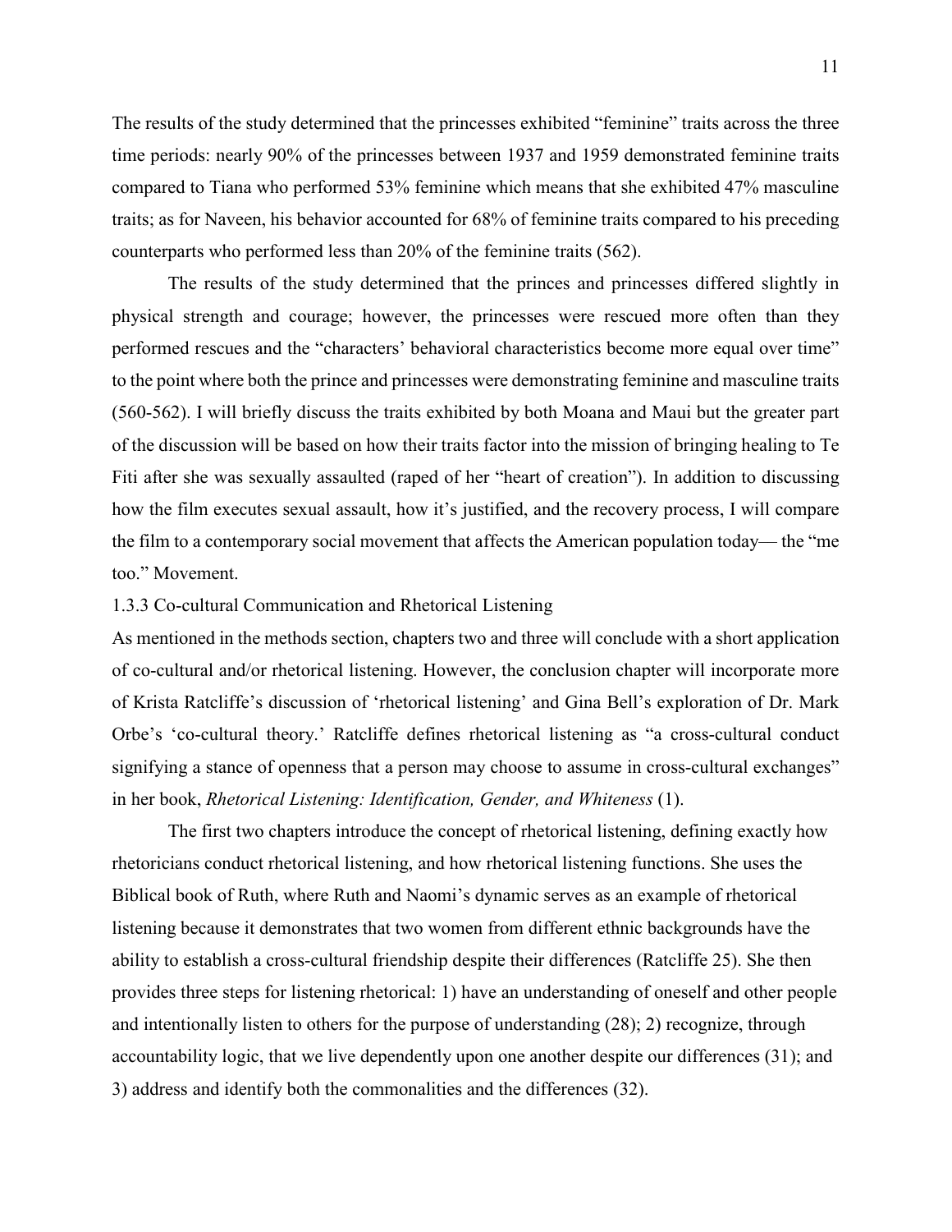The results of the study determined that the princesses exhibited "feminine" traits across the three time periods: nearly 90% of the princesses between 1937 and 1959 demonstrated feminine traits compared to Tiana who performed 53% feminine which means that she exhibited 47% masculine traits; as for Naveen, his behavior accounted for 68% of feminine traits compared to his preceding counterparts who performed less than 20% of the feminine traits (562).

The results of the study determined that the princes and princesses differed slightly in physical strength and courage; however, the princesses were rescued more often than they performed rescues and the "characters' behavioral characteristics become more equal over time" to the point where both the prince and princesses were demonstrating feminine and masculine traits (560-562). I will briefly discuss the traits exhibited by both Moana and Maui but the greater part of the discussion will be based on how their traits factor into the mission of bringing healing to Te Fiti after she was sexually assaulted (raped of her "heart of creation"). In addition to discussing how the film executes sexual assault, how it's justified, and the recovery process, I will compare the film to a contemporary social movement that affects the American population today— the "me too." Movement.

### 1.3.3 Co-cultural Communication and Rhetorical Listening

As mentioned in the methods section, chapters two and three will conclude with a short application of co-cultural and/or rhetorical listening. However, the conclusion chapter will incorporate more of Krista Ratcliffe's discussion of 'rhetorical listening' and Gina Bell's exploration of Dr. Mark Orbe's 'co-cultural theory.' Ratcliffe defines rhetorical listening as "a cross-cultural conduct signifying a stance of openness that a person may choose to assume in cross-cultural exchanges" in her book, *Rhetorical Listening: Identification, Gender, and Whiteness* (1).

The first two chapters introduce the concept of rhetorical listening, defining exactly how rhetoricians conduct rhetorical listening, and how rhetorical listening functions. She uses the Biblical book of Ruth, where Ruth and Naomi's dynamic serves as an example of rhetorical listening because it demonstrates that two women from different ethnic backgrounds have the ability to establish a cross-cultural friendship despite their differences (Ratcliffe 25). She then provides three steps for listening rhetorical: 1) have an understanding of oneself and other people and intentionally listen to others for the purpose of understanding (28); 2) recognize, through accountability logic, that we live dependently upon one another despite our differences (31); and 3) address and identify both the commonalities and the differences (32).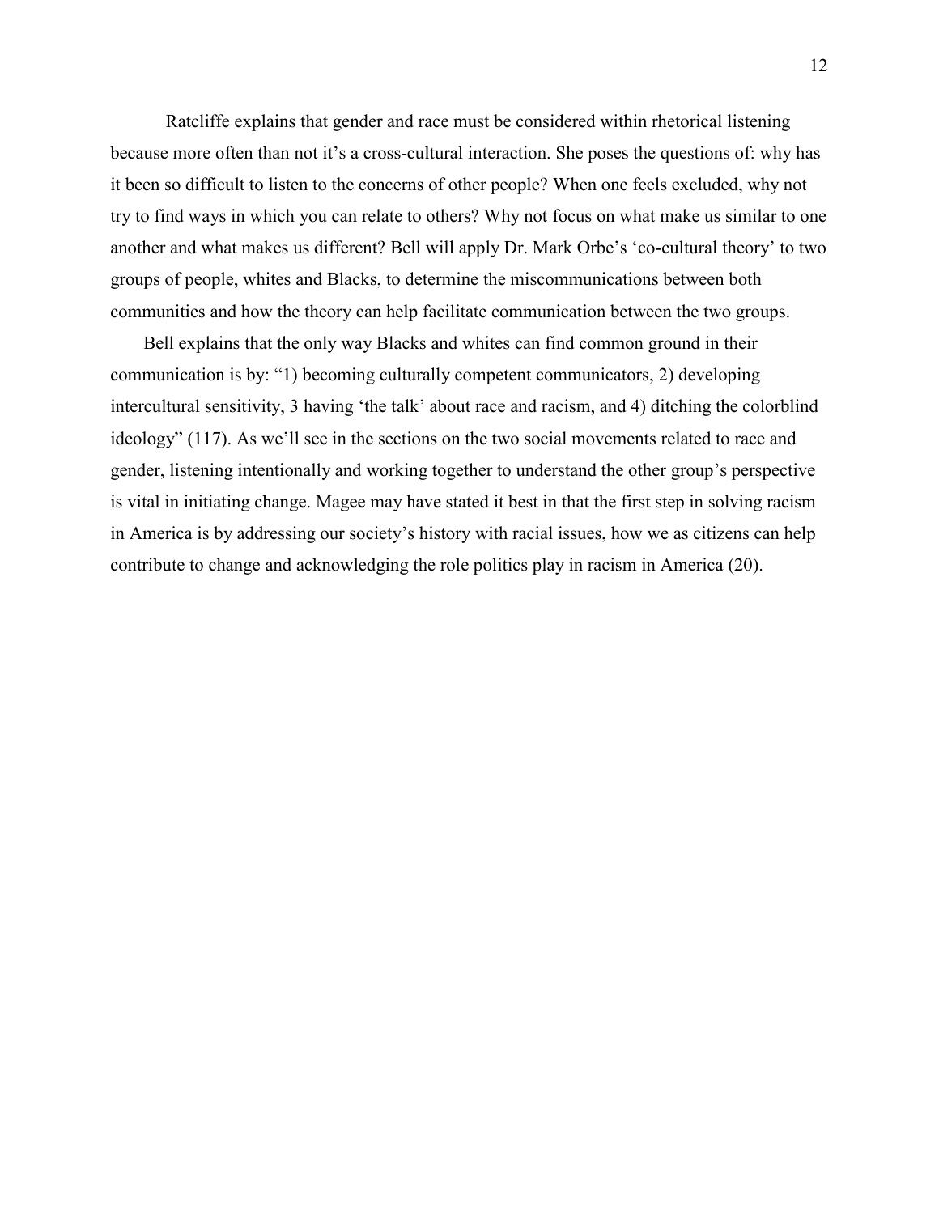Ratcliffe explains that gender and race must be considered within rhetorical listening because more often than not it's a cross-cultural interaction. She poses the questions of: why has it been so difficult to listen to the concerns of other people? When one feels excluded, why not try to find ways in which you can relate to others? Why not focus on what make us similar to one another and what makes us different? Bell will apply Dr. Mark Orbe's 'co-cultural theory' to two groups of people, whites and Blacks, to determine the miscommunications between both communities and how the theory can help facilitate communication between the two groups.

Bell explains that the only way Blacks and whites can find common ground in their communication is by: "1) becoming culturally competent communicators, 2) developing intercultural sensitivity, 3 having 'the talk' about race and racism, and 4) ditching the colorblind ideology" (117). As we'll see in the sections on the two social movements related to race and gender, listening intentionally and working together to understand the other group's perspective is vital in initiating change. Magee may have stated it best in that the first step in solving racism in America is by addressing our society's history with racial issues, how we as citizens can help contribute to change and acknowledging the role politics play in racism in America (20).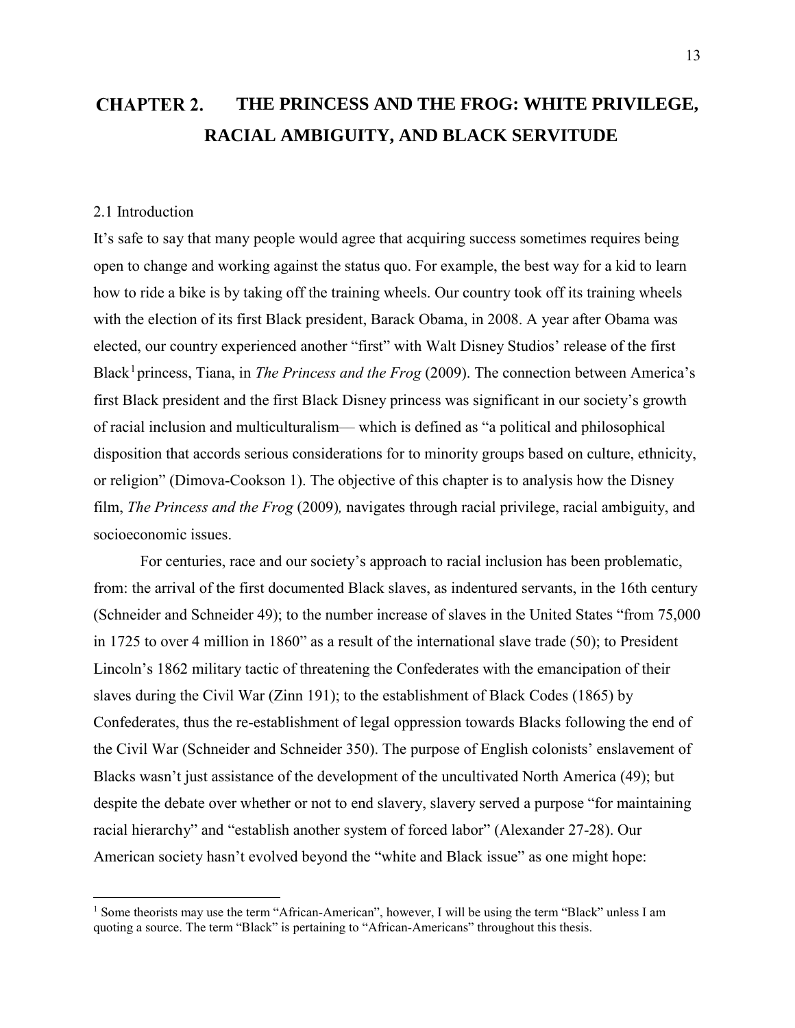# CHAPTER 2. THE PRINCESS AND THE FROG: WHITE PRIVILEGE, RACIAL AMBIGUITY, AND BLACK SERVITUDE

## 2.1 Introduction

It's safe to say that many people would agree that acquiring success sometimes requires being open to change and working against the status quo. For example, the best way for a kid to learn how to ride a bike is by taking off the training wheels. Our country took off its training wheels with the election of its first Black president, Barack Obama, in 2008. A year after Obama was elected, our country experienced another "first" with Walt Disney Studios' release of the first Black[1] princess, Tiana, in *The Princess and the Frog* (2009). The connection between America's first Black president and the first Black Disney princess was significant in our society's growth of racial inclusion and multiculturalism— which is defined as "a political and philosophical disposition that accords serious considerations for to minority groups based on culture, ethnicity, or religion" (Dimova-Cookson 1). The objective of this chapter is to analysis how the Disney film, *The Princess and the Frog* (2009), navigates through racial privilege, racial ambiguity, and socioeconomic issues.

For centuries, race and our society's approach to racial inclusion has been problematic, from: the arrival of the first documented Black slaves, as indentured servants, in the 16th century (Schneider and Schneider 49); to the number increase of slaves in the United States "from 75,000 in 1725 to over 4 million in 1860" as a result of the international slave trade (50); to President Lincoln's 1862 military tactic of threatening the Confederates with the emancipation of their slaves during the Civil War (Zinn 191); to the establishment of Black Codes (1865) by Confederates, thus the re-establishment of legal oppression towards Blacks following the end of the Civil War (Schneider and Schneider 350). The purpose of English colonists' enslavement of Blacks wasn't just assistance of the development of the uncultivated North America (49); but despite the debate over whether or not to end slavery, slavery served a purpose "for maintaining racial hierarchy" and "establish another system of forced labor" (Alexander 27-28). Our American society hasn't evolved beyond the "white and Black issue" as one might hope:

[1] Some theorists may use the term "African-American", however, I will be using the term "Black" unless I am quoting a source. The term "Black" is pertaining to "African-Americans" throughout this thesis.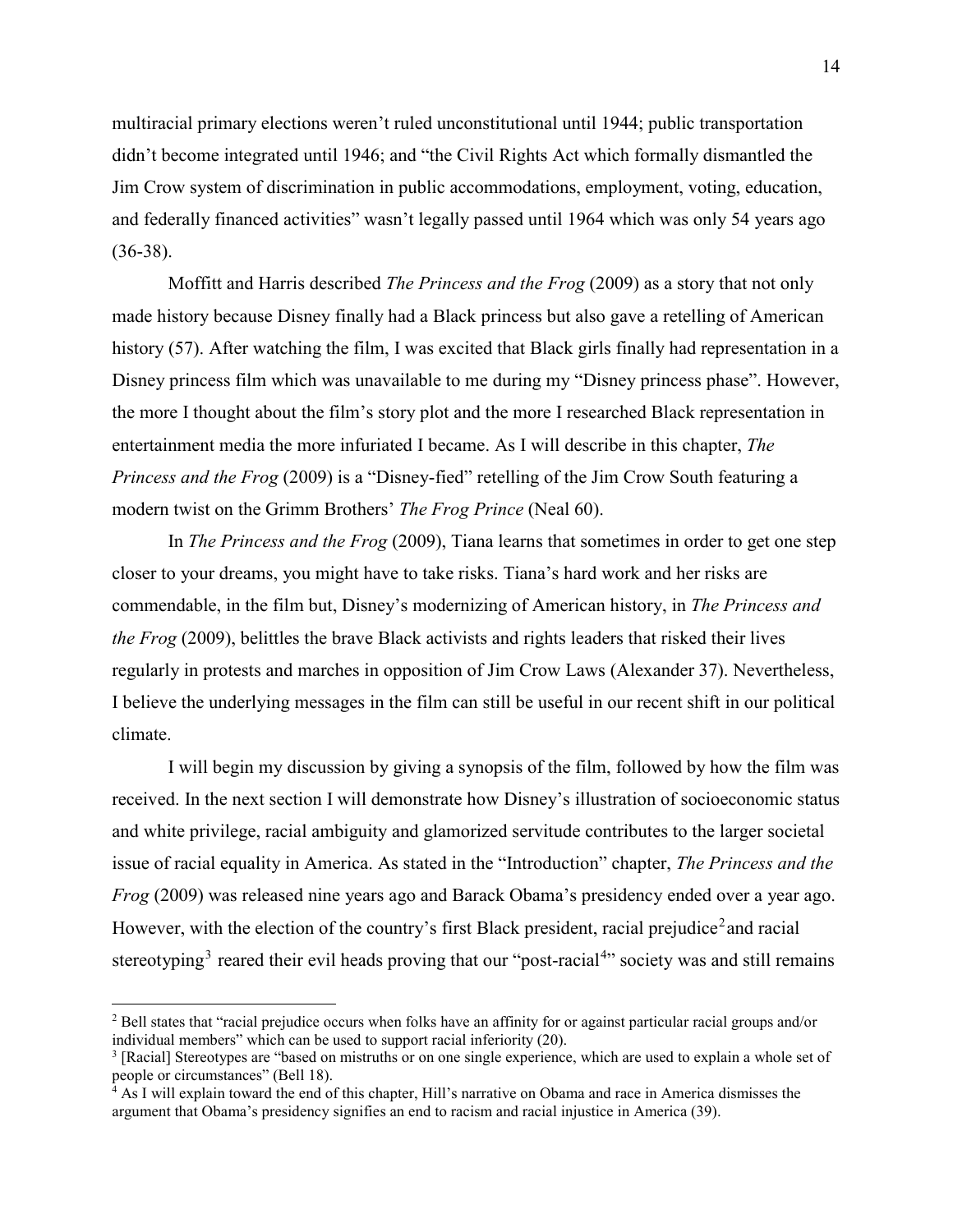multiracial primary elections weren't ruled unconstitutional until 1944; public transportation didn't become integrated until 1946; and "the Civil Rights Act which formally dismantled the Jim Crow system of discrimination in public accommodations, employment, voting, education, and federally financed activities" wasn't legally passed until 1964 which was only 54 years ago (36-38).

Moffitt and Harris described *The Princess and the Frog* (2009) as a story that not only made history because Disney finally had a Black princess but also gave a retelling of American history (57). After watching the film, I was excited that Black girls finally had representation in a Disney princess film which was unavailable to me during my "Disney princess phase". However, the more I thought about the film's story plot and the more I researched Black representation in entertainment media the more infuriated I became. As I will describe in this chapter, *The Princess and the Frog* (2009) is a "Disney-fied" retelling of the Jim Crow South featuring a modern twist on the Grimm Brothers' *The Frog Prince* (Neal 60).

In *The Princess and the Frog* (2009), Tiana learns that sometimes in order to get one step closer to your dreams, you might have to take risks. Tiana's hard work and her risks are commendable, in the film but, Disney's modernizing of American history, in *The Princess and the Frog* (2009), belittles the brave Black activists and rights leaders that risked their lives regularly in protests and marches in opposition of Jim Crow Laws (Alexander 37). Nevertheless, I believe the underlying messages in the film can still be useful in our recent shift in our political climate.

I will begin my discussion by giving a synopsis of the film, followed by how the film was received. In the next section I will demonstrate how Disney's illustration of socioeconomic status and white privilege, racial ambiguity and glamorized servitude contributes to the larger societal issue of racial equality in America. As stated in the "Introduction" chapter, *The Princess and the Frog* (2009) was released nine years ago and Barack Obama's presidency ended over a year ago. However, with the election of the country's first Black president, racial prejudice[2] and racial stereotyping[3] reared their evil heads proving that our "post-racial[4]" society was and still remains

---

[2] Bell states that "racial prejudice occurs when folks have an affinity for or against particular racial groups and/or individual members" which can be used to support racial inferiority (20).

[3] [Racial] Stereotypes are "based on mistruths or on one single experience, which are used to explain a whole set of people or circumstances" (Bell 18).

[4] As I will explain toward the end of this chapter, Hill's narrative on Obama and race in America dismisses the argument that Obama's presidency signifies an end to racism and racial injustice in America (39).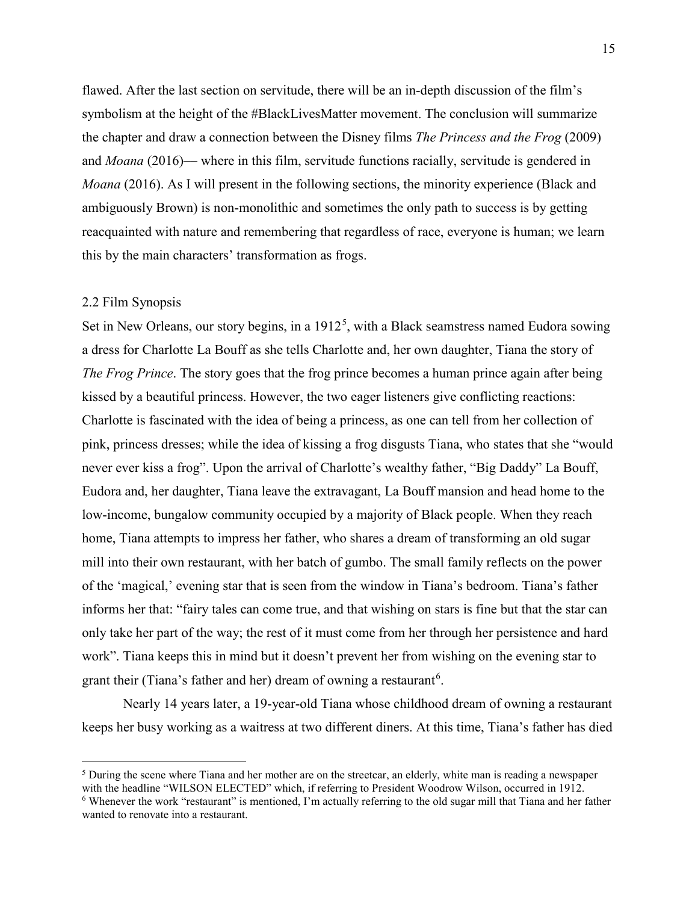flawed. After the last section on servitude, there will be an in-depth discussion of the film's symbolism at the height of the #BlackLivesMatter movement. The conclusion will summarize the chapter and draw a connection between the Disney films *The Princess and the Frog* (2009) and *Moana* (2016)— where in this film, servitude functions racially, servitude is gendered in *Moana* (2016). As I will present in the following sections, the minority experience (Black and ambiguously Brown) is non-monolithic and sometimes the only path to success is by getting reacquainted with nature and remembering that regardless of race, everyone is human; we learn this by the main characters' transformation as frogs.

## 2.2 Film Synopsis

Set in New Orleans, our story begins, in a 1912[5], with a Black seamstress named Eudora sowing a dress for Charlotte La Bouff as she tells Charlotte and, her own daughter, Tiana the story of *The Frog Prince*. The story goes that the frog prince becomes a human prince again after being kissed by a beautiful princess. However, the two eager listeners give conflicting reactions: Charlotte is fascinated with the idea of being a princess, as one can tell from her collection of pink, princess dresses; while the idea of kissing a frog disgusts Tiana, who states that she "would never ever kiss a frog". Upon the arrival of Charlotte's wealthy father, "Big Daddy" La Bouff, Eudora and, her daughter, Tiana leave the extravagant, La Bouff mansion and head home to the low-income, bungalow community occupied by a majority of Black people. When they reach home, Tiana attempts to impress her father, who shares a dream of transforming an old sugar mill into their own restaurant, with her batch of gumbo. The small family reflects on the power of the 'magical,' evening star that is seen from the window in Tiana's bedroom. Tiana's father informs her that: "fairy tales can come true, and that wishing on stars is fine but that the star can only take her part of the way; the rest of it must come from her through her persistence and hard work". Tiana keeps this in mind but it doesn't prevent her from wishing on the evening star to grant their (Tiana's father and her) dream of owning a restaurant[6].

Nearly 14 years later, a 19-year-old Tiana whose childhood dream of owning a restaurant keeps her busy working as a waitress at two different diners. At this time, Tiana's father has died

---

[5] During the scene where Tiana and her mother are on the streetcar, an elderly, white man is reading a newspaper with the headline "WILSON ELECTED" which, if referring to President Woodrow Wilson, occurred in 1912.

[6] Whenever the work "restaurant" is mentioned, I'm actually referring to the old sugar mill that Tiana and her father wanted to renovate into a restaurant.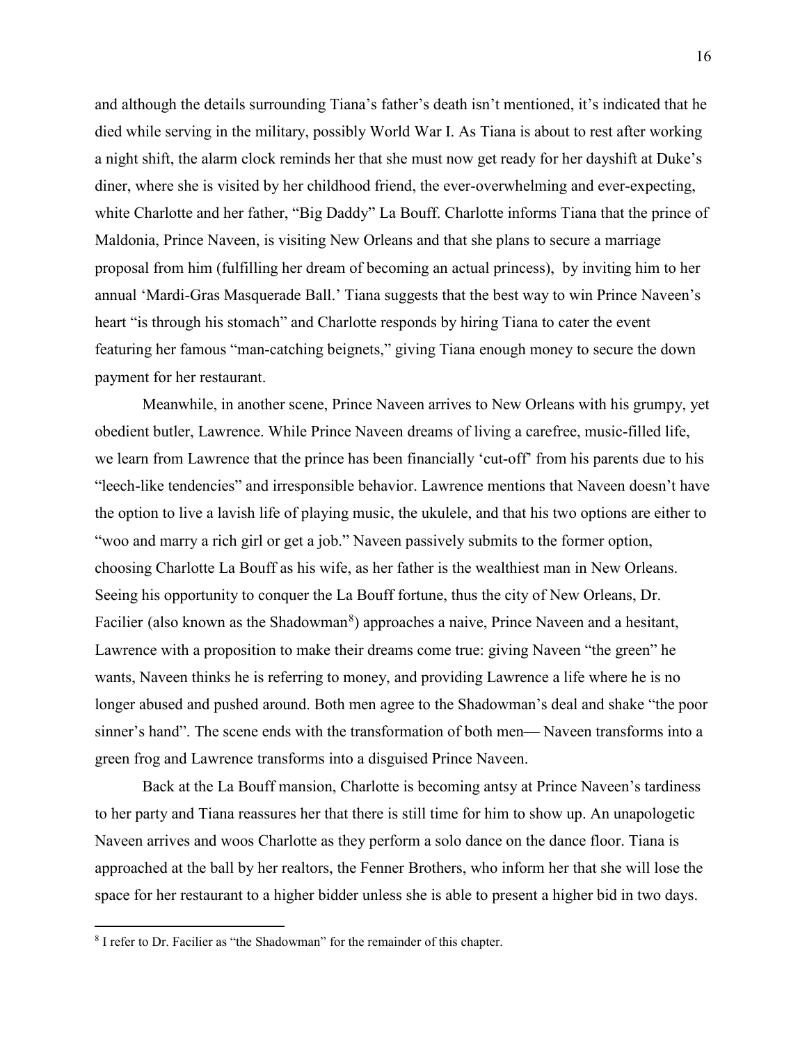and although the details surrounding Tiana's father's death isn't mentioned, it's indicated that he died while serving in the military, possibly World War I. As Tiana is about to rest after working a night shift, the alarm clock reminds her that she must now get ready for her dayshift at Duke's diner, where she is visited by her childhood friend, the ever-overwhelming and ever-expecting, white Charlotte and her father, "Big Daddy" La Bouff. Charlotte informs Tiana that the prince of Maldonia, Prince Naveen, is visiting New Orleans and that she plans to secure a marriage proposal from him (fulfilling her dream of becoming an actual princess), by inviting him to her annual 'Mardi-Gras Masquerade Ball.' Tiana suggests that the best way to win Prince Naveen's heart "is through his stomach" and Charlotte responds by hiring Tiana to cater the event featuring her famous "man-catching beignets," giving Tiana enough money to secure the down payment for her restaurant.

Meanwhile, in another scene, Prince Naveen arrives to New Orleans with his grumpy, yet obedient butler, Lawrence. While Prince Naveen dreams of living a carefree, music-filled life, we learn from Lawrence that the prince has been financially 'cut-off' from his parents due to his "leech-like tendencies" and irresponsible behavior. Lawrence mentions that Naveen doesn't have the option to live a lavish life of playing music, the ukulele, and that his two options are either to "woo and marry a rich girl or get a job." Naveen passively submits to the former option, choosing Charlotte La Bouff as his wife, as her father is the wealthiest man in New Orleans. Seeing his opportunity to conquer the La Bouff fortune, thus the city of New Orleans, Dr. Facilier (also known as the Shadowman[8]) approaches a naive, Prince Naveen and a hesitant, Lawrence with a proposition to make their dreams come true: giving Naveen "the green" he wants, Naveen thinks he is referring to money, and providing Lawrence a life where he is no longer abused and pushed around. Both men agree to the Shadowman's deal and shake "the poor sinner's hand". The scene ends with the transformation of both men— Naveen transforms into a green frog and Lawrence transforms into a disguised Prince Naveen.

Back at the La Bouff mansion, Charlotte is becoming antsy at Prince Naveen's tardiness to her party and Tiana reassures her that there is still time for him to show up. An unapologetic Naveen arrives and woos Charlotte as they perform a solo dance on the dance floor. Tiana is approached at the ball by her realtors, the Fenner Brothers, who inform her that she will lose the space for her restaurant to a higher bidder unless she is able to present a higher bid in two days.

---

[8] I refer to Dr. Facilier as "the Shadowman" for the remainder of this chapter.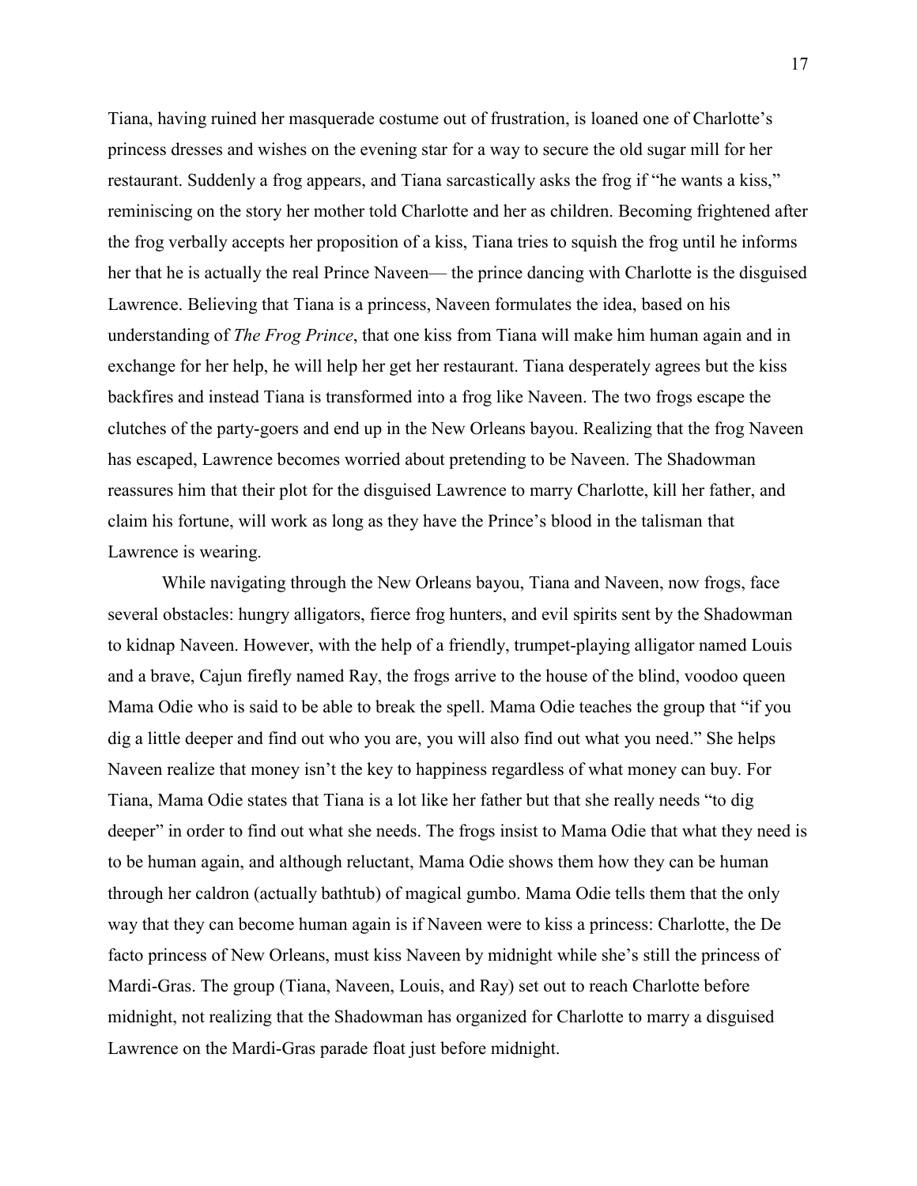Tiana, having ruined her masquerade costume out of frustration, is loaned one of Charlotte's princess dresses and wishes on the evening star for a way to secure the old sugar mill for her restaurant. Suddenly a frog appears, and Tiana sarcastically asks the frog if "he wants a kiss," reminiscing on the story her mother told Charlotte and her as children. Becoming frightened after the frog verbally accepts her proposition of a kiss, Tiana tries to squish the frog until he informs her that he is actually the real Prince Naveen— the prince dancing with Charlotte is the disguised Lawrence. Believing that Tiana is a princess, Naveen formulates the idea, based on his understanding of *The Frog Prince*, that one kiss from Tiana will make him human again and in exchange for her help, he will help her get her restaurant. Tiana desperately agrees but the kiss backfires and instead Tiana is transformed into a frog like Naveen. The two frogs escape the clutches of the party-goers and end up in the New Orleans bayou. Realizing that the frog Naveen has escaped, Lawrence becomes worried about pretending to be Naveen. The Shadowman reassures him that their plot for the disguised Lawrence to marry Charlotte, kill her father, and claim his fortune, will work as long as they have the Prince's blood in the talisman that Lawrence is wearing.

While navigating through the New Orleans bayou, Tiana and Naveen, now frogs, face several obstacles: hungry alligators, fierce frog hunters, and evil spirits sent by the Shadowman to kidnap Naveen. However, with the help of a friendly, trumpet-playing alligator named Louis and a brave, Cajun firefly named Ray, the frogs arrive to the house of the blind, voodoo queen Mama Odie who is said to be able to break the spell. Mama Odie teaches the group that "if you dig a little deeper and find out who you are, you will also find out what you need." She helps Naveen realize that money isn't the key to happiness regardless of what money can buy. For Tiana, Mama Odie states that Tiana is a lot like her father but that she really needs "to dig deeper" in order to find out what she needs. The frogs insist to Mama Odie that what they need is to be human again, and although reluctant, Mama Odie shows them how they can be human through her caldron (actually bathtub) of magical gumbo. Mama Odie tells them that the only way that they can become human again is if Naveen were to kiss a princess: Charlotte, the De facto princess of New Orleans, must kiss Naveen by midnight while she's still the princess of Mardi-Gras. The group (Tiana, Naveen, Louis, and Ray) set out to reach Charlotte before midnight, not realizing that the Shadowman has organized for Charlotte to marry a disguised Lawrence on the Mardi-Gras parade float just before midnight.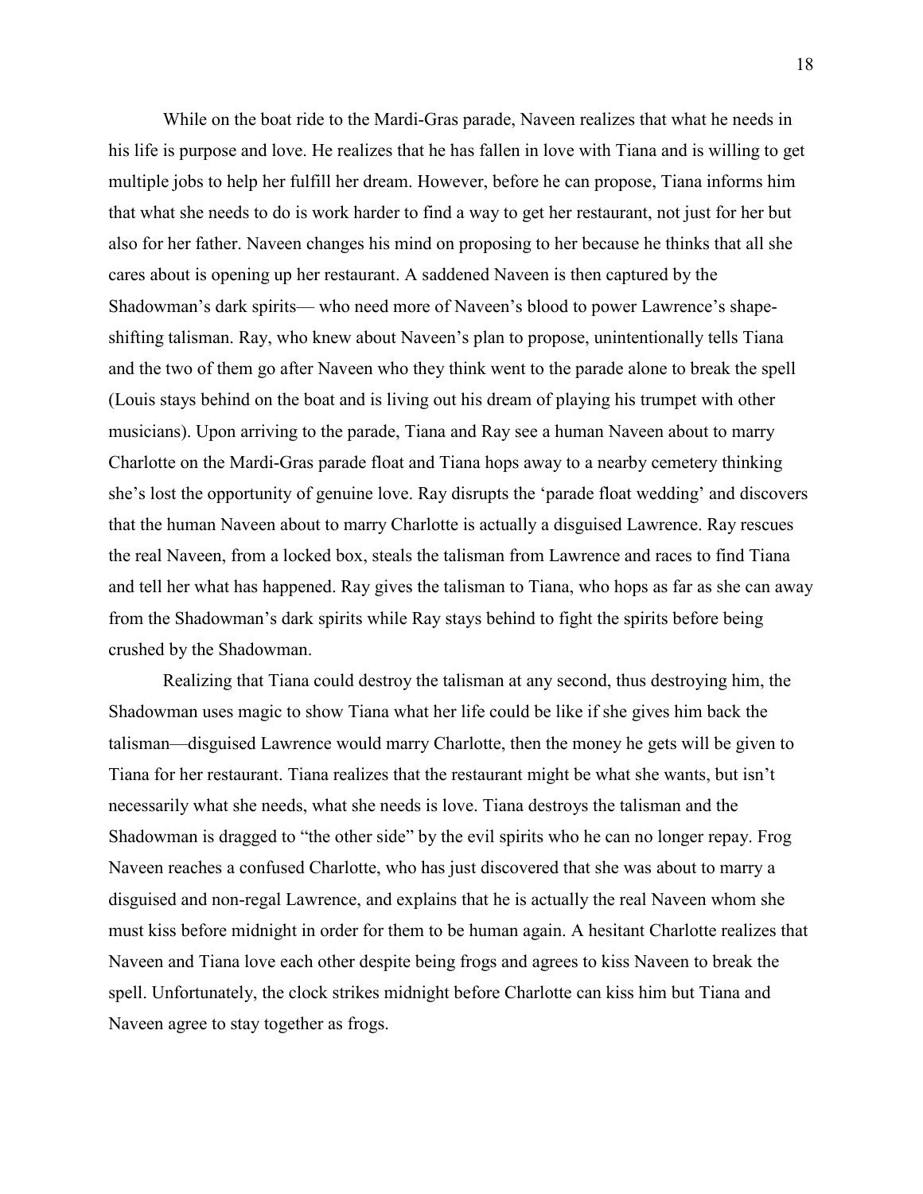While on the boat ride to the Mardi-Gras parade, Naveen realizes that what he needs in his life is purpose and love. He realizes that he has fallen in love with Tiana and is willing to get multiple jobs to help her fulfill her dream. However, before he can propose, Tiana informs him that what she needs to do is work harder to find a way to get her restaurant, not just for her but also for her father. Naveen changes his mind on proposing to her because he thinks that all she cares about is opening up her restaurant. A saddened Naveen is then captured by the Shadowman's dark spirits— who need more of Naveen's blood to power Lawrence's shape-shifting talisman. Ray, who knew about Naveen's plan to propose, unintentionally tells Tiana and the two of them go after Naveen who they think went to the parade alone to break the spell (Louis stays behind on the boat and is living out his dream of playing his trumpet with other musicians). Upon arriving to the parade, Tiana and Ray see a human Naveen about to marry Charlotte on the Mardi-Gras parade float and Tiana hops away to a nearby cemetery thinking she's lost the opportunity of genuine love. Ray disrupts the 'parade float wedding' and discovers that the human Naveen about to marry Charlotte is actually a disguised Lawrence. Ray rescues the real Naveen, from a locked box, steals the talisman from Lawrence and races to find Tiana and tell her what has happened. Ray gives the talisman to Tiana, who hops as far as she can away from the Shadowman's dark spirits while Ray stays behind to fight the spirits before being crushed by the Shadowman.

Realizing that Tiana could destroy the talisman at any second, thus destroying him, the Shadowman uses magic to show Tiana what her life could be like if she gives him back the talisman—disguised Lawrence would marry Charlotte, then the money he gets will be given to Tiana for her restaurant. Tiana realizes that the restaurant might be what she wants, but isn't necessarily what she needs, what she needs is love. Tiana destroys the talisman and the Shadowman is dragged to "the other side" by the evil spirits who he can no longer repay. Frog Naveen reaches a confused Charlotte, who has just discovered that she was about to marry a disguised and non-regal Lawrence, and explains that he is actually the real Naveen whom she must kiss before midnight in order for them to be human again. A hesitant Charlotte realizes that Naveen and Tiana love each other despite being frogs and agrees to kiss Naveen to break the spell. Unfortunately, the clock strikes midnight before Charlotte can kiss him but Tiana and Naveen agree to stay together as frogs.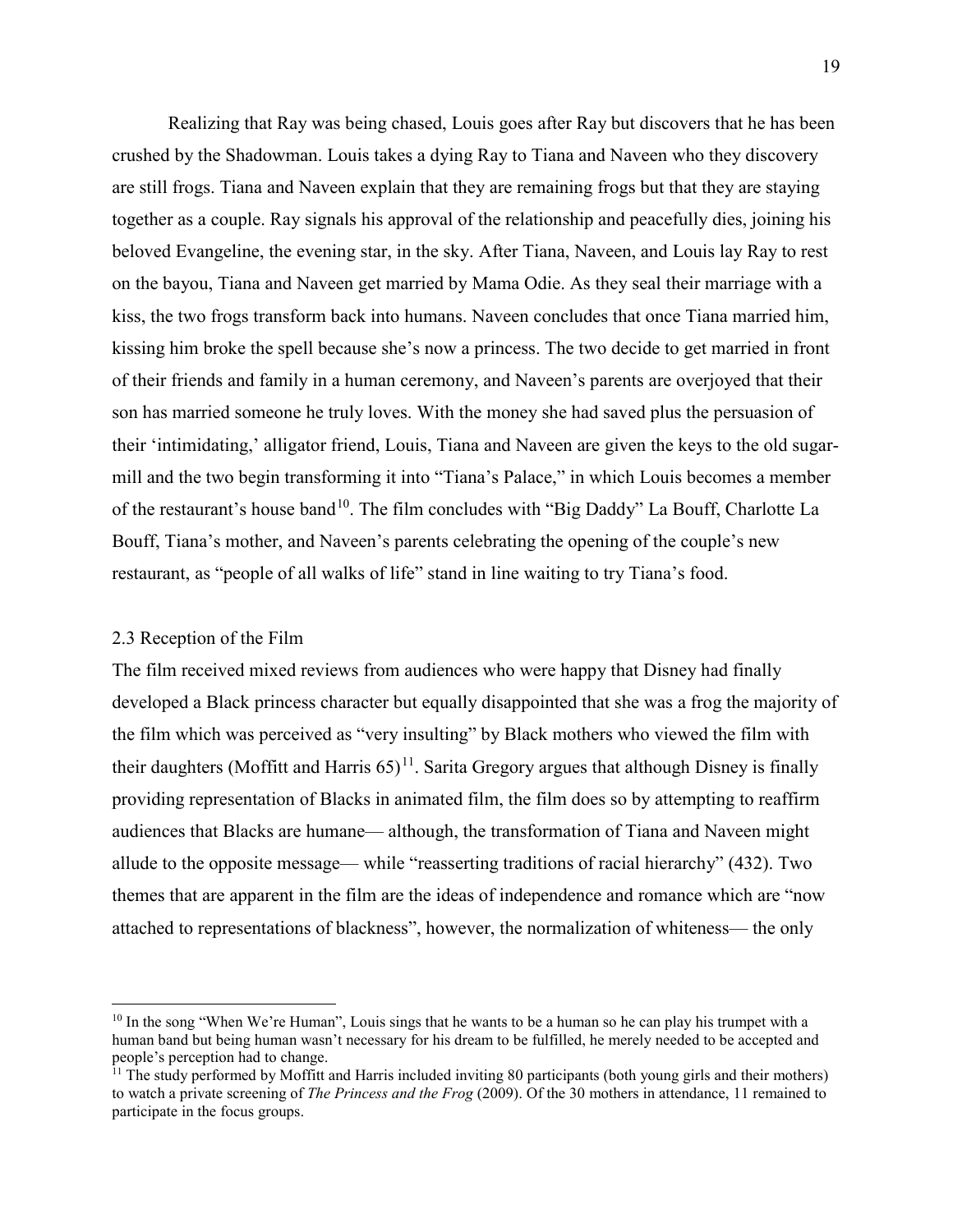Realizing that Ray was being chased, Louis goes after Ray but discovers that he has been crushed by the Shadowman. Louis takes a dying Ray to Tiana and Naveen who they discovery are still frogs. Tiana and Naveen explain that they are remaining frogs but that they are staying together as a couple. Ray signals his approval of the relationship and peacefully dies, joining his beloved Evangeline, the evening star, in the sky. After Tiana, Naveen, and Louis lay Ray to rest on the bayou, Tiana and Naveen get married by Mama Odie. As they seal their marriage with a kiss, the two frogs transform back into humans. Naveen concludes that once Tiana married him, kissing him broke the spell because she's now a princess. The two decide to get married in front of their friends and family in a human ceremony, and Naveen's parents are overjoyed that their son has married someone he truly loves. With the money she had saved plus the persuasion of their 'intimidating,' alligator friend, Louis, Tiana and Naveen are given the keys to the old sugar-mill and the two begin transforming it into "Tiana's Palace," in which Louis becomes a member of the restaurant's house band[10]. The film concludes with "Big Daddy" La Bouff, Charlotte La Bouff, Tiana's mother, and Naveen's parents celebrating the opening of the couple's new restaurant, as "people of all walks of life" stand in line waiting to try Tiana's food.

## 2.3 Reception of the Film

The film received mixed reviews from audiences who were happy that Disney had finally developed a Black princess character but equally disappointed that she was a frog the majority of the film which was perceived as "very insulting" by Black mothers who viewed the film with their daughters (Moffitt and Harris 65)[11]. Sarita Gregory argues that although Disney is finally providing representation of Blacks in animated film, the film does so by attempting to reaffirm audiences that Blacks are humane— although, the transformation of Tiana and Naveen might allude to the opposite message— while "reasserting traditions of racial hierarchy" (432). Two themes that are apparent in the film are the ideas of independence and romance which are "now attached to representations of blackness", however, the normalization of whiteness— the only

---

[10] In the song "When We're Human", Louis sings that he wants to be a human so he can play his trumpet with a human band but being human wasn't necessary for his dream to be fulfilled, he merely needed to be accepted and people's perception had to change.

[11] The study performed by Moffitt and Harris included inviting 80 participants (both young girls and their mothers) to watch a private screening of *The Princess and the Frog* (2009). Of the 30 mothers in attendance, 11 remained to participate in the focus groups.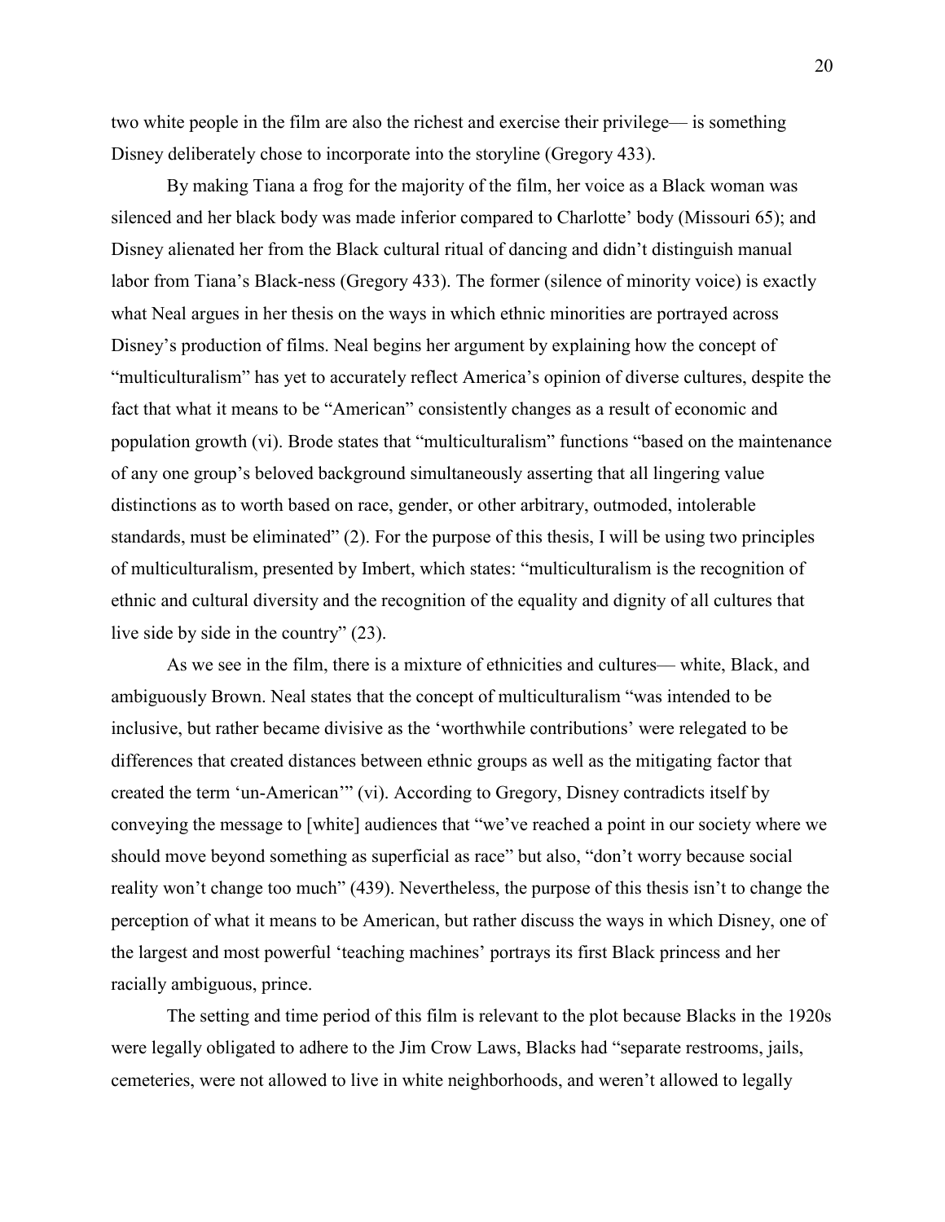two white people in the film are also the richest and exercise their privilege— is something Disney deliberately chose to incorporate into the storyline (Gregory 433).

By making Tiana a frog for the majority of the film, her voice as a Black woman was silenced and her black body was made inferior compared to Charlotte' body (Missouri 65); and Disney alienated her from the Black cultural ritual of dancing and didn't distinguish manual labor from Tiana's Black-ness (Gregory 433). The former (silence of minority voice) is exactly what Neal argues in her thesis on the ways in which ethnic minorities are portrayed across Disney's production of films. Neal begins her argument by explaining how the concept of "multiculturalism" has yet to accurately reflect America's opinion of diverse cultures, despite the fact that what it means to be "American" consistently changes as a result of economic and population growth (vi). Brode states that "multiculturalism" functions "based on the maintenance of any one group's beloved background simultaneously asserting that all lingering value distinctions as to worth based on race, gender, or other arbitrary, outmoded, intolerable standards, must be eliminated" (2). For the purpose of this thesis, I will be using two principles of multiculturalism, presented by Imbert, which states: "multiculturalism is the recognition of ethnic and cultural diversity and the recognition of the equality and dignity of all cultures that live side by side in the country" (23).

As we see in the film, there is a mixture of ethnicities and cultures— white, Black, and ambiguously Brown. Neal states that the concept of multiculturalism "was intended to be inclusive, but rather became divisive as the 'worthwhile contributions' were relegated to be differences that created distances between ethnic groups as well as the mitigating factor that created the term 'un-American'" (vi). According to Gregory, Disney contradicts itself by conveying the message to [white] audiences that "we've reached a point in our society where we should move beyond something as superficial as race" but also, "don't worry because social reality won't change too much" (439). Nevertheless, the purpose of this thesis isn't to change the perception of what it means to be American, but rather discuss the ways in which Disney, one of the largest and most powerful 'teaching machines' portrays its first Black princess and her racially ambiguous, prince.

The setting and time period of this film is relevant to the plot because Blacks in the 1920s were legally obligated to adhere to the Jim Crow Laws, Blacks had "separate restrooms, jails, cemeteries, were not allowed to live in white neighborhoods, and weren't allowed to legally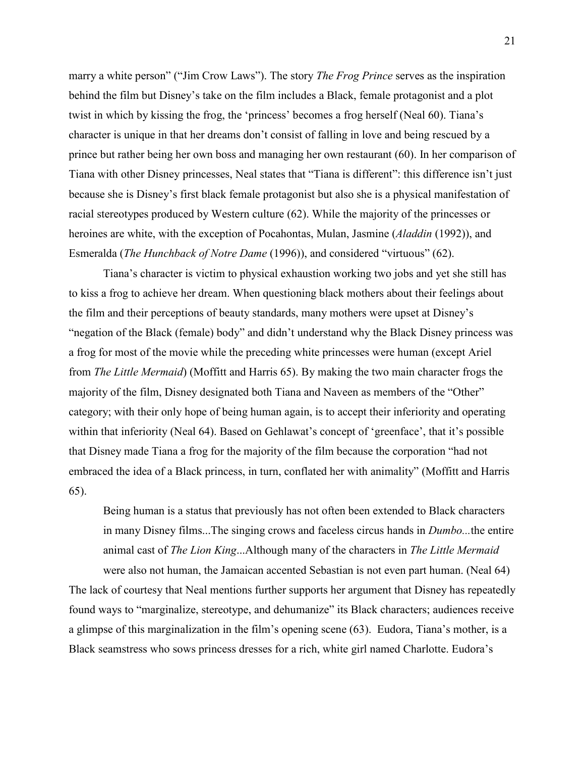marry a white person" ("Jim Crow Laws"). The story *The Frog Prince* serves as the inspiration behind the film but Disney's take on the film includes a Black, female protagonist and a plot twist in which by kissing the frog, the 'princess' becomes a frog herself (Neal 60). Tiana's character is unique in that her dreams don't consist of falling in love and being rescued by a prince but rather being her own boss and managing her own restaurant (60). In her comparison of Tiana with other Disney princesses, Neal states that "Tiana is different": this difference isn't just because she is Disney's first black female protagonist but also she is a physical manifestation of racial stereotypes produced by Western culture (62). While the majority of the princesses or heroines are white, with the exception of Pocahontas, Mulan, Jasmine (*Aladdin* (1992)), and Esmeralda (*The Hunchback of Notre Dame* (1996)), and considered "virtuous" (62).

Tiana's character is victim to physical exhaustion working two jobs and yet she still has to kiss a frog to achieve her dream. When questioning black mothers about their feelings about the film and their perceptions of beauty standards, many mothers were upset at Disney's "negation of the Black (female) body" and didn't understand why the Black Disney princess was a frog for most of the movie while the preceding white princesses were human (except Ariel from *The Little Mermaid*) (Moffitt and Harris 65). By making the two main character frogs the majority of the film, Disney designated both Tiana and Naveen as members of the "Other" category; with their only hope of being human again, is to accept their inferiority and operating within that inferiority (Neal 64). Based on Gehlawat's concept of 'greenface', that it's possible that Disney made Tiana a frog for the majority of the film because the corporation "had not embraced the idea of a Black princess, in turn, conflated her with animality" (Moffitt and Harris 65).

> Being human is a status that previously has not often been extended to Black characters in many Disney films...The singing crows and faceless circus hands in *Dumbo...*the entire animal cast of *The Lion King*...Although many of the characters in *The Little Mermaid* were also not human, the Jamaican accented Sebastian is not even part human. (Neal 64)

The lack of courtesy that Neal mentions further supports her argument that Disney has repeatedly found ways to "marginalize, stereotype, and dehumanize" its Black characters; audiences receive a glimpse of this marginalization in the film's opening scene (63). Eudora, Tiana's mother, is a Black seamstress who sows princess dresses for a rich, white girl named Charlotte. Eudora's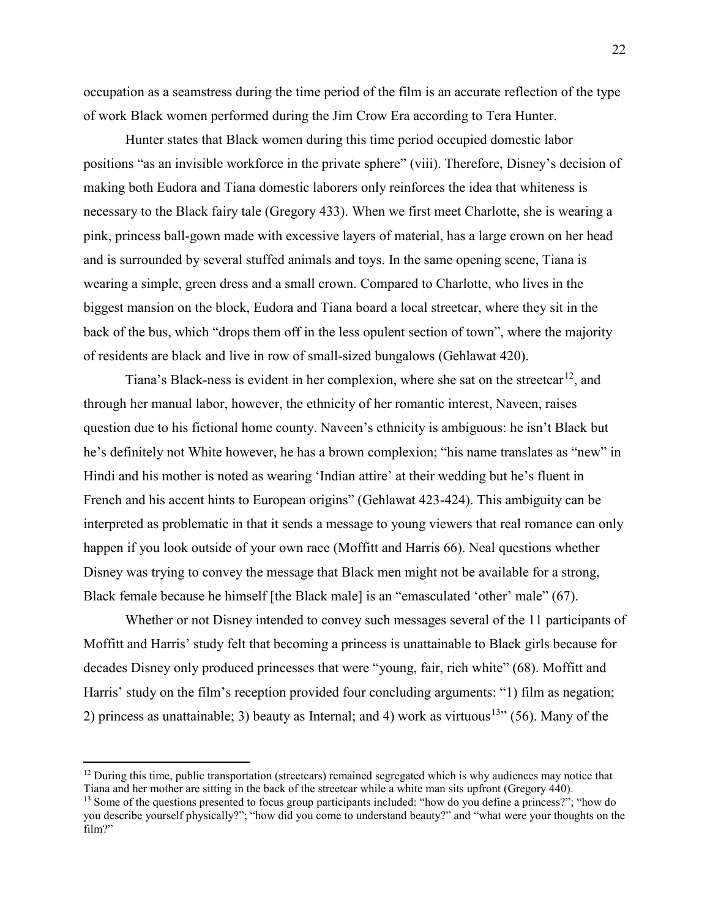occupation as a seamstress during the time period of the film is an accurate reflection of the type of work Black women performed during the Jim Crow Era according to Tera Hunter.

Hunter states that Black women during this time period occupied domestic labor positions "as an invisible workforce in the private sphere" (viii). Therefore, Disney's decision of making both Eudora and Tiana domestic laborers only reinforces the idea that whiteness is necessary to the Black fairy tale (Gregory 433). When we first meet Charlotte, she is wearing a pink, princess ball-gown made with excessive layers of material, has a large crown on her head and is surrounded by several stuffed animals and toys. In the same opening scene, Tiana is wearing a simple, green dress and a small crown. Compared to Charlotte, who lives in the biggest mansion on the block, Eudora and Tiana board a local streetcar, where they sit in the back of the bus, which "drops them off in the less opulent section of town", where the majority of residents are black and live in row of small-sized bungalows (Gehlawat 420).

Tiana's Black-ness is evident in her complexion, where she sat on the streetcar[12], and through her manual labor, however, the ethnicity of her romantic interest, Naveen, raises question due to his fictional home county. Naveen's ethnicity is ambiguous: he isn't Black but he's definitely not White however, he has a brown complexion; "his name translates as "new" in Hindi and his mother is noted as wearing 'Indian attire' at their wedding but he's fluent in French and his accent hints to European origins" (Gehlawat 423-424). This ambiguity can be interpreted as problematic in that it sends a message to young viewers that real romance can only happen if you look outside of your own race (Moffitt and Harris 66). Neal questions whether Disney was trying to convey the message that Black men might not be available for a strong, Black female because he himself [the Black male] is an "emasculated 'other' male" (67).

Whether or not Disney intended to convey such messages several of the 11 participants of Moffitt and Harris' study felt that becoming a princess is unattainable to Black girls because for decades Disney only produced princesses that were "young, fair, rich white" (68). Moffitt and Harris' study on the film's reception provided four concluding arguments: "1) film as negation; 2) princess as unattainable; 3) beauty as Internal; and 4) work as virtuous[13]" (56). Many of the

[12] During this time, public transportation (streetcars) remained segregated which is why audiences may notice that Tiana and her mother are sitting in the back of the streetcar while a white man sits upfront (Gregory 440).

[13] Some of the questions presented to focus group participants included: "how do you define a princess?"; "how do you describe yourself physically?"; "how did you come to understand beauty?" and "what were your thoughts on the film?"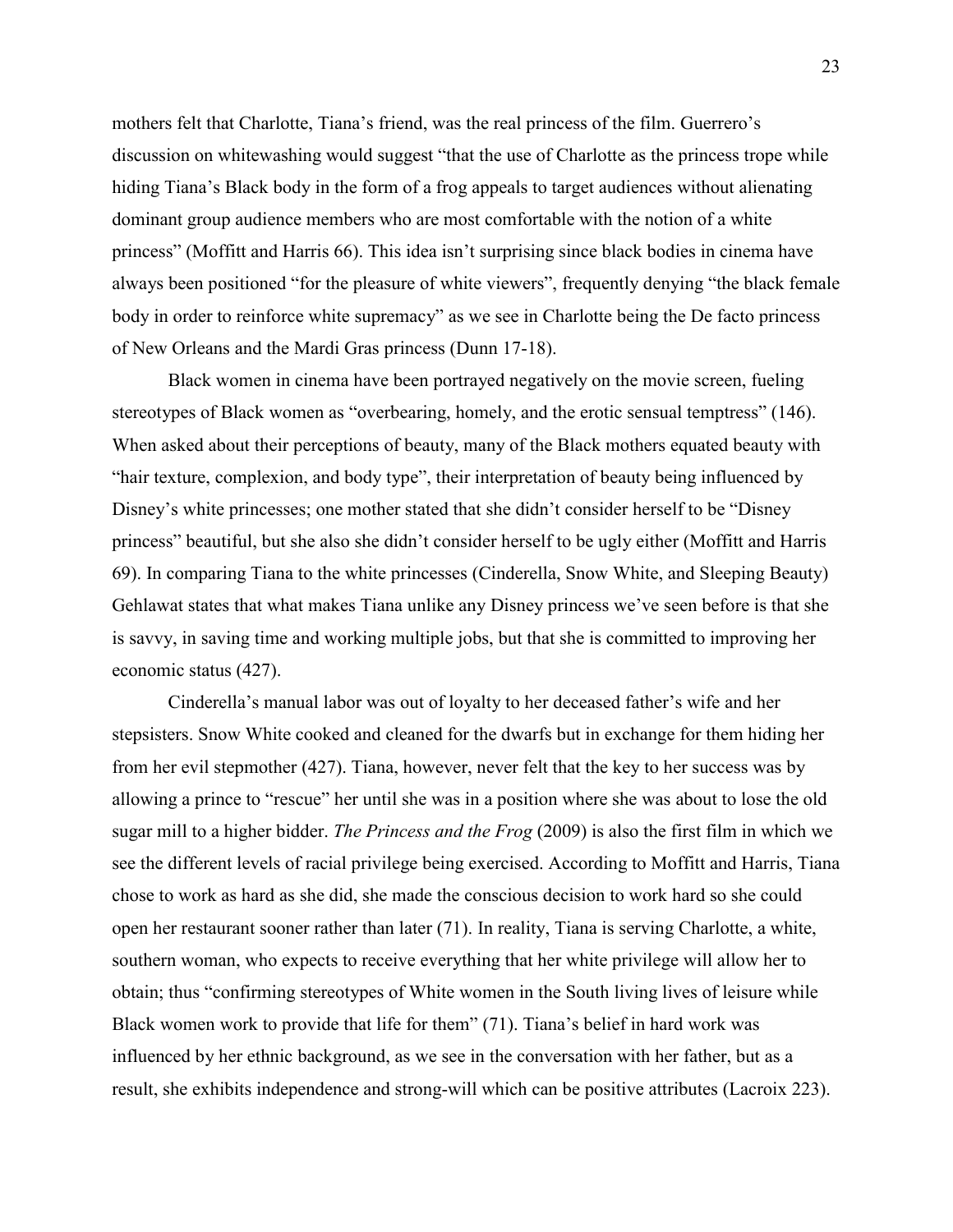mothers felt that Charlotte, Tiana's friend, was the real princess of the film. Guerrero's discussion on whitewashing would suggest "that the use of Charlotte as the princess trope while hiding Tiana's Black body in the form of a frog appeals to target audiences without alienating dominant group audience members who are most comfortable with the notion of a white princess" (Moffitt and Harris 66). This idea isn't surprising since black bodies in cinema have always been positioned "for the pleasure of white viewers", frequently denying "the black female body in order to reinforce white supremacy" as we see in Charlotte being the De facto princess of New Orleans and the Mardi Gras princess (Dunn 17-18).

Black women in cinema have been portrayed negatively on the movie screen, fueling stereotypes of Black women as "overbearing, homely, and the erotic sensual temptress" (146). When asked about their perceptions of beauty, many of the Black mothers equated beauty with "hair texture, complexion, and body type", their interpretation of beauty being influenced by Disney's white princesses; one mother stated that she didn't consider herself to be "Disney princess" beautiful, but she also she didn't consider herself to be ugly either (Moffitt and Harris 69). In comparing Tiana to the white princesses (Cinderella, Snow White, and Sleeping Beauty) Gehlawat states that what makes Tiana unlike any Disney princess we've seen before is that she is savvy, in saving time and working multiple jobs, but that she is committed to improving her economic status (427).

Cinderella's manual labor was out of loyalty to her deceased father's wife and her stepsisters. Snow White cooked and cleaned for the dwarfs but in exchange for them hiding her from her evil stepmother (427). Tiana, however, never felt that the key to her success was by allowing a prince to "rescue" her until she was in a position where she was about to lose the old sugar mill to a higher bidder. *The Princess and the Frog* (2009) is also the first film in which we see the different levels of racial privilege being exercised. According to Moffitt and Harris, Tiana chose to work as hard as she did, she made the conscious decision to work hard so she could open her restaurant sooner rather than later (71). In reality, Tiana is serving Charlotte, a white, southern woman, who expects to receive everything that her white privilege will allow her to obtain; thus "confirming stereotypes of White women in the South living lives of leisure while Black women work to provide that life for them" (71). Tiana's belief in hard work was influenced by her ethnic background, as we see in the conversation with her father, but as a result, she exhibits independence and strong-will which can be positive attributes (Lacroix 223).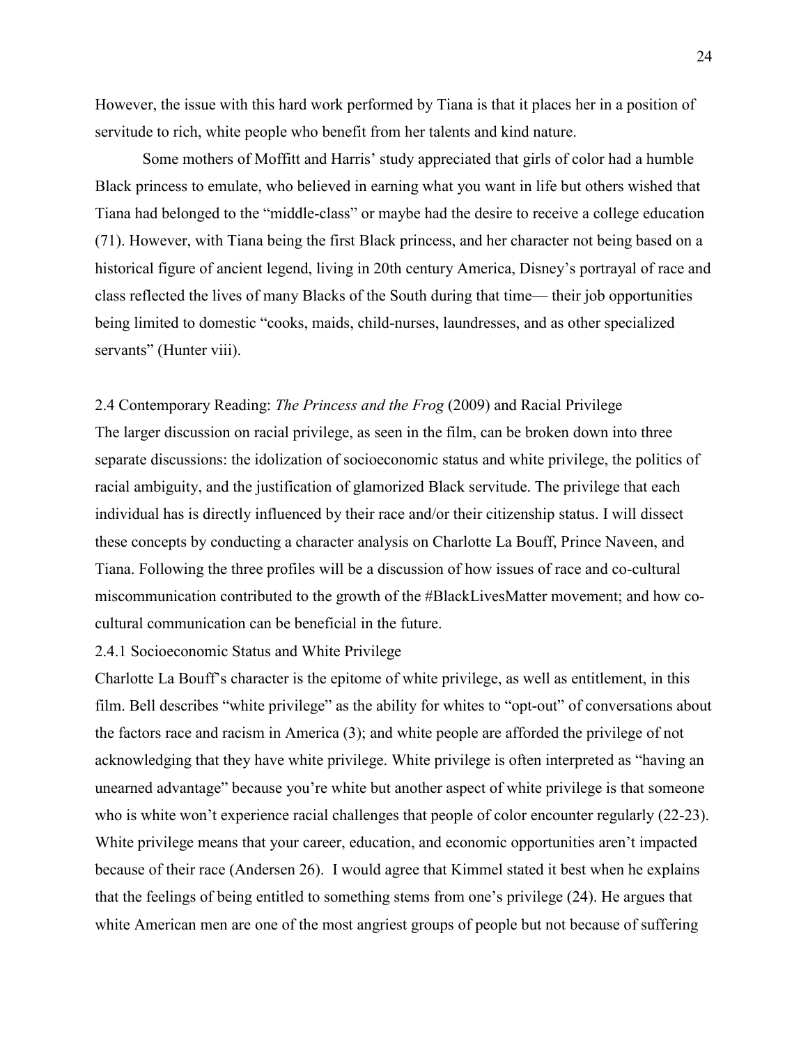However, the issue with this hard work performed by Tiana is that it places her in a position of servitude to rich, white people who benefit from her talents and kind nature.

Some mothers of Moffitt and Harris' study appreciated that girls of color had a humble Black princess to emulate, who believed in earning what you want in life but others wished that Tiana had belonged to the "middle-class" or maybe had the desire to receive a college education (71). However, with Tiana being the first Black princess, and her character not being based on a historical figure of ancient legend, living in 20th century America, Disney's portrayal of race and class reflected the lives of many Blacks of the South during that time— their job opportunities being limited to domestic "cooks, maids, child-nurses, laundresses, and as other specialized servants" (Hunter viii).

### 2.4 Contemporary Reading: *The Princess and the Frog* (2009) and Racial Privilege

The larger discussion on racial privilege, as seen in the film, can be broken down into three separate discussions: the idolization of socioeconomic status and white privilege, the politics of racial ambiguity, and the justification of glamorized Black servitude. The privilege that each individual has is directly influenced by their race and/or their citizenship status. I will dissect these concepts by conducting a character analysis on Charlotte La Bouff, Prince Naveen, and Tiana. Following the three profiles will be a discussion of how issues of race and co-cultural miscommunication contributed to the growth of the #BlackLivesMatter movement; and how co-cultural communication can be beneficial in the future.

#### 2.4.1 Socioeconomic Status and White Privilege

Charlotte La Bouff's character is the epitome of white privilege, as well as entitlement, in this film. Bell describes "white privilege" as the ability for whites to "opt-out" of conversations about the factors race and racism in America (3); and white people are afforded the privilege of not acknowledging that they have white privilege. White privilege is often interpreted as "having an unearned advantage" because you're white but another aspect of white privilege is that someone who is white won't experience racial challenges that people of color encounter regularly (22-23). White privilege means that your career, education, and economic opportunities aren't impacted because of their race (Andersen 26). I would agree that Kimmel stated it best when he explains that the feelings of being entitled to something stems from one's privilege (24). He argues that white American men are one of the most angriest groups of people but not because of suffering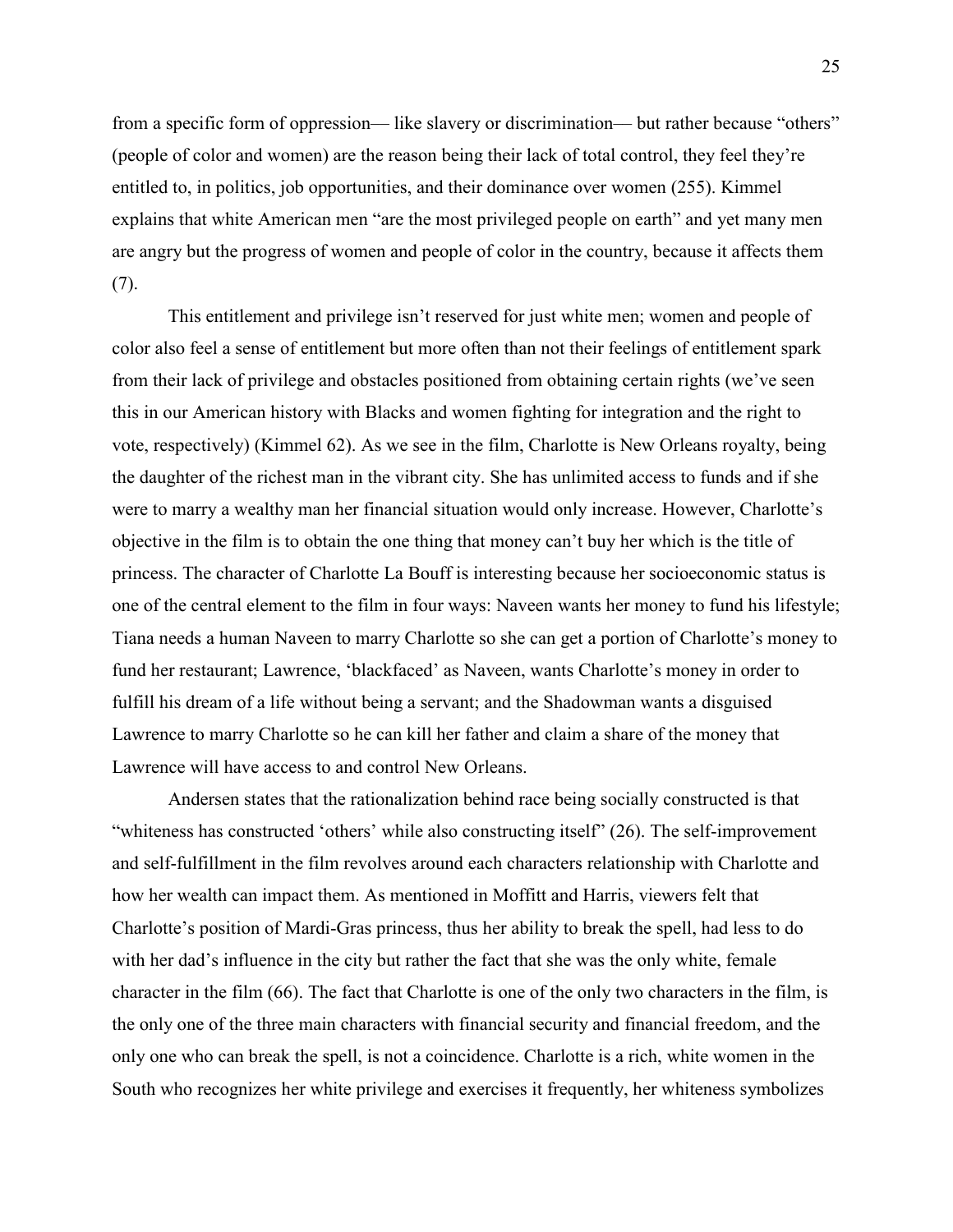from a specific form of oppression— like slavery or discrimination— but rather because "others" (people of color and women) are the reason being their lack of total control, they feel they're entitled to, in politics, job opportunities, and their dominance over women (255). Kimmel explains that white American men "are the most privileged people on earth" and yet many men are angry but the progress of women and people of color in the country, because it affects them (7).

This entitlement and privilege isn't reserved for just white men; women and people of color also feel a sense of entitlement but more often than not their feelings of entitlement spark from their lack of privilege and obstacles positioned from obtaining certain rights (we've seen this in our American history with Blacks and women fighting for integration and the right to vote, respectively) (Kimmel 62). As we see in the film, Charlotte is New Orleans royalty, being the daughter of the richest man in the vibrant city. She has unlimited access to funds and if she were to marry a wealthy man her financial situation would only increase. However, Charlotte's objective in the film is to obtain the one thing that money can't buy her which is the title of princess. The character of Charlotte La Bouff is interesting because her socioeconomic status is one of the central element to the film in four ways: Naveen wants her money to fund his lifestyle; Tiana needs a human Naveen to marry Charlotte so she can get a portion of Charlotte's money to fund her restaurant; Lawrence, 'blackfaced' as Naveen, wants Charlotte's money in order to fulfill his dream of a life without being a servant; and the Shadowman wants a disguised Lawrence to marry Charlotte so he can kill her father and claim a share of the money that Lawrence will have access to and control New Orleans.

Andersen states that the rationalization behind race being socially constructed is that "whiteness has constructed 'others' while also constructing itself" (26). The self-improvement and self-fulfillment in the film revolves around each characters relationship with Charlotte and how her wealth can impact them. As mentioned in Moffitt and Harris, viewers felt that Charlotte's position of Mardi-Gras princess, thus her ability to break the spell, had less to do with her dad's influence in the city but rather the fact that she was the only white, female character in the film (66). The fact that Charlotte is one of the only two characters in the film, is the only one of the three main characters with financial security and financial freedom, and the only one who can break the spell, is not a coincidence. Charlotte is a rich, white women in the South who recognizes her white privilege and exercises it frequently, her whiteness symbolizes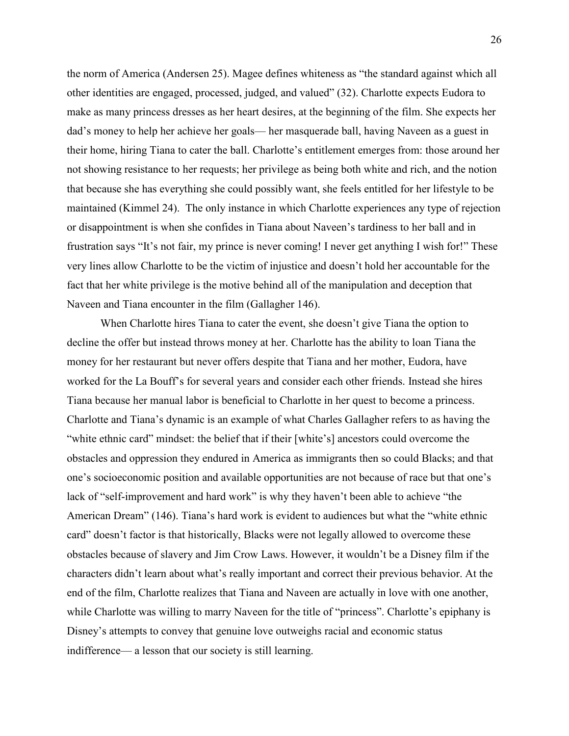the norm of America (Andersen 25). Magee defines whiteness as "the standard against which all other identities are engaged, processed, judged, and valued" (32). Charlotte expects Eudora to make as many princess dresses as her heart desires, at the beginning of the film. She expects her dad's money to help her achieve her goals— her masquerade ball, having Naveen as a guest in their home, hiring Tiana to cater the ball. Charlotte's entitlement emerges from: those around her not showing resistance to her requests; her privilege as being both white and rich, and the notion that because she has everything she could possibly want, she feels entitled for her lifestyle to be maintained (Kimmel 24). The only instance in which Charlotte experiences any type of rejection or disappointment is when she confides in Tiana about Naveen's tardiness to her ball and in frustration says "It's not fair, my prince is never coming! I never get anything I wish for!" These very lines allow Charlotte to be the victim of injustice and doesn't hold her accountable for the fact that her white privilege is the motive behind all of the manipulation and deception that Naveen and Tiana encounter in the film (Gallagher 146).

When Charlotte hires Tiana to cater the event, she doesn't give Tiana the option to decline the offer but instead throws money at her. Charlotte has the ability to loan Tiana the money for her restaurant but never offers despite that Tiana and her mother, Eudora, have worked for the La Bouff's for several years and consider each other friends. Instead she hires Tiana because her manual labor is beneficial to Charlotte in her quest to become a princess. Charlotte and Tiana's dynamic is an example of what Charles Gallagher refers to as having the "white ethnic card" mindset: the belief that if their [white's] ancestors could overcome the obstacles and oppression they endured in America as immigrants then so could Blacks; and that one's socioeconomic position and available opportunities are not because of race but that one's lack of "self-improvement and hard work" is why they haven't been able to achieve "the American Dream" (146). Tiana's hard work is evident to audiences but what the "white ethnic card" doesn't factor is that historically, Blacks were not legally allowed to overcome these obstacles because of slavery and Jim Crow Laws. However, it wouldn't be a Disney film if the characters didn't learn about what's really important and correct their previous behavior. At the end of the film, Charlotte realizes that Tiana and Naveen are actually in love with one another, while Charlotte was willing to marry Naveen for the title of "princess". Charlotte's epiphany is Disney's attempts to convey that genuine love outweighs racial and economic status indifference— a lesson that our society is still learning.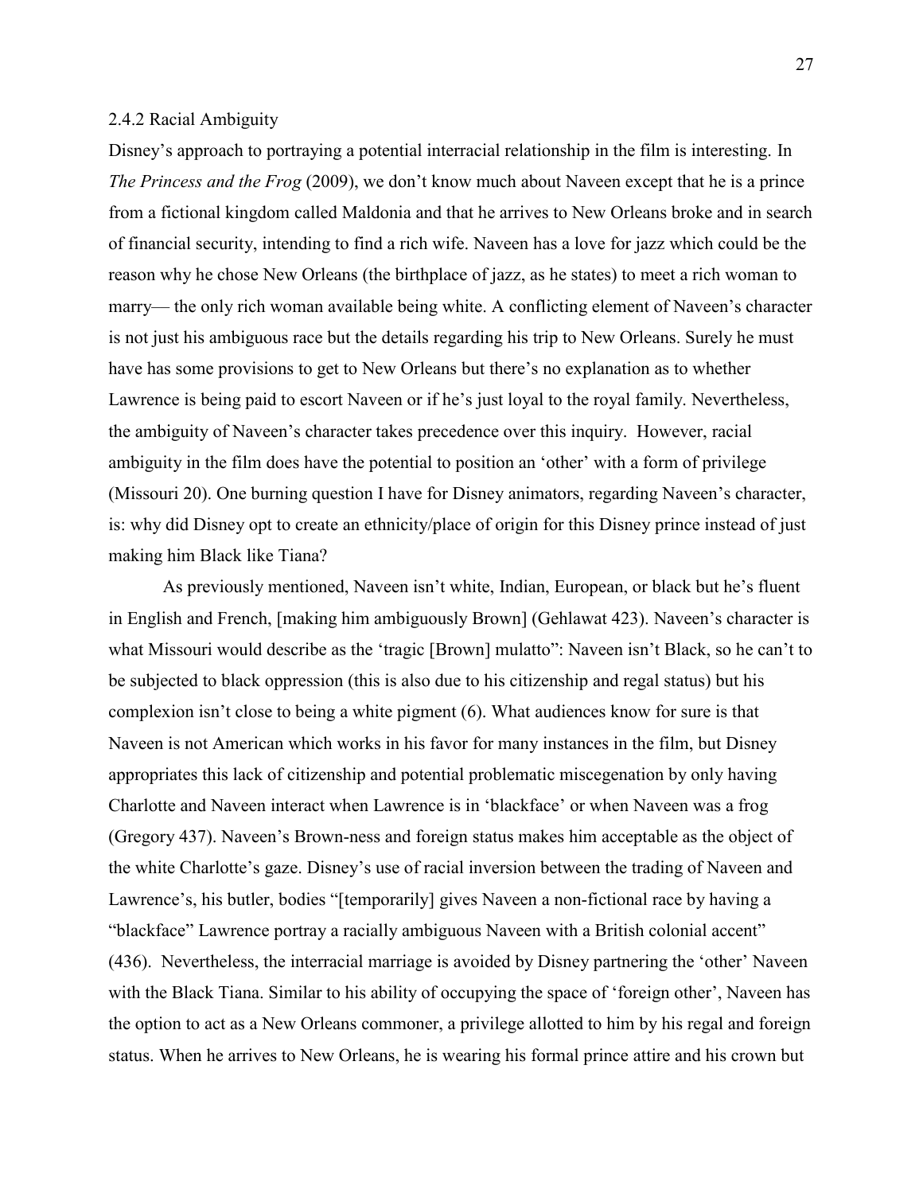### 2.4.2 Racial Ambiguity

Disney's approach to portraying a potential interracial relationship in the film is interesting. In *The Princess and the Frog* (2009), we don't know much about Naveen except that he is a prince from a fictional kingdom called Maldonia and that he arrives to New Orleans broke and in search of financial security, intending to find a rich wife. Naveen has a love for jazz which could be the reason why he chose New Orleans (the birthplace of jazz, as he states) to meet a rich woman to marry— the only rich woman available being white. A conflicting element of Naveen's character is not just his ambiguous race but the details regarding his trip to New Orleans. Surely he must have has some provisions to get to New Orleans but there's no explanation as to whether Lawrence is being paid to escort Naveen or if he's just loyal to the royal family. Nevertheless, the ambiguity of Naveen's character takes precedence over this inquiry. However, racial ambiguity in the film does have the potential to position an 'other' with a form of privilege (Missouri 20). One burning question I have for Disney animators, regarding Naveen's character, is: why did Disney opt to create an ethnicity/place of origin for this Disney prince instead of just making him Black like Tiana?

As previously mentioned, Naveen isn't white, Indian, European, or black but he's fluent in English and French, [making him ambiguously Brown] (Gehlawat 423). Naveen's character is what Missouri would describe as the 'tragic [Brown] mulatto": Naveen isn't Black, so he can't to be subjected to black oppression (this is also due to his citizenship and regal status) but his complexion isn't close to being a white pigment (6). What audiences know for sure is that Naveen is not American which works in his favor for many instances in the film, but Disney appropriates this lack of citizenship and potential problematic miscegenation by only having Charlotte and Naveen interact when Lawrence is in 'blackface' or when Naveen was a frog (Gregory 437). Naveen's Brown-ness and foreign status makes him acceptable as the object of the white Charlotte's gaze. Disney's use of racial inversion between the trading of Naveen and Lawrence's, his butler, bodies "[temporarily] gives Naveen a non-fictional race by having a "blackface" Lawrence portray a racially ambiguous Naveen with a British colonial accent" (436). Nevertheless, the interracial marriage is avoided by Disney partnering the 'other' Naveen with the Black Tiana. Similar to his ability of occupying the space of 'foreign other', Naveen has the option to act as a New Orleans commoner, a privilege allotted to him by his regal and foreign status. When he arrives to New Orleans, he is wearing his formal prince attire and his crown but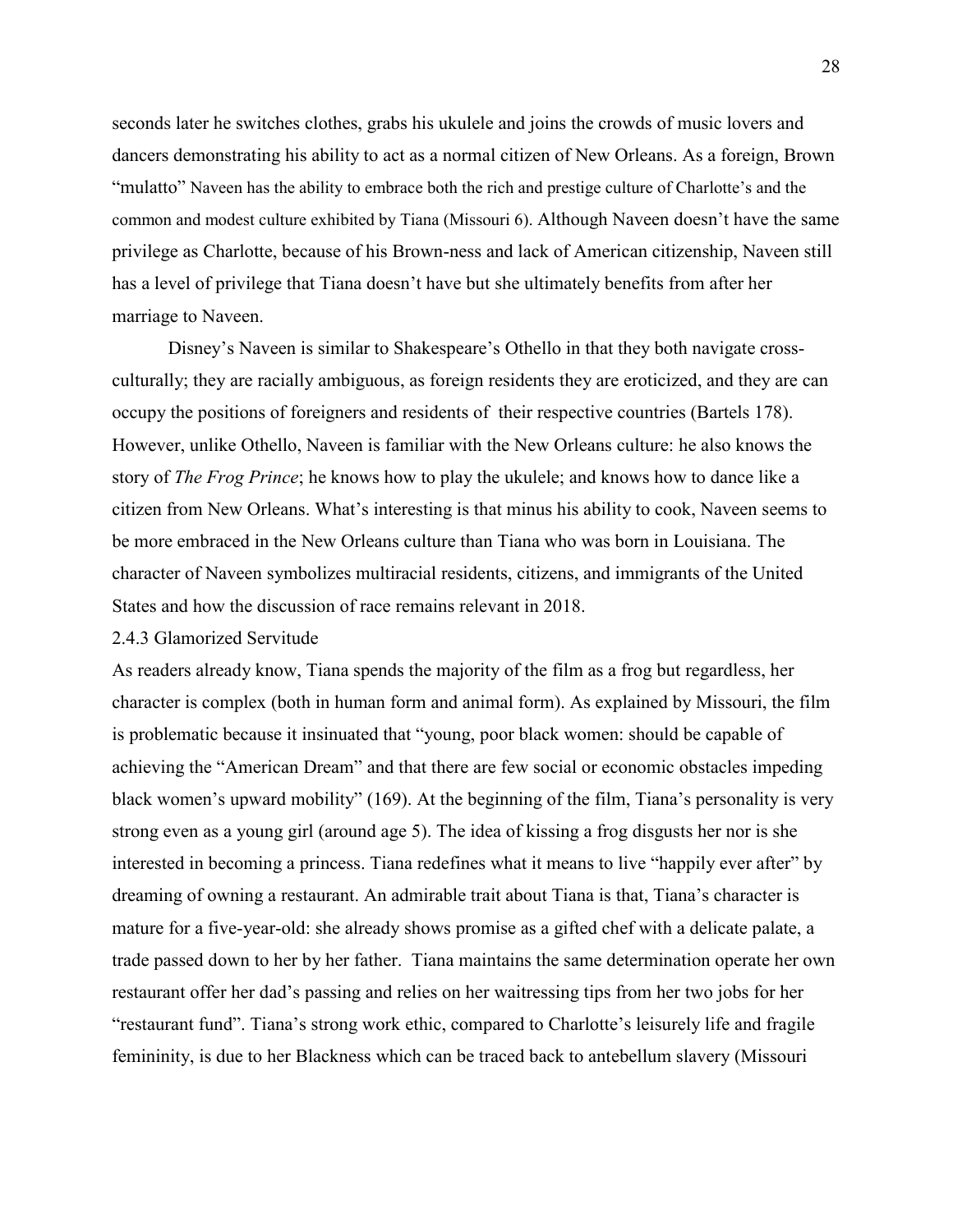seconds later he switches clothes, grabs his ukulele and joins the crowds of music lovers and dancers demonstrating his ability to act as a normal citizen of New Orleans. As a foreign, Brown "mulatto" Naveen has the ability to embrace both the rich and prestige culture of Charlotte's and the common and modest culture exhibited by Tiana (Missouri 6). Although Naveen doesn't have the same privilege as Charlotte, because of his Brown-ness and lack of American citizenship, Naveen still has a level of privilege that Tiana doesn't have but she ultimately benefits from after her marriage to Naveen.

Disney's Naveen is similar to Shakespeare's Othello in that they both navigate cross-culturally; they are racially ambiguous, as foreign residents they are eroticized, and they are can occupy the positions of foreigners and residents of their respective countries (Bartels 178). However, unlike Othello, Naveen is familiar with the New Orleans culture: he also knows the story of *The Frog Prince*; he knows how to play the ukulele; and knows how to dance like a citizen from New Orleans. What's interesting is that minus his ability to cook, Naveen seems to be more embraced in the New Orleans culture than Tiana who was born in Louisiana. The character of Naveen symbolizes multiracial residents, citizens, and immigrants of the United States and how the discussion of race remains relevant in 2018.

### 2.4.3 Glamorized Servitude

As readers already know, Tiana spends the majority of the film as a frog but regardless, her character is complex (both in human form and animal form). As explained by Missouri, the film is problematic because it insinuated that "young, poor black women: should be capable of achieving the "American Dream" and that there are few social or economic obstacles impeding black women's upward mobility" (169). At the beginning of the film, Tiana's personality is very strong even as a young girl (around age 5). The idea of kissing a frog disgusts her nor is she interested in becoming a princess. Tiana redefines what it means to live "happily ever after" by dreaming of owning a restaurant. An admirable trait about Tiana is that, Tiana's character is mature for a five-year-old: she already shows promise as a gifted chef with a delicate palate, a trade passed down to her by her father. Tiana maintains the same determination operate her own restaurant offer her dad's passing and relies on her waitressing tips from her two jobs for her "restaurant fund". Tiana's strong work ethic, compared to Charlotte's leisurely life and fragile femininity, is due to her Blackness which can be traced back to antebellum slavery (Missouri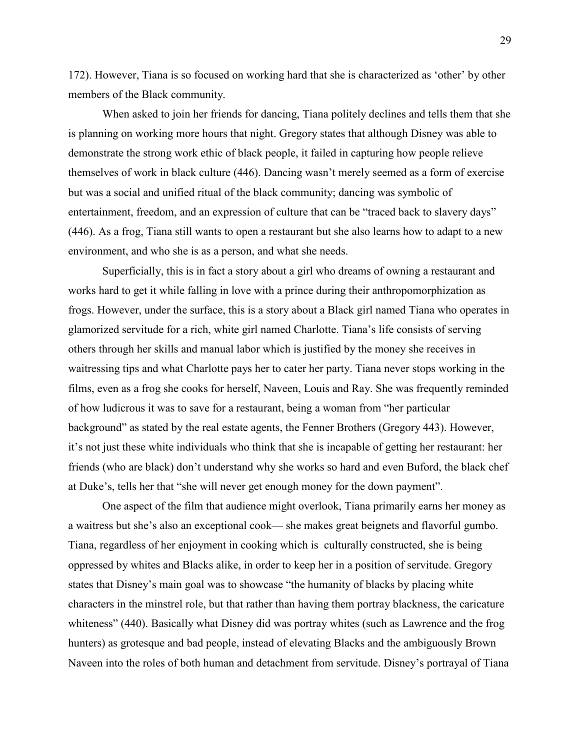172). However, Tiana is so focused on working hard that she is characterized as 'other' by other members of the Black community.

When asked to join her friends for dancing, Tiana politely declines and tells them that she is planning on working more hours that night. Gregory states that although Disney was able to demonstrate the strong work ethic of black people, it failed in capturing how people relieve themselves of work in black culture (446). Dancing wasn't merely seemed as a form of exercise but was a social and unified ritual of the black community; dancing was symbolic of entertainment, freedom, and an expression of culture that can be "traced back to slavery days" (446). As a frog, Tiana still wants to open a restaurant but she also learns how to adapt to a new environment, and who she is as a person, and what she needs.

Superficially, this is in fact a story about a girl who dreams of owning a restaurant and works hard to get it while falling in love with a prince during their anthropomorphization as frogs. However, under the surface, this is a story about a Black girl named Tiana who operates in glamorized servitude for a rich, white girl named Charlotte. Tiana's life consists of serving others through her skills and manual labor which is justified by the money she receives in waitressing tips and what Charlotte pays her to cater her party. Tiana never stops working in the films, even as a frog she cooks for herself, Naveen, Louis and Ray. She was frequently reminded of how ludicrous it was to save for a restaurant, being a woman from "her particular background" as stated by the real estate agents, the Fenner Brothers (Gregory 443). However, it's not just these white individuals who think that she is incapable of getting her restaurant: her friends (who are black) don't understand why she works so hard and even Buford, the black chef at Duke's, tells her that "she will never get enough money for the down payment".

One aspect of the film that audience might overlook, Tiana primarily earns her money as a waitress but she's also an exceptional cook— she makes great beignets and flavorful gumbo. Tiana, regardless of her enjoyment in cooking which is culturally constructed, she is being oppressed by whites and Blacks alike, in order to keep her in a position of servitude. Gregory states that Disney's main goal was to showcase "the humanity of blacks by placing white characters in the minstrel role, but that rather than having them portray blackness, the caricature whiteness" (440). Basically what Disney did was portray whites (such as Lawrence and the frog hunters) as grotesque and bad people, instead of elevating Blacks and the ambiguously Brown Naveen into the roles of both human and detachment from servitude. Disney's portrayal of Tiana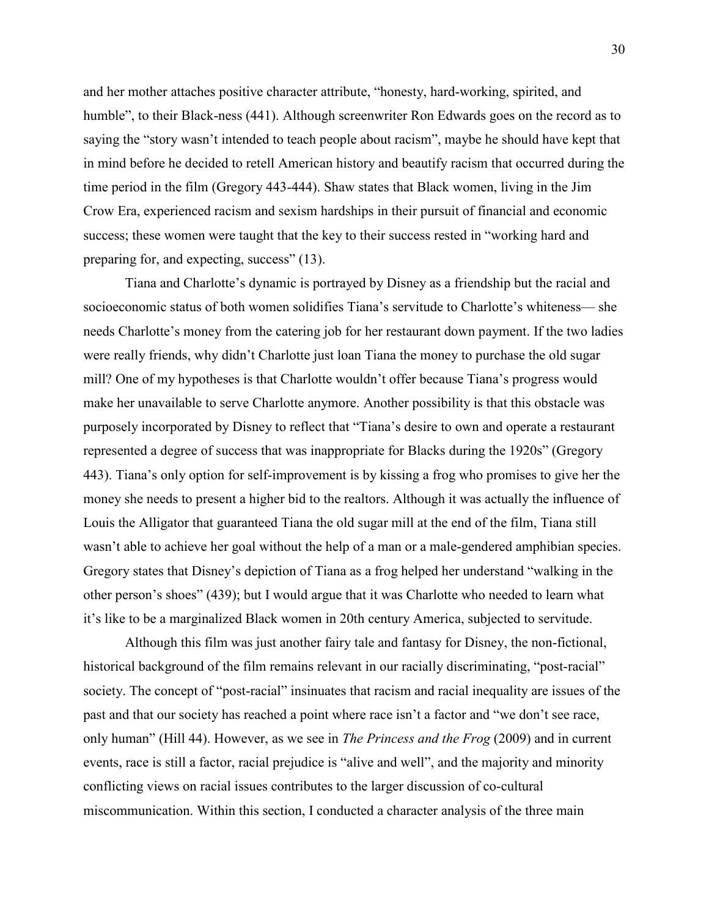and her mother attaches positive character attribute, "honesty, hard-working, spirited, and humble", to their Black-ness (441). Although screenwriter Ron Edwards goes on the record as to saying the "story wasn't intended to teach people about racism", maybe he should have kept that in mind before he decided to retell American history and beautify racism that occurred during the time period in the film (Gregory 443-444). Shaw states that Black women, living in the Jim Crow Era, experienced racism and sexism hardships in their pursuit of financial and economic success; these women were taught that the key to their success rested in "working hard and preparing for, and expecting, success" (13).

Tiana and Charlotte's dynamic is portrayed by Disney as a friendship but the racial and socioeconomic status of both women solidifies Tiana's servitude to Charlotte's whiteness— she needs Charlotte's money from the catering job for her restaurant down payment. If the two ladies were really friends, why didn't Charlotte just loan Tiana the money to purchase the old sugar mill? One of my hypotheses is that Charlotte wouldn't offer because Tiana's progress would make her unavailable to serve Charlotte anymore. Another possibility is that this obstacle was purposely incorporated by Disney to reflect that "Tiana's desire to own and operate a restaurant represented a degree of success that was inappropriate for Blacks during the 1920s" (Gregory 443). Tiana's only option for self-improvement is by kissing a frog who promises to give her the money she needs to present a higher bid to the realtors. Although it was actually the influence of Louis the Alligator that guaranteed Tiana the old sugar mill at the end of the film, Tiana still wasn't able to achieve her goal without the help of a man or a male-gendered amphibian species. Gregory states that Disney's depiction of Tiana as a frog helped her understand "walking in the other person's shoes" (439); but I would argue that it was Charlotte who needed to learn what it's like to be a marginalized Black women in 20th century America, subjected to servitude.

Although this film was just another fairy tale and fantasy for Disney, the non-fictional, historical background of the film remains relevant in our racially discriminating, "post-racial" society. The concept of "post-racial" insinuates that racism and racial inequality are issues of the past and that our society has reached a point where race isn't a factor and "we don't see race, only human" (Hill 44). However, as we see in *The Princess and the Frog* (2009) and in current events, race is still a factor, racial prejudice is "alive and well", and the majority and minority conflicting views on racial issues contributes to the larger discussion of co-cultural miscommunication. Within this section, I conducted a character analysis of the three main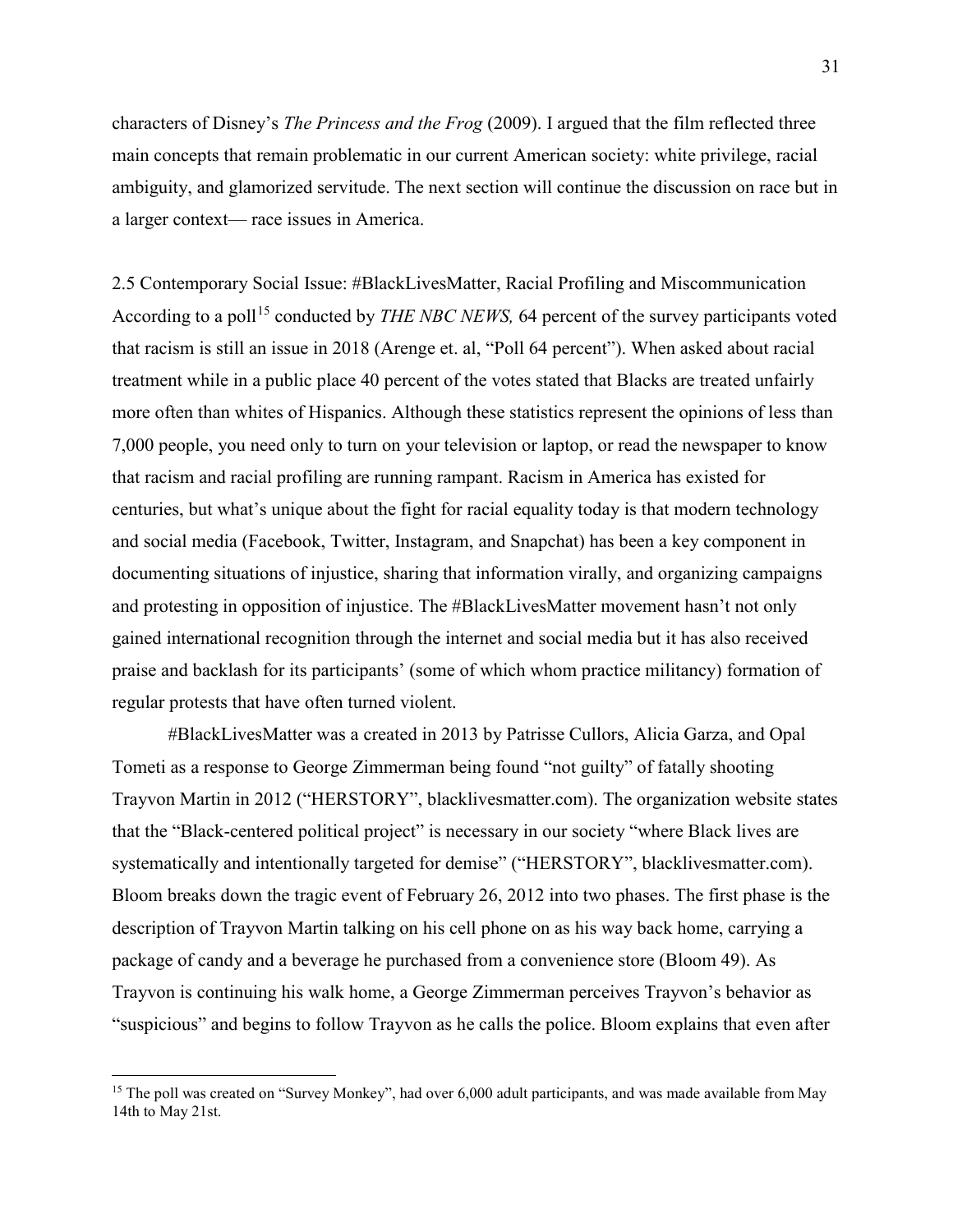characters of Disney's *The Princess and the Frog* (2009). I argued that the film reflected three main concepts that remain problematic in our current American society: white privilege, racial ambiguity, and glamorized servitude. The next section will continue the discussion on race but in a larger context— race issues in America.

## 2.5 Contemporary Social Issue: #BlackLivesMatter, Racial Profiling and Miscommunication

According to a poll[15] conducted by *THE NBC NEWS,* 64 percent of the survey participants voted that racism is still an issue in 2018 (Arenge et. al, "Poll 64 percent"). When asked about racial treatment while in a public place 40 percent of the votes stated that Blacks are treated unfairly more often than whites of Hispanics. Although these statistics represent the opinions of less than 7,000 people, you need only to turn on your television or laptop, or read the newspaper to know that racism and racial profiling are running rampant. Racism in America has existed for centuries, but what's unique about the fight for racial equality today is that modern technology and social media (Facebook, Twitter, Instagram, and Snapchat) has been a key component in documenting situations of injustice, sharing that information virally, and organizing campaigns and protesting in opposition of injustice. The #BlackLivesMatter movement hasn't not only gained international recognition through the internet and social media but it has also received praise and backlash for its participants' (some of which whom practice militancy) formation of regular protests that have often turned violent.

#BlackLivesMatter was a created in 2013 by Patrisse Cullors, Alicia Garza, and Opal Tometi as a response to George Zimmerman being found "not guilty" of fatally shooting Trayvon Martin in 2012 ("HERSTORY", blacklivesmatter.com). The organization website states that the "Black-centered political project" is necessary in our society "where Black lives are systematically and intentionally targeted for demise" ("HERSTORY", blacklivesmatter.com). Bloom breaks down the tragic event of February 26, 2012 into two phases. The first phase is the description of Trayvon Martin talking on his cell phone on as his way back home, carrying a package of candy and a beverage he purchased from a convenience store (Bloom 49). As Trayvon is continuing his walk home, a George Zimmerman perceives Trayvon's behavior as "suspicious" and begins to follow Trayvon as he calls the police. Bloom explains that even after

[15] The poll was created on "Survey Monkey", had over 6,000 adult participants, and was made available from May 14th to May 21st.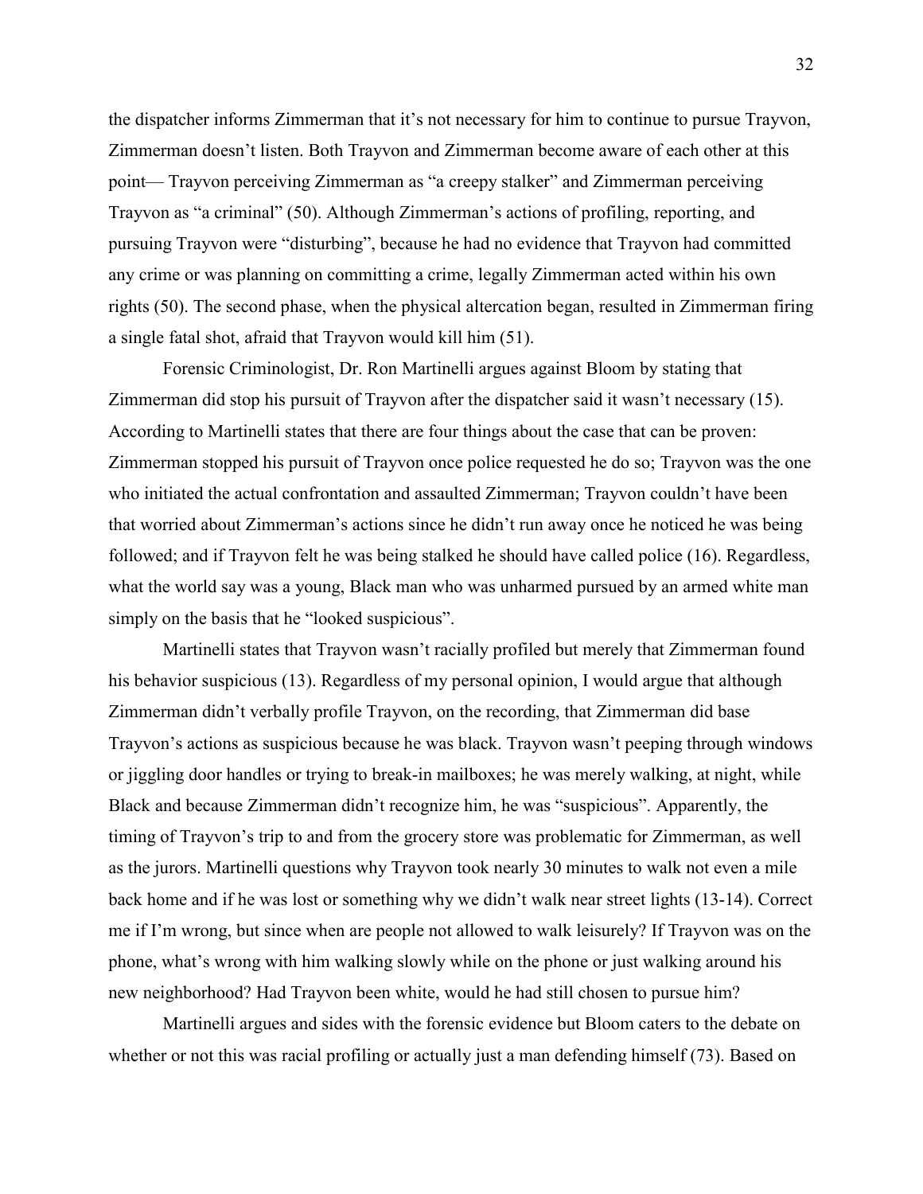the dispatcher informs Zimmerman that it's not necessary for him to continue to pursue Trayvon, Zimmerman doesn't listen. Both Trayvon and Zimmerman become aware of each other at this point— Trayvon perceiving Zimmerman as "a creepy stalker" and Zimmerman perceiving Trayvon as "a criminal" (50). Although Zimmerman's actions of profiling, reporting, and pursuing Trayvon were "disturbing", because he had no evidence that Trayvon had committed any crime or was planning on committing a crime, legally Zimmerman acted within his own rights (50). The second phase, when the physical altercation began, resulted in Zimmerman firing a single fatal shot, afraid that Trayvon would kill him (51).

Forensic Criminologist, Dr. Ron Martinelli argues against Bloom by stating that Zimmerman did stop his pursuit of Trayvon after the dispatcher said it wasn't necessary (15). According to Martinelli states that there are four things about the case that can be proven: Zimmerman stopped his pursuit of Trayvon once police requested he do so; Trayvon was the one who initiated the actual confrontation and assaulted Zimmerman; Trayvon couldn't have been that worried about Zimmerman's actions since he didn't run away once he noticed he was being followed; and if Trayvon felt he was being stalked he should have called police (16). Regardless, what the world say was a young, Black man who was unharmed pursued by an armed white man simply on the basis that he "looked suspicious".

Martinelli states that Trayvon wasn't racially profiled but merely that Zimmerman found his behavior suspicious (13). Regardless of my personal opinion, I would argue that although Zimmerman didn't verbally profile Trayvon, on the recording, that Zimmerman did base Trayvon's actions as suspicious because he was black. Trayvon wasn't peeping through windows or jiggling door handles or trying to break-in mailboxes; he was merely walking, at night, while Black and because Zimmerman didn't recognize him, he was "suspicious". Apparently, the timing of Trayvon's trip to and from the grocery store was problematic for Zimmerman, as well as the jurors. Martinelli questions why Trayvon took nearly 30 minutes to walk not even a mile back home and if he was lost or something why we didn't walk near street lights (13-14). Correct me if I'm wrong, but since when are people not allowed to walk leisurely? If Trayvon was on the phone, what's wrong with him walking slowly while on the phone or just walking around his new neighborhood? Had Trayvon been white, would he had still chosen to pursue him?

Martinelli argues and sides with the forensic evidence but Bloom caters to the debate on whether or not this was racial profiling or actually just a man defending himself (73). Based on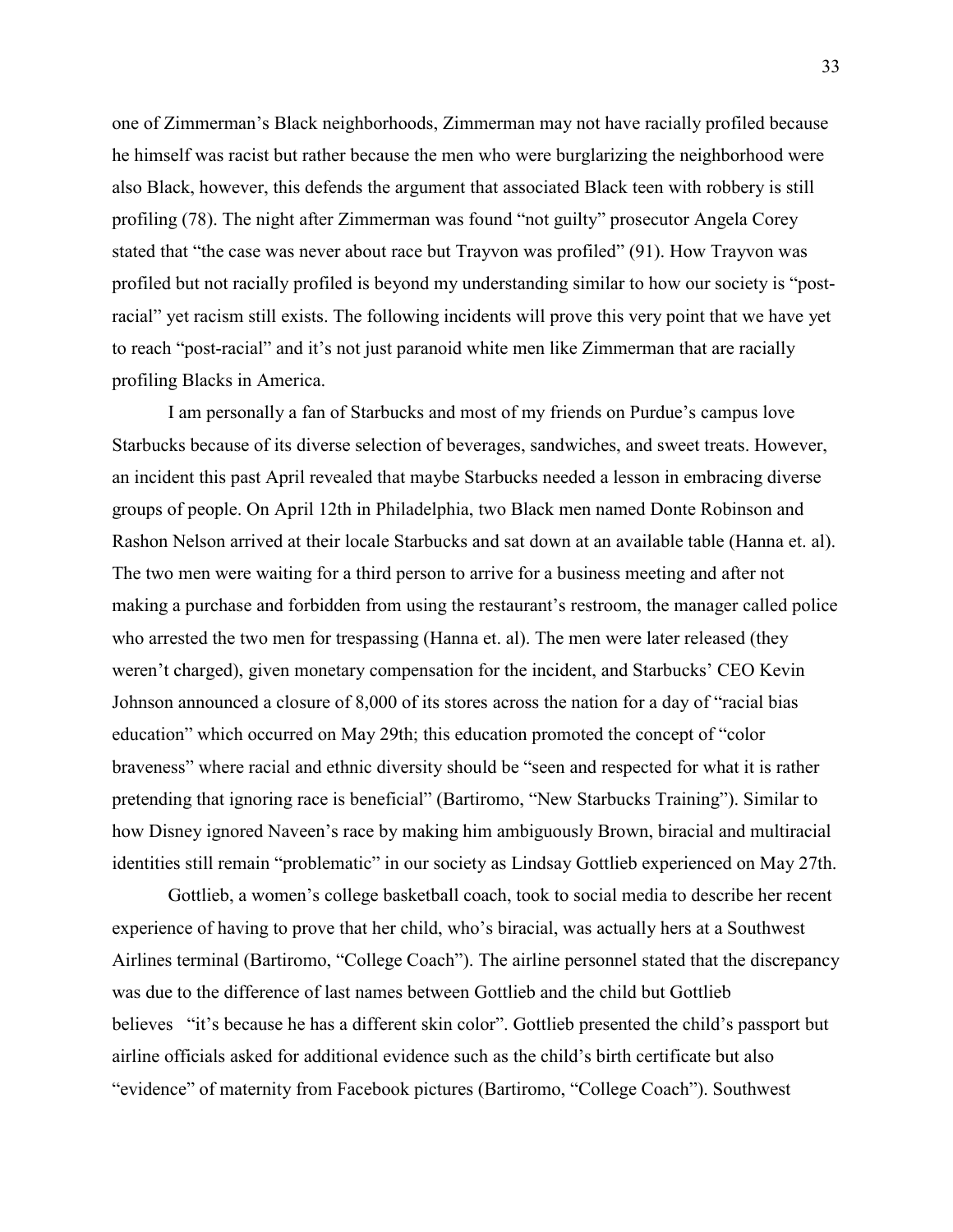one of Zimmerman's Black neighborhoods, Zimmerman may not have racially profiled because he himself was racist but rather because the men who were burglarizing the neighborhood were also Black, however, this defends the argument that associated Black teen with robbery is still profiling (78). The night after Zimmerman was found "not guilty" prosecutor Angela Corey stated that "the case was never about race but Trayvon was profiled" (91). How Trayvon was profiled but not racially profiled is beyond my understanding similar to how our society is "post-racial" yet racism still exists. The following incidents will prove this very point that we have yet to reach "post-racial" and it's not just paranoid white men like Zimmerman that are racially profiling Blacks in America.

I am personally a fan of Starbucks and most of my friends on Purdue's campus love Starbucks because of its diverse selection of beverages, sandwiches, and sweet treats. However, an incident this past April revealed that maybe Starbucks needed a lesson in embracing diverse groups of people. On April 12th in Philadelphia, two Black men named Donte Robinson and Rashon Nelson arrived at their locale Starbucks and sat down at an available table (Hanna et. al). The two men were waiting for a third person to arrive for a business meeting and after not making a purchase and forbidden from using the restaurant's restroom, the manager called police who arrested the two men for trespassing (Hanna et. al). The men were later released (they weren't charged), given monetary compensation for the incident, and Starbucks' CEO Kevin Johnson announced a closure of 8,000 of its stores across the nation for a day of "racial bias education" which occurred on May 29th; this education promoted the concept of "color braveness" where racial and ethnic diversity should be "seen and respected for what it is rather pretending that ignoring race is beneficial" (Bartiromo, "New Starbucks Training"). Similar to how Disney ignored Naveen's race by making him ambiguously Brown, biracial and multiracial identities still remain "problematic" in our society as Lindsay Gottlieb experienced on May 27th.

Gottlieb, a women's college basketball coach, took to social media to describe her recent experience of having to prove that her child, who's biracial, was actually hers at a Southwest Airlines terminal (Bartiromo, "College Coach"). The airline personnel stated that the discrepancy was due to the difference of last names between Gottlieb and the child but Gottlieb believes "it's because he has a different skin color". Gottlieb presented the child's passport but airline officials asked for additional evidence such as the child's birth certificate but also "evidence" of maternity from Facebook pictures (Bartiromo, "College Coach"). Southwest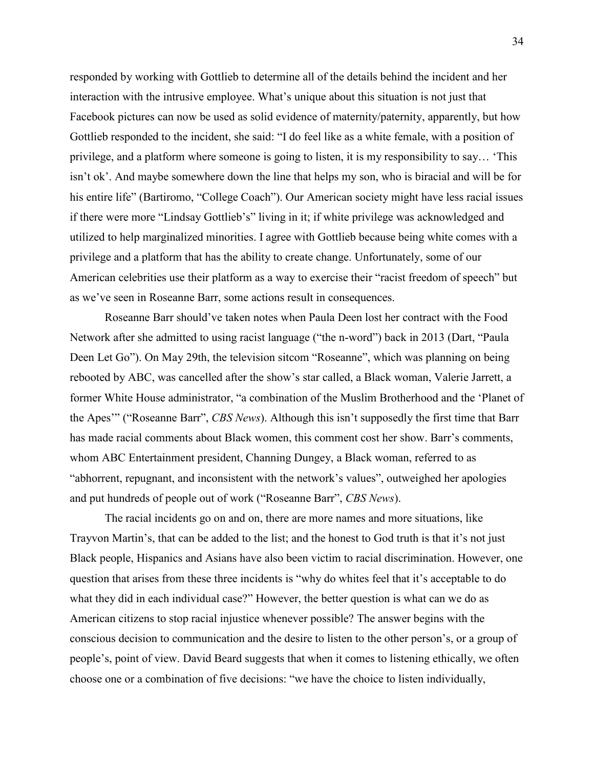responded by working with Gottlieb to determine all of the details behind the incident and her interaction with the intrusive employee. What's unique about this situation is not just that Facebook pictures can now be used as solid evidence of maternity/paternity, apparently, but how Gottlieb responded to the incident, she said: "I do feel like as a white female, with a position of privilege, and a platform where someone is going to listen, it is my responsibility to say… 'This isn't ok'. And maybe somewhere down the line that helps my son, who is biracial and will be for his entire life" (Bartiromo, "College Coach"). Our American society might have less racial issues if there were more "Lindsay Gottlieb's" living in it; if white privilege was acknowledged and utilized to help marginalized minorities. I agree with Gottlieb because being white comes with a privilege and a platform that has the ability to create change. Unfortunately, some of our American celebrities use their platform as a way to exercise their "racist freedom of speech" but as we've seen in Roseanne Barr, some actions result in consequences.

Roseanne Barr should've taken notes when Paula Deen lost her contract with the Food Network after she admitted to using racist language ("the n-word") back in 2013 (Dart, "Paula Deen Let Go"). On May 29th, the television sitcom "Roseanne", which was planning on being rebooted by ABC, was cancelled after the show's star called, a Black woman, Valerie Jarrett, a former White House administrator, "a combination of the Muslim Brotherhood and the 'Planet of the Apes'" ("Roseanne Barr", *CBS News*). Although this isn't supposedly the first time that Barr has made racial comments about Black women, this comment cost her show. Barr's comments, whom ABC Entertainment president, Channing Dungey, a Black woman, referred to as "abhorrent, repugnant, and inconsistent with the network's values", outweighed her apologies and put hundreds of people out of work ("Roseanne Barr", *CBS News*).

The racial incidents go on and on, there are more names and more situations, like Trayvon Martin's, that can be added to the list; and the honest to God truth is that it's not just Black people, Hispanics and Asians have also been victim to racial discrimination. However, one question that arises from these three incidents is "why do whites feel that it's acceptable to do what they did in each individual case?" However, the better question is what can we do as American citizens to stop racial injustice whenever possible? The answer begins with the conscious decision to communication and the desire to listen to the other person's, or a group of people's, point of view. David Beard suggests that when it comes to listening ethically, we often choose one or a combination of five decisions: "we have the choice to listen individually,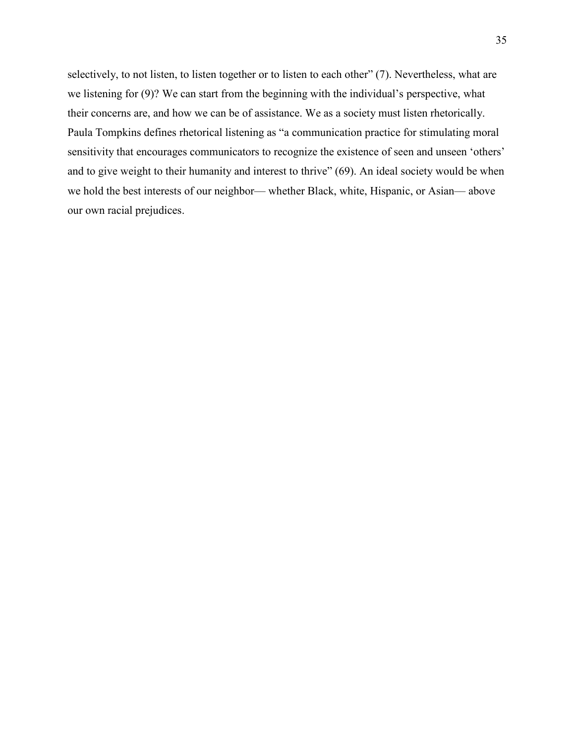selectively, to not listen, to listen together or to listen to each other" (7). Nevertheless, what are we listening for (9)? We can start from the beginning with the individual's perspective, what their concerns are, and how we can be of assistance. We as a society must listen rhetorically. Paula Tompkins defines rhetorical listening as "a communication practice for stimulating moral sensitivity that encourages communicators to recognize the existence of seen and unseen 'others' and to give weight to their humanity and interest to thrive" (69). An ideal society would be when we hold the best interests of our neighbor— whether Black, white, Hispanic, or Asian— above our own racial prejudices.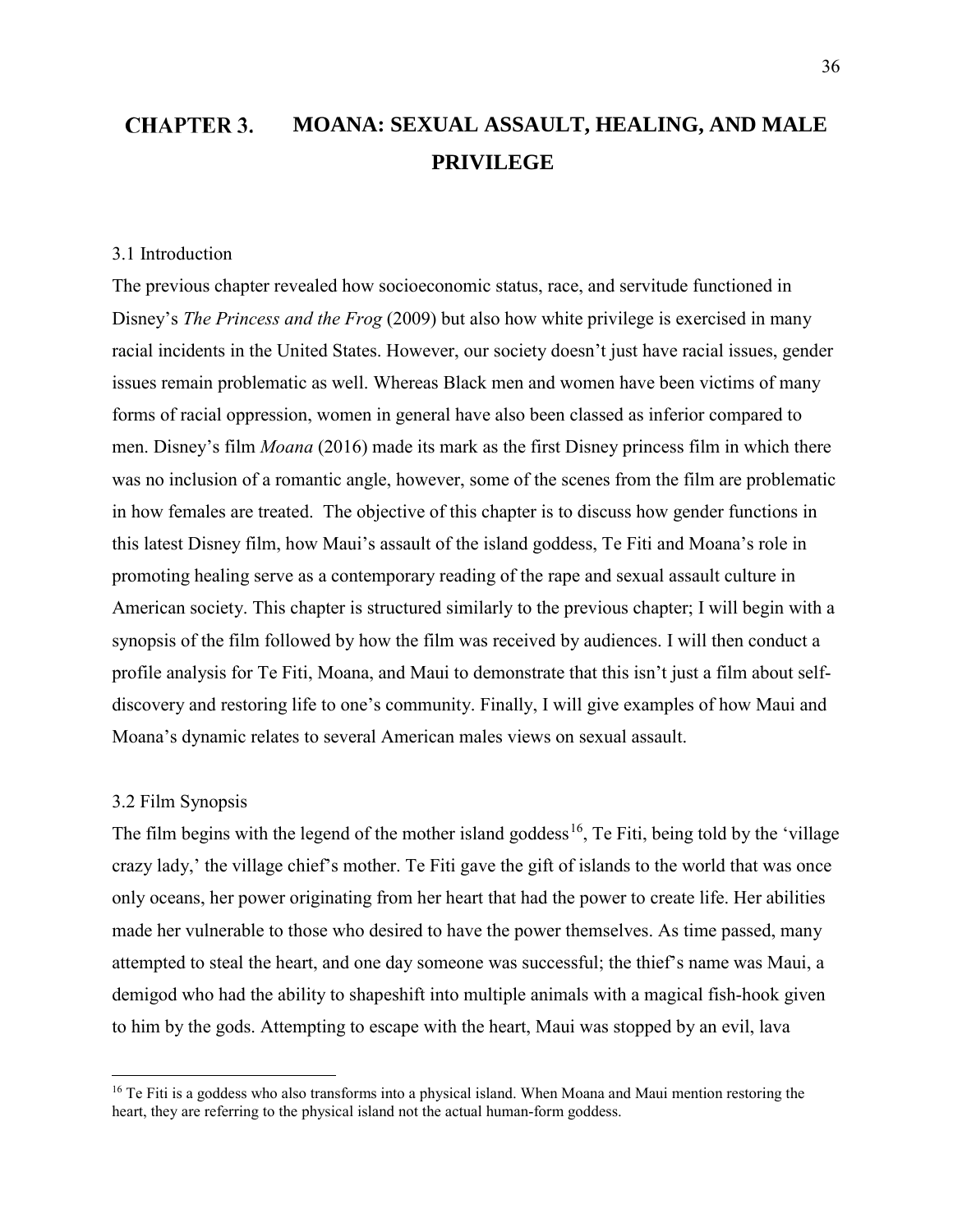# CHAPTER 3. MOANA: SEXUAL ASSAULT, HEALING, AND MALE PRIVILEGE

## 3.1 Introduction

The previous chapter revealed how socioeconomic status, race, and servitude functioned in Disney's *The Princess and the Frog* (2009) but also how white privilege is exercised in many racial incidents in the United States. However, our society doesn't just have racial issues, gender issues remain problematic as well. Whereas Black men and women have been victims of many forms of racial oppression, women in general have also been classed as inferior compared to men. Disney's film *Moana* (2016) made its mark as the first Disney princess film in which there was no inclusion of a romantic angle, however, some of the scenes from the film are problematic in how females are treated. The objective of this chapter is to discuss how gender functions in this latest Disney film, how Maui's assault of the island goddess, Te Fiti and Moana's role in promoting healing serve as a contemporary reading of the rape and sexual assault culture in American society. This chapter is structured similarly to the previous chapter; I will begin with a synopsis of the film followed by how the film was received by audiences. I will then conduct a profile analysis for Te Fiti, Moana, and Maui to demonstrate that this isn't just a film about self-discovery and restoring life to one's community. Finally, I will give examples of how Maui and Moana's dynamic relates to several American males views on sexual assault.

## 3.2 Film Synopsis

The film begins with the legend of the mother island goddess[16], Te Fiti, being told by the 'village crazy lady,' the village chief's mother. Te Fiti gave the gift of islands to the world that was once only oceans, her power originating from her heart that had the power to create life. Her abilities made her vulnerable to those who desired to have the power themselves. As time passed, many attempted to steal the heart, and one day someone was successful; the thief's name was Maui, a demigod who had the ability to shapeshift into multiple animals with a magical fish-hook given to him by the gods. Attempting to escape with the heart, Maui was stopped by an evil, lava

[16] Te Fiti is a goddess who also transforms into a physical island. When Moana and Maui mention restoring the heart, they are referring to the physical island not the actual human-form goddess.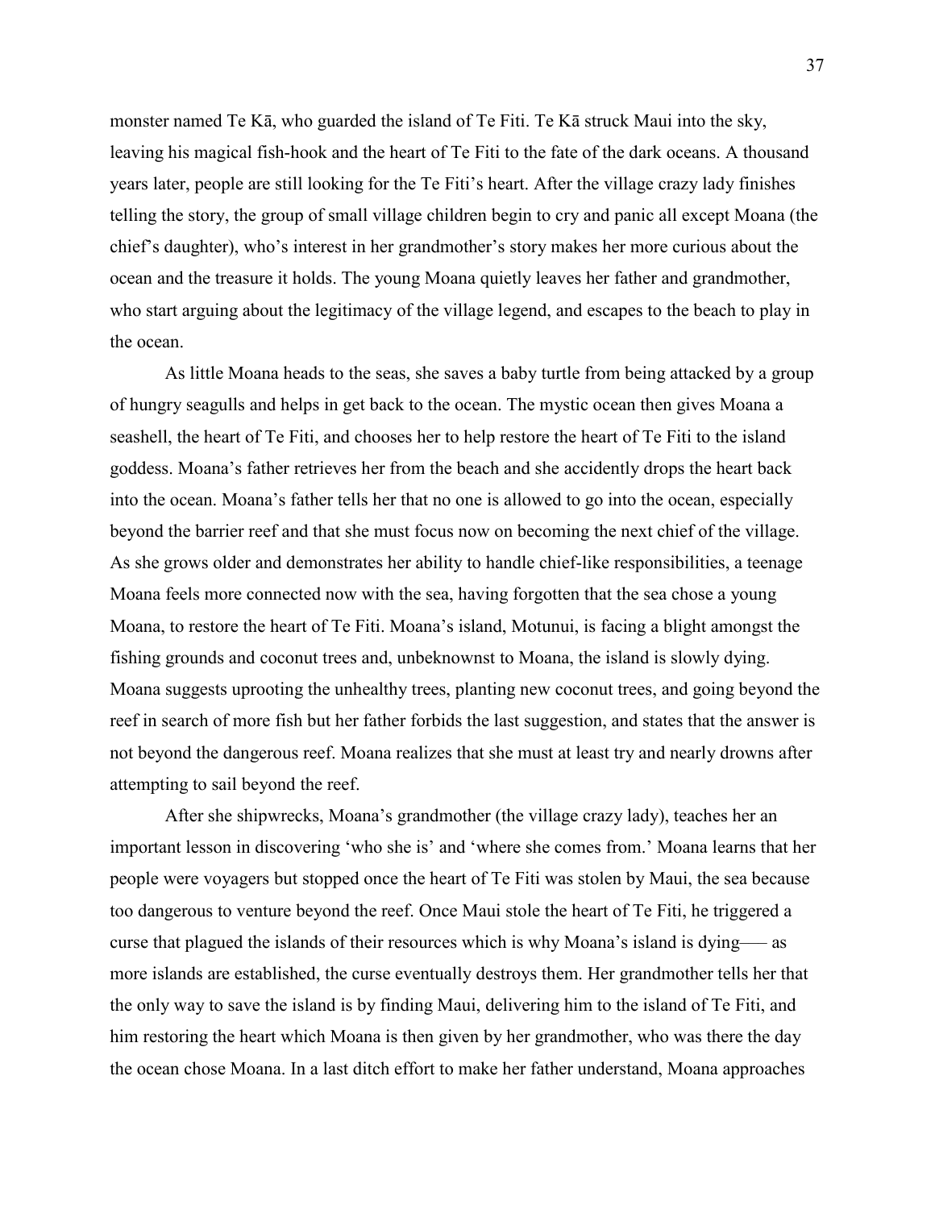monster named Te Kā, who guarded the island of Te Fiti. Te Kā struck Maui into the sky, leaving his magical fish-hook and the heart of Te Fiti to the fate of the dark oceans. A thousand years later, people are still looking for the Te Fiti's heart. After the village crazy lady finishes telling the story, the group of small village children begin to cry and panic all except Moana (the chief's daughter), who's interest in her grandmother's story makes her more curious about the ocean and the treasure it holds. The young Moana quietly leaves her father and grandmother, who start arguing about the legitimacy of the village legend, and escapes to the beach to play in the ocean.

As little Moana heads to the seas, she saves a baby turtle from being attacked by a group of hungry seagulls and helps in get back to the ocean. The mystic ocean then gives Moana a seashell, the heart of Te Fiti, and chooses her to help restore the heart of Te Fiti to the island goddess. Moana's father retrieves her from the beach and she accidently drops the heart back into the ocean. Moana's father tells her that no one is allowed to go into the ocean, especially beyond the barrier reef and that she must focus now on becoming the next chief of the village. As she grows older and demonstrates her ability to handle chief-like responsibilities, a teenage Moana feels more connected now with the sea, having forgotten that the sea chose a young Moana, to restore the heart of Te Fiti. Moana's island, Motunui, is facing a blight amongst the fishing grounds and coconut trees and, unbeknownst to Moana, the island is slowly dying. Moana suggests uprooting the unhealthy trees, planting new coconut trees, and going beyond the reef in search of more fish but her father forbids the last suggestion, and states that the answer is not beyond the dangerous reef. Moana realizes that she must at least try and nearly drowns after attempting to sail beyond the reef.

After she shipwrecks, Moana's grandmother (the village crazy lady), teaches her an important lesson in discovering 'who she is' and 'where she comes from.' Moana learns that her people were voyagers but stopped once the heart of Te Fiti was stolen by Maui, the sea because too dangerous to venture beyond the reef. Once Maui stole the heart of Te Fiti, he triggered a curse that plagued the islands of their resources which is why Moana's island is dying—— as more islands are established, the curse eventually destroys them. Her grandmother tells her that the only way to save the island is by finding Maui, delivering him to the island of Te Fiti, and him restoring the heart which Moana is then given by her grandmother, who was there the day the ocean chose Moana. In a last ditch effort to make her father understand, Moana approaches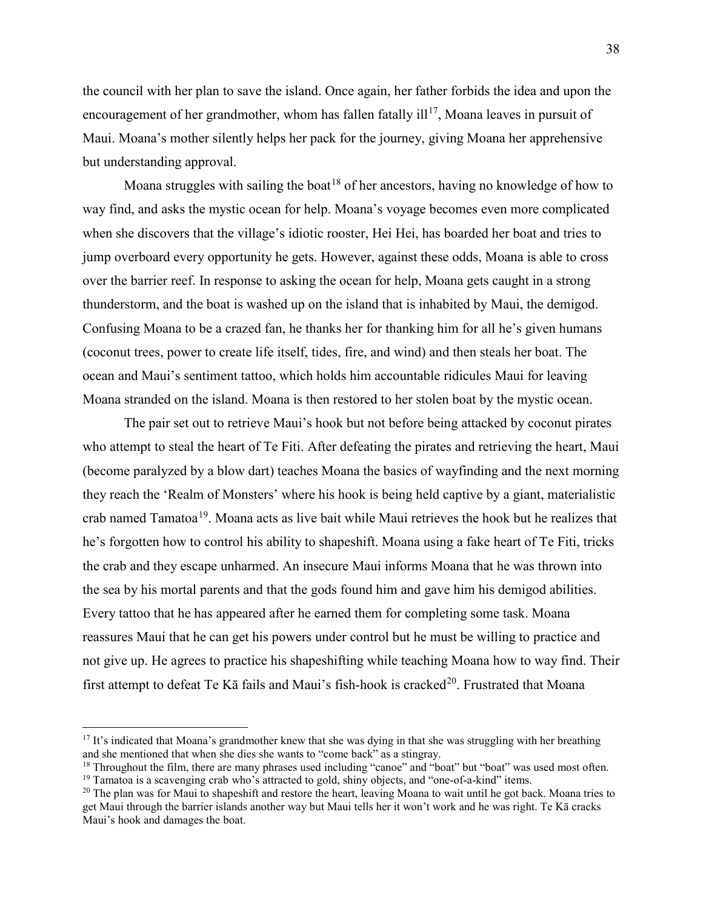the council with her plan to save the island. Once again, her father forbids the idea and upon the encouragement of her grandmother, whom has fallen fatally ill[17], Moana leaves in pursuit of Maui. Moana's mother silently helps her pack for the journey, giving Moana her apprehensive but understanding approval.

Moana struggles with sailing the boat[18] of her ancestors, having no knowledge of how to way find, and asks the mystic ocean for help. Moana's voyage becomes even more complicated when she discovers that the village's idiotic rooster, Hei Hei, has boarded her boat and tries to jump overboard every opportunity he gets. However, against these odds, Moana is able to cross over the barrier reef. In response to asking the ocean for help, Moana gets caught in a strong thunderstorm, and the boat is washed up on the island that is inhabited by Maui, the demigod. Confusing Moana to be a crazed fan, he thanks her for thanking him for all he's given humans (coconut trees, power to create life itself, tides, fire, and wind) and then steals her boat. The ocean and Maui's sentiment tattoo, which holds him accountable ridicules Maui for leaving Moana stranded on the island. Moana is then restored to her stolen boat by the mystic ocean.

The pair set out to retrieve Maui's hook but not before being attacked by coconut pirates who attempt to steal the heart of Te Fiti. After defeating the pirates and retrieving the heart, Maui (become paralyzed by a blow dart) teaches Moana the basics of wayfinding and the next morning they reach the 'Realm of Monsters' where his hook is being held captive by a giant, materialistic crab named Tamatoa[19]. Moana acts as live bait while Maui retrieves the hook but he realizes that he's forgotten how to control his ability to shapeshift. Moana using a fake heart of Te Fiti, tricks the crab and they escape unharmed. An insecure Maui informs Moana that he was thrown into the sea by his mortal parents and that the gods found him and gave him his demigod abilities. Every tattoo that he has appeared after he earned them for completing some task. Moana reassures Maui that he can get his powers under control but he must be willing to practice and not give up. He agrees to practice his shapeshifting while teaching Moana how to way find. Their first attempt to defeat Te Kā fails and Maui's fish-hook is cracked[20]. Frustrated that Moana

---

[17] It's indicated that Moana's grandmother knew that she was dying in that she was struggling with her breathing and she mentioned that when she dies she wants to "come back" as a stingray.

[18] Throughout the film, there are many phrases used including "canoe" and "boat" but "boat" was used most often.

[19] Tamatoa is a scavenging crab who's attracted to gold, shiny objects, and "one-of-a-kind" items.

[20] The plan was for Maui to shapeshift and restore the heart, leaving Moana to wait until he got back. Moana tries to get Maui through the barrier islands another way but Maui tells her it won't work and he was right. Te Kā cracks Maui's hook and damages the boat.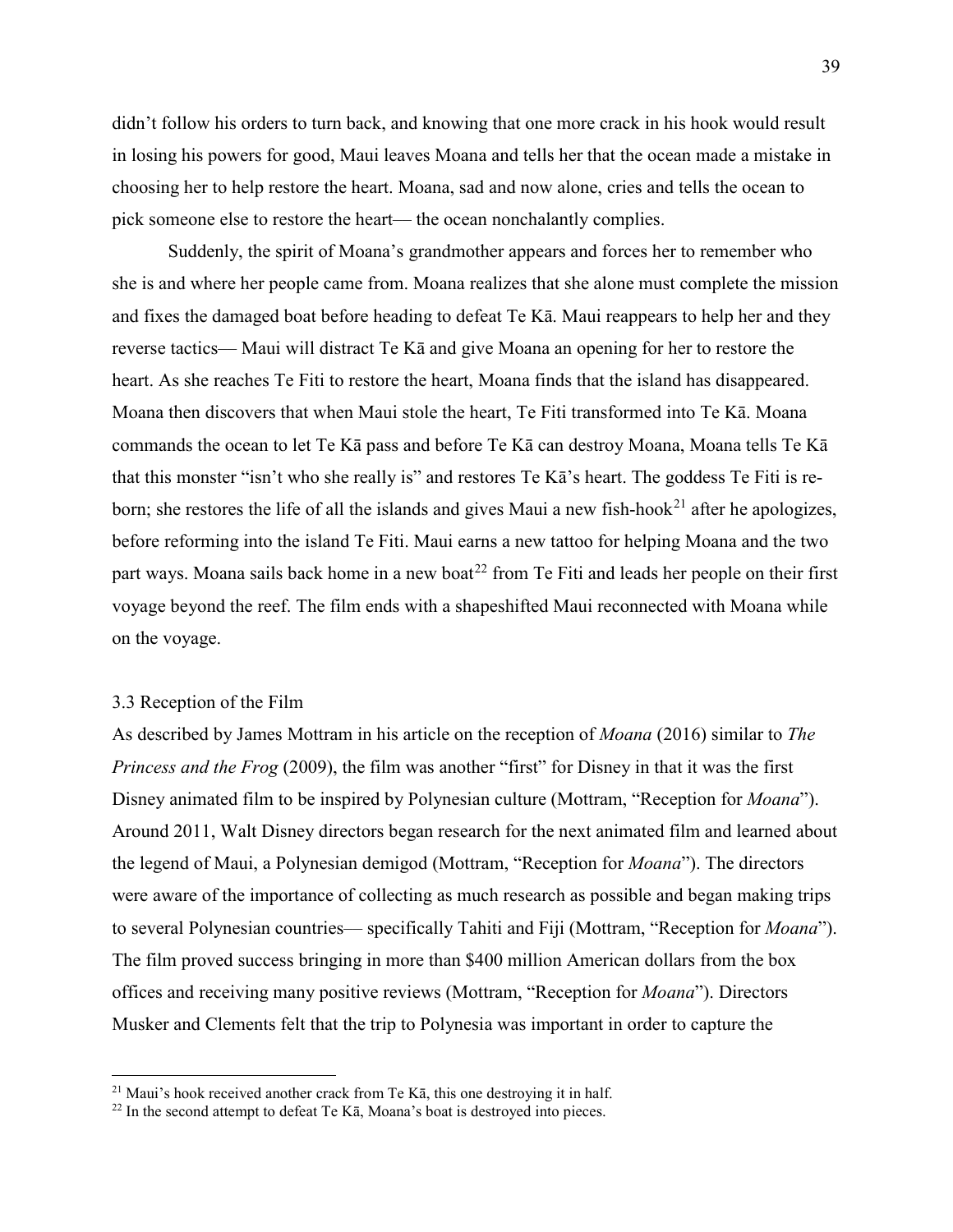didn't follow his orders to turn back, and knowing that one more crack in his hook would result in losing his powers for good, Maui leaves Moana and tells her that the ocean made a mistake in choosing her to help restore the heart. Moana, sad and now alone, cries and tells the ocean to pick someone else to restore the heart— the ocean nonchalantly complies.

Suddenly, the spirit of Moana's grandmother appears and forces her to remember who she is and where her people came from. Moana realizes that she alone must complete the mission and fixes the damaged boat before heading to defeat Te Kā. Maui reappears to help her and they reverse tactics— Maui will distract Te Kā and give Moana an opening for her to restore the heart. As she reaches Te Fiti to restore the heart, Moana finds that the island has disappeared. Moana then discovers that when Maui stole the heart, Te Fiti transformed into Te Kā. Moana commands the ocean to let Te Kā pass and before Te Kā can destroy Moana, Moana tells Te Kā that this monster "isn't who she really is" and restores Te Kā's heart. The goddess Te Fiti is re-born; she restores the life of all the islands and gives Maui a new fish-hook[21] after he apologizes, before reforming into the island Te Fiti. Maui earns a new tattoo for helping Moana and the two part ways. Moana sails back home in a new boat[22] from Te Fiti and leads her people on their first voyage beyond the reef. The film ends with a shapeshifted Maui reconnected with Moana while on the voyage.

### 3.3 Reception of the Film

As described by James Mottram in his article on the reception of *Moana* (2016) similar to *The Princess and the Frog* (2009), the film was another "first" for Disney in that it was the first Disney animated film to be inspired by Polynesian culture (Mottram, "Reception for *Moana*"). Around 2011, Walt Disney directors began research for the next animated film and learned about the legend of Maui, a Polynesian demigod (Mottram, "Reception for *Moana*"). The directors were aware of the importance of collecting as much research as possible and began making trips to several Polynesian countries— specifically Tahiti and Fiji (Mottram, "Reception for *Moana*"). The film proved success bringing in more than $400 million American dollars from the box offices and receiving many positive reviews (Mottram, "Reception for *Moana*"). Directors Musker and Clements felt that the trip to Polynesia was important in order to capture the

---

[21] Maui's hook received another crack from Te Kā, this one destroying it in half.

[22] In the second attempt to defeat Te Kā, Moana's boat is destroyed into pieces.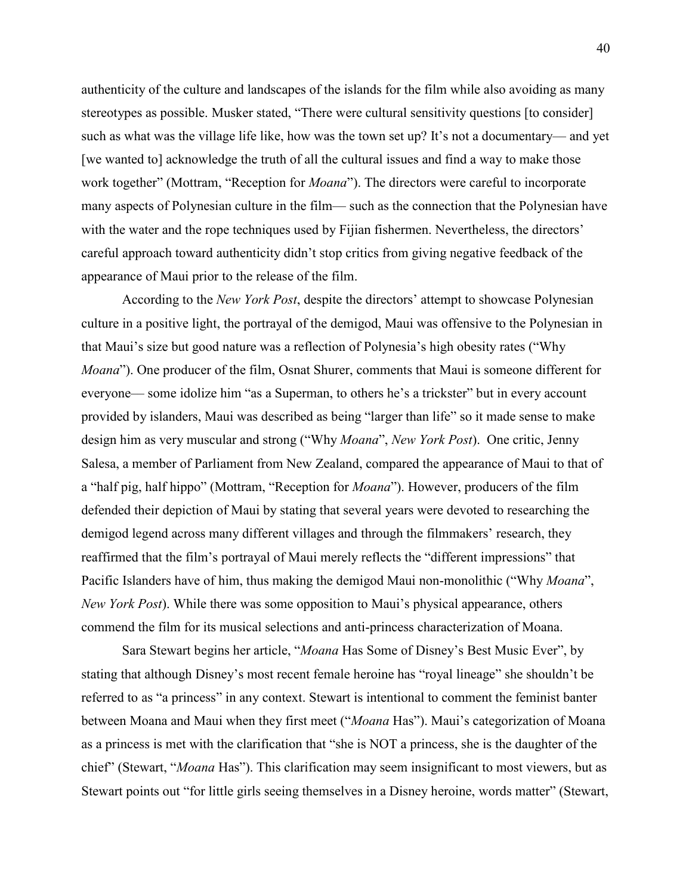authenticity of the culture and landscapes of the islands for the film while also avoiding as many stereotypes as possible. Musker stated, "There were cultural sensitivity questions [to consider] such as what was the village life like, how was the town set up? It's not a documentary— and yet [we wanted to] acknowledge the truth of all the cultural issues and find a way to make those work together" (Mottram, "Reception for *Moana*"). The directors were careful to incorporate many aspects of Polynesian culture in the film— such as the connection that the Polynesian have with the water and the rope techniques used by Fijian fishermen. Nevertheless, the directors' careful approach toward authenticity didn't stop critics from giving negative feedback of the appearance of Maui prior to the release of the film.

According to the *New York Post*, despite the directors' attempt to showcase Polynesian culture in a positive light, the portrayal of the demigod, Maui was offensive to the Polynesian in that Maui's size but good nature was a reflection of Polynesia's high obesity rates ("Why *Moana*"). One producer of the film, Osnat Shurer, comments that Maui is someone different for everyone— some idolize him "as a Superman, to others he's a trickster" but in every account provided by islanders, Maui was described as being "larger than life" so it made sense to make design him as very muscular and strong ("Why *Moana*", *New York Post*). One critic, Jenny Salesa, a member of Parliament from New Zealand, compared the appearance of Maui to that of a "half pig, half hippo" (Mottram, "Reception for *Moana*"). However, producers of the film defended their depiction of Maui by stating that several years were devoted to researching the demigod legend across many different villages and through the filmmakers' research, they reaffirmed that the film's portrayal of Maui merely reflects the "different impressions" that Pacific Islanders have of him, thus making the demigod Maui non-monolithic ("Why *Moana*", *New York Post*). While there was some opposition to Maui's physical appearance, others commend the film for its musical selections and anti-princess characterization of Moana.

Sara Stewart begins her article, "*Moana* Has Some of Disney's Best Music Ever", by stating that although Disney's most recent female heroine has "royal lineage" she shouldn't be referred to as "a princess" in any context. Stewart is intentional to comment the feminist banter between Moana and Maui when they first meet ("*Moana* Has"). Maui's categorization of Moana as a princess is met with the clarification that "she is NOT a princess, she is the daughter of the chief" (Stewart, "*Moana* Has"). This clarification may seem insignificant to most viewers, but as Stewart points out "for little girls seeing themselves in a Disney heroine, words matter" (Stewart,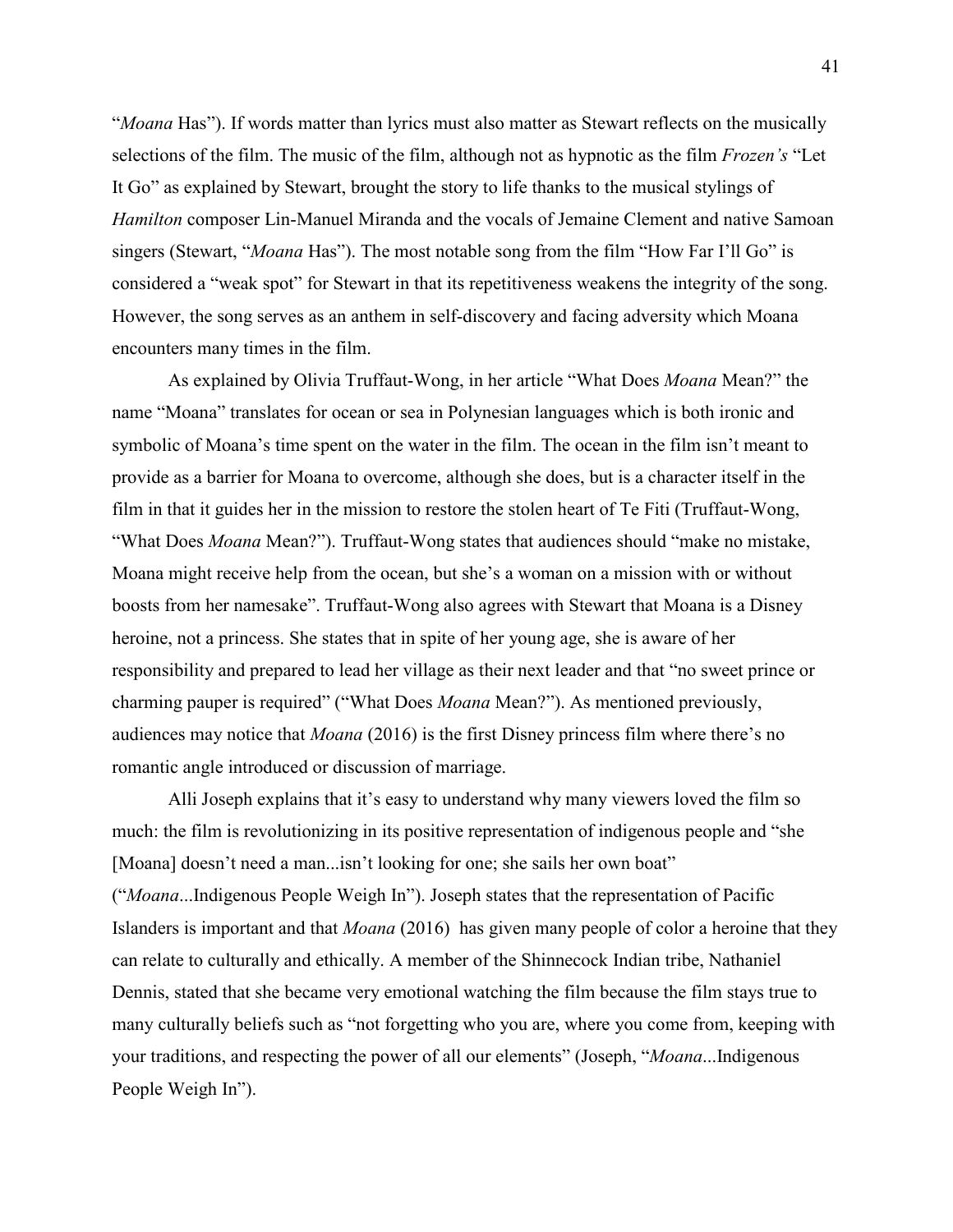"*Moana* Has"). If words matter than lyrics must also matter as Stewart reflects on the musically selections of the film. The music of the film, although not as hypnotic as the film *Frozen's* "Let It Go" as explained by Stewart, brought the story to life thanks to the musical stylings of *Hamilton* composer Lin-Manuel Miranda and the vocals of Jemaine Clement and native Samoan singers (Stewart, "*Moana* Has"). The most notable song from the film "How Far I'll Go" is considered a "weak spot" for Stewart in that its repetitiveness weakens the integrity of the song. However, the song serves as an anthem in self-discovery and facing adversity which Moana encounters many times in the film.

As explained by Olivia Truffaut-Wong, in her article "What Does *Moana* Mean?" the name "Moana" translates for ocean or sea in Polynesian languages which is both ironic and symbolic of Moana's time spent on the water in the film. The ocean in the film isn't meant to provide as a barrier for Moana to overcome, although she does, but is a character itself in the film in that it guides her in the mission to restore the stolen heart of Te Fiti (Truffaut-Wong, "What Does *Moana* Mean?"). Truffaut-Wong states that audiences should "make no mistake, Moana might receive help from the ocean, but she's a woman on a mission with or without boosts from her namesake". Truffaut-Wong also agrees with Stewart that Moana is a Disney heroine, not a princess. She states that in spite of her young age, she is aware of her responsibility and prepared to lead her village as their next leader and that "no sweet prince or charming pauper is required" ("What Does *Moana* Mean?"). As mentioned previously, audiences may notice that *Moana* (2016) is the first Disney princess film where there's no romantic angle introduced or discussion of marriage.

Alli Joseph explains that it's easy to understand why many viewers loved the film so much: the film is revolutionizing in its positive representation of indigenous people and "she [Moana] doesn't need a man...isn't looking for one; she sails her own boat" ("*Moana*...Indigenous People Weigh In"). Joseph states that the representation of Pacific Islanders is important and that *Moana* (2016) has given many people of color a heroine that they can relate to culturally and ethically. A member of the Shinnecock Indian tribe, Nathaniel Dennis, stated that she became very emotional watching the film because the film stays true to many culturally beliefs such as "not forgetting who you are, where you come from, keeping with your traditions, and respecting the power of all our elements" (Joseph, "*Moana*...Indigenous People Weigh In").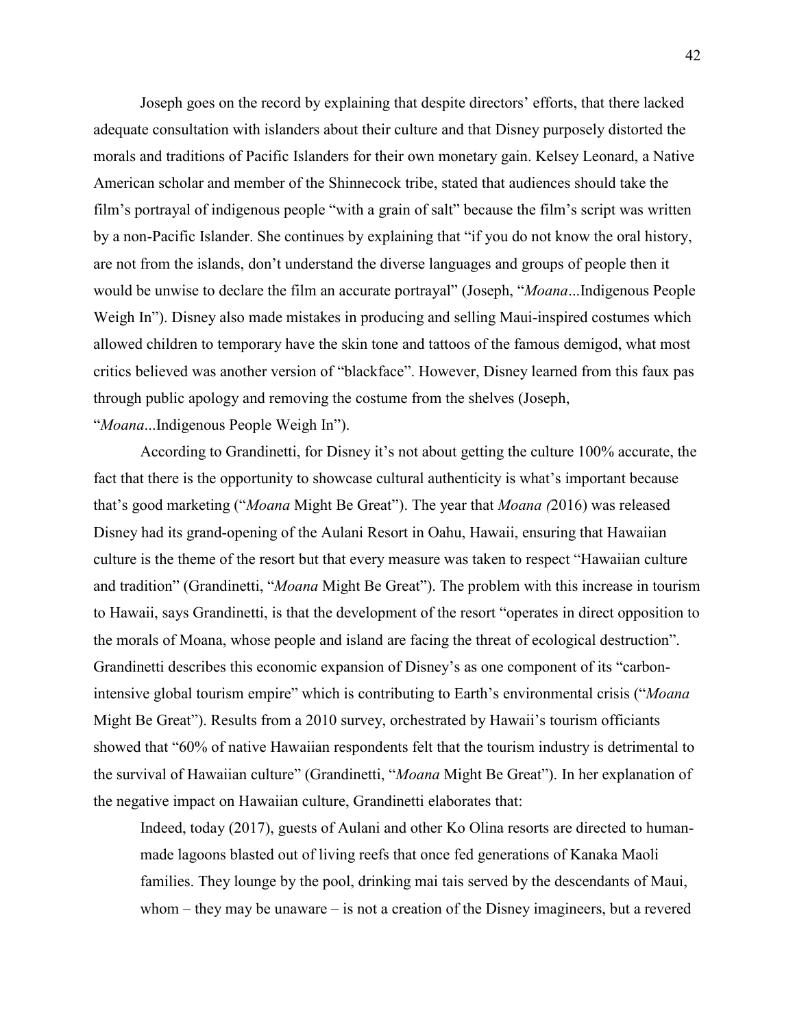Joseph goes on the record by explaining that despite directors' efforts, that there lacked adequate consultation with islanders about their culture and that Disney purposely distorted the morals and traditions of Pacific Islanders for their own monetary gain. Kelsey Leonard, a Native American scholar and member of the Shinnecock tribe, stated that audiences should take the film's portrayal of indigenous people "with a grain of salt" because the film's script was written by a non-Pacific Islander. She continues by explaining that "if you do not know the oral history, are not from the islands, don't understand the diverse languages and groups of people then it would be unwise to declare the film an accurate portrayal" (Joseph, "*Moana*...Indigenous People Weigh In"). Disney also made mistakes in producing and selling Maui-inspired costumes which allowed children to temporary have the skin tone and tattoos of the famous demigod, what most critics believed was another version of "blackface". However, Disney learned from this faux pas through public apology and removing the costume from the shelves (Joseph, "*Moana*...Indigenous People Weigh In").

According to Grandinetti, for Disney it's not about getting the culture 100% accurate, the fact that there is the opportunity to showcase cultural authenticity is what's important because that's good marketing ("*Moana* Might Be Great"). The year that *Moana (*2016) was released Disney had its grand-opening of the Aulani Resort in Oahu, Hawaii, ensuring that Hawaiian culture is the theme of the resort but that every measure was taken to respect "Hawaiian culture and tradition" (Grandinetti, "*Moana* Might Be Great"). The problem with this increase in tourism to Hawaii, says Grandinetti, is that the development of the resort "operates in direct opposition to the morals of Moana, whose people and island are facing the threat of ecological destruction". Grandinetti describes this economic expansion of Disney's as one component of its "carbon-intensive global tourism empire" which is contributing to Earth's environmental crisis ("*Moana* Might Be Great"). Results from a 2010 survey, orchestrated by Hawaii's tourism officiants showed that "60% of native Hawaiian respondents felt that the tourism industry is detrimental to the survival of Hawaiian culture" (Grandinetti, "*Moana* Might Be Great"). In her explanation of the negative impact on Hawaiian culture, Grandinetti elaborates that:

> Indeed, today (2017), guests of Aulani and other Ko Olina resorts are directed to human-made lagoons blasted out of living reefs that once fed generations of Kanaka Maoli families. They lounge by the pool, drinking mai tais served by the descendants of Maui, whom – they may be unaware – is not a creation of the Disney imagineers, but a revered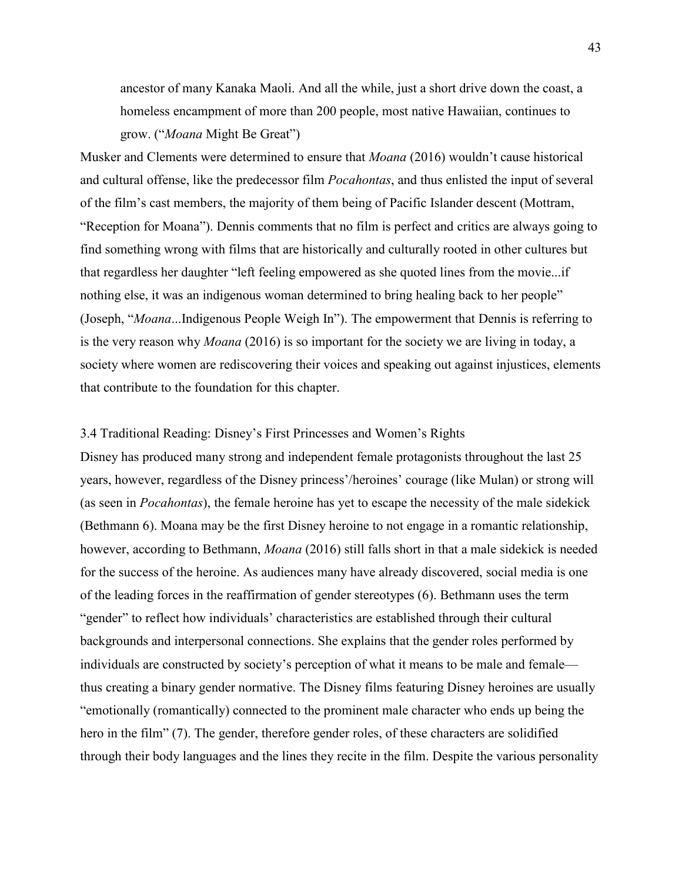> ancestor of many Kanaka Maoli. And all the while, just a short drive down the coast, a homeless encampment of more than 200 people, most native Hawaiian, continues to grow. ("*Moana* Might Be Great")

Musker and Clements were determined to ensure that *Moana* (2016) wouldn't cause historical and cultural offense, like the predecessor film *Pocahontas*, and thus enlisted the input of several of the film's cast members, the majority of them being of Pacific Islander descent (Mottram, "Reception for Moana"). Dennis comments that no film is perfect and critics are always going to find something wrong with films that are historically and culturally rooted in other cultures but that regardless her daughter "left feeling empowered as she quoted lines from the movie...if nothing else, it was an indigenous woman determined to bring healing back to her people" (Joseph, "*Moana*...Indigenous People Weigh In"). The empowerment that Dennis is referring to is the very reason why *Moana* (2016) is so important for the society we are living in today, a society where women are rediscovering their voices and speaking out against injustices, elements that contribute to the foundation for this chapter.

### 3.4 Traditional Reading: Disney's First Princesses and Women's Rights

Disney has produced many strong and independent female protagonists throughout the last 25 years, however, regardless of the Disney princess'/heroines' courage (like Mulan) or strong will (as seen in *Pocahontas*), the female heroine has yet to escape the necessity of the male sidekick (Bethmann 6). Moana may be the first Disney heroine to not engage in a romantic relationship, however, according to Bethmann, *Moana* (2016) still falls short in that a male sidekick is needed for the success of the heroine. As audiences many have already discovered, social media is one of the leading forces in the reaffirmation of gender stereotypes (6). Bethmann uses the term "gender" to reflect how individuals' characteristics are established through their cultural backgrounds and interpersonal connections. She explains that the gender roles performed by individuals are constructed by society's perception of what it means to be male and female—thus creating a binary gender normative. The Disney films featuring Disney heroines are usually "emotionally (romantically) connected to the prominent male character who ends up being the hero in the film" (7). The gender, therefore gender roles, of these characters are solidified through their body languages and the lines they recite in the film. Despite the various personality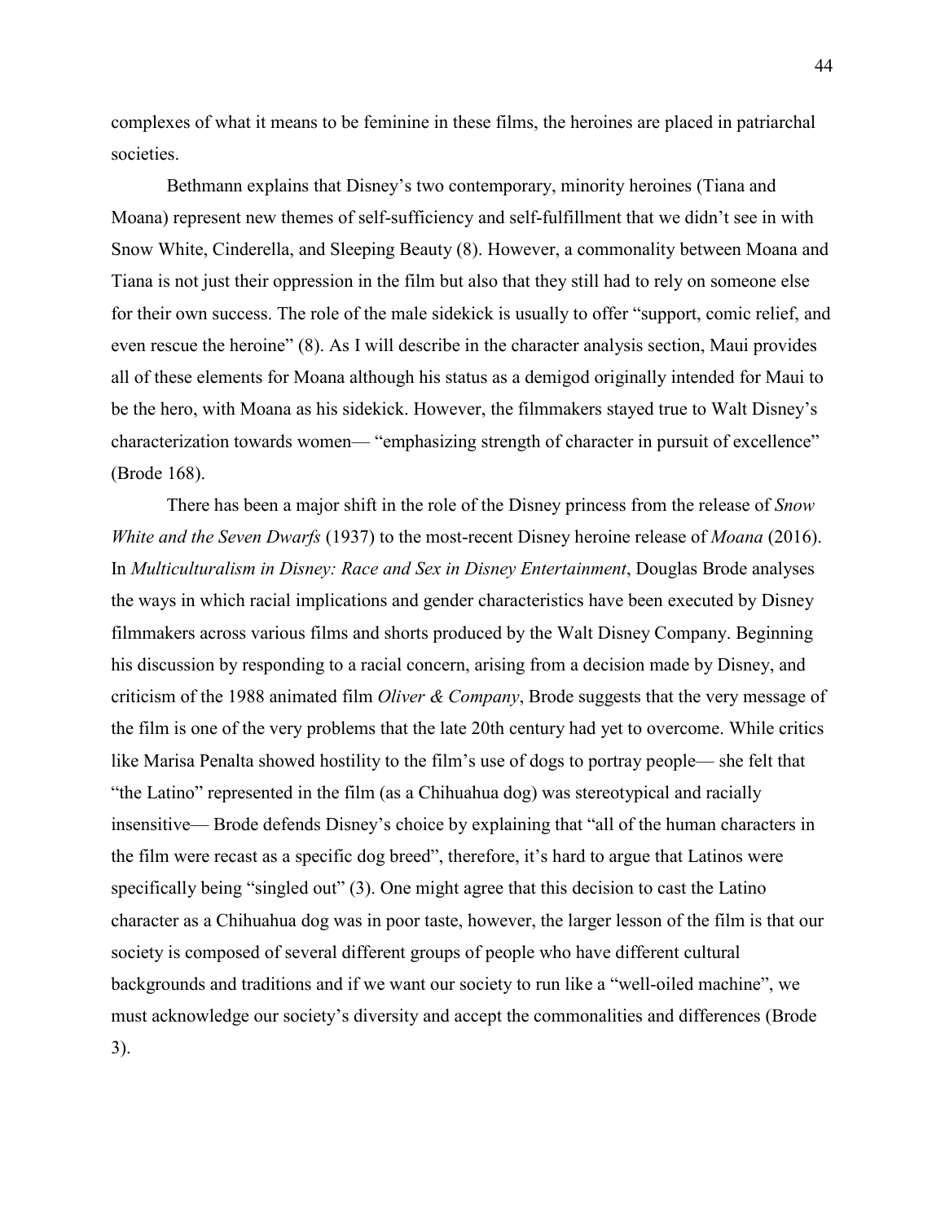complexes of what it means to be feminine in these films, the heroines are placed in patriarchal societies.

Bethmann explains that Disney's two contemporary, minority heroines (Tiana and Moana) represent new themes of self-sufficiency and self-fulfillment that we didn't see in with Snow White, Cinderella, and Sleeping Beauty (8). However, a commonality between Moana and Tiana is not just their oppression in the film but also that they still had to rely on someone else for their own success. The role of the male sidekick is usually to offer "support, comic relief, and even rescue the heroine" (8). As I will describe in the character analysis section, Maui provides all of these elements for Moana although his status as a demigod originally intended for Maui to be the hero, with Moana as his sidekick. However, the filmmakers stayed true to Walt Disney's characterization towards women— "emphasizing strength of character in pursuit of excellence" (Brode 168).

There has been a major shift in the role of the Disney princess from the release of *Snow White and the Seven Dwarfs* (1937) to the most-recent Disney heroine release of *Moana* (2016). In *Multiculturalism in Disney: Race and Sex in Disney Entertainment*, Douglas Brode analyses the ways in which racial implications and gender characteristics have been executed by Disney filmmakers across various films and shorts produced by the Walt Disney Company. Beginning his discussion by responding to a racial concern, arising from a decision made by Disney, and criticism of the 1988 animated film *Oliver & Company*, Brode suggests that the very message of the film is one of the very problems that the late 20th century had yet to overcome. While critics like Marisa Penalta showed hostility to the film's use of dogs to portray people— she felt that "the Latino" represented in the film (as a Chihuahua dog) was stereotypical and racially insensitive— Brode defends Disney's choice by explaining that "all of the human characters in the film were recast as a specific dog breed", therefore, it's hard to argue that Latinos were specifically being "singled out" (3). One might agree that this decision to cast the Latino character as a Chihuahua dog was in poor taste, however, the larger lesson of the film is that our society is composed of several different groups of people who have different cultural backgrounds and traditions and if we want our society to run like a "well-oiled machine", we must acknowledge our society's diversity and accept the commonalities and differences (Brode 3).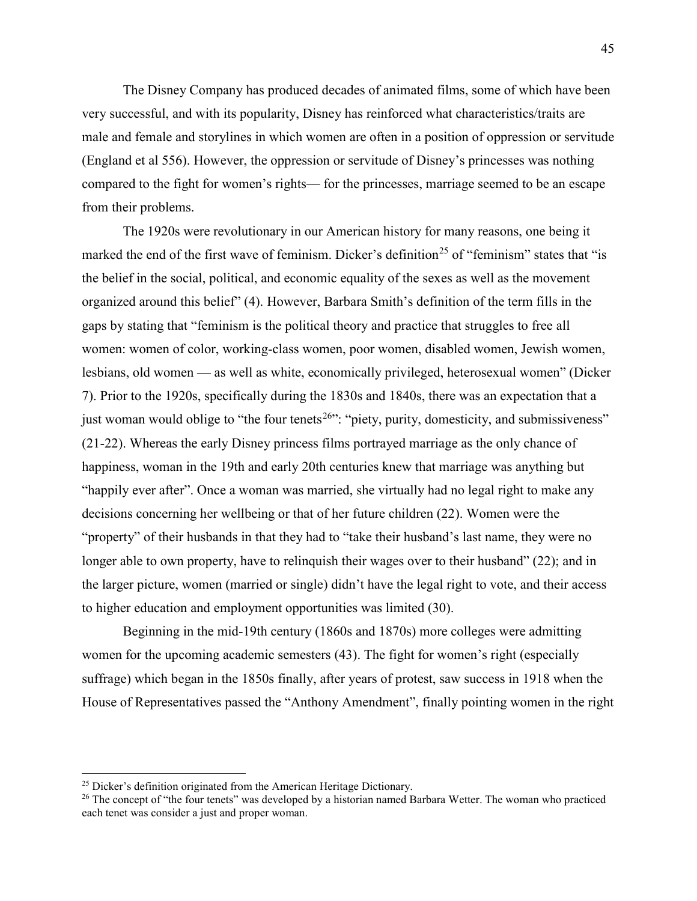The Disney Company has produced decades of animated films, some of which have been very successful, and with its popularity, Disney has reinforced what characteristics/traits are male and female and storylines in which women are often in a position of oppression or servitude (England et al 556). However, the oppression or servitude of Disney's princesses was nothing compared to the fight for women's rights— for the princesses, marriage seemed to be an escape from their problems.

The 1920s were revolutionary in our American history for many reasons, one being it marked the end of the first wave of feminism. Dicker's definition[25] of "feminism" states that "is the belief in the social, political, and economic equality of the sexes as well as the movement organized around this belief" (4). However, Barbara Smith's definition of the term fills in the gaps by stating that "feminism is the political theory and practice that struggles to free all women: women of color, working-class women, poor women, disabled women, Jewish women, lesbians, old women — as well as white, economically privileged, heterosexual women" (Dicker 7). Prior to the 1920s, specifically during the 1830s and 1840s, there was an expectation that a just woman would oblige to "the four tenets[26]": "piety, purity, domesticity, and submissiveness" (21-22). Whereas the early Disney princess films portrayed marriage as the only chance of happiness, woman in the 19th and early 20th centuries knew that marriage was anything but "happily ever after". Once a woman was married, she virtually had no legal right to make any decisions concerning her wellbeing or that of her future children (22). Women were the "property" of their husbands in that they had to "take their husband's last name, they were no longer able to own property, have to relinquish their wages over to their husband" (22); and in the larger picture, women (married or single) didn't have the legal right to vote, and their access to higher education and employment opportunities was limited (30).

Beginning in the mid-19th century (1860s and 1870s) more colleges were admitting women for the upcoming academic semesters (43). The fight for women's right (especially suffrage) which began in the 1850s finally, after years of protest, saw success in 1918 when the House of Representatives passed the "Anthony Amendment", finally pointing women in the right

[25] Dicker's definition originated from the American Heritage Dictionary.

[26] The concept of "the four tenets" was developed by a historian named Barbara Wetter. The woman who practiced each tenet was consider a just and proper woman.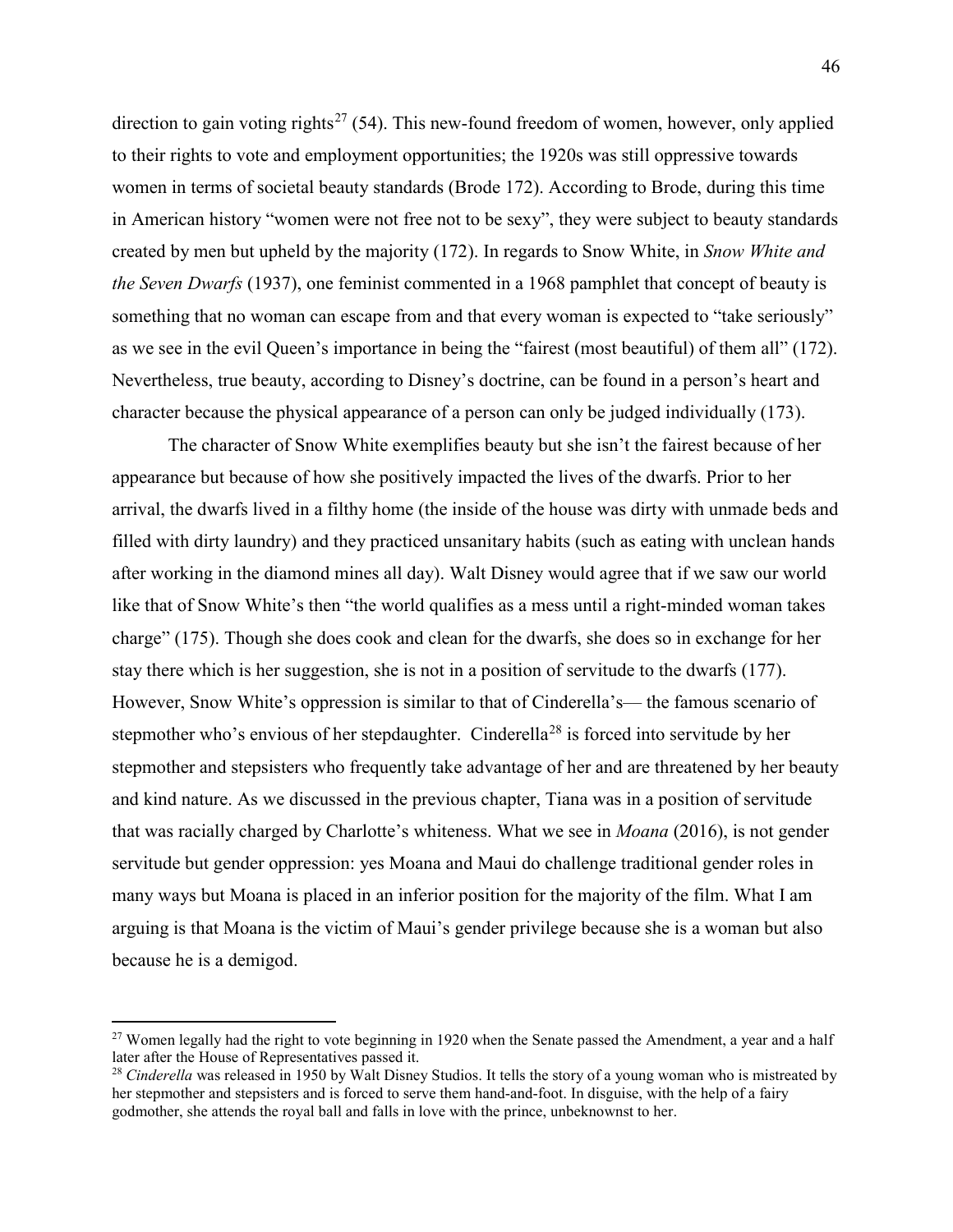direction to gain voting rights[27] (54). This new-found freedom of women, however, only applied to their rights to vote and employment opportunities; the 1920s was still oppressive towards women in terms of societal beauty standards (Brode 172). According to Brode, during this time in American history "women were not free not to be sexy", they were subject to beauty standards created by men but upheld by the majority (172). In regards to Snow White, in *Snow White and the Seven Dwarfs* (1937), one feminist commented in a 1968 pamphlet that concept of beauty is something that no woman can escape from and that every woman is expected to "take seriously" as we see in the evil Queen's importance in being the "fairest (most beautiful) of them all" (172). Nevertheless, true beauty, according to Disney's doctrine, can be found in a person's heart and character because the physical appearance of a person can only be judged individually (173).

The character of Snow White exemplifies beauty but she isn't the fairest because of her appearance but because of how she positively impacted the lives of the dwarfs. Prior to her arrival, the dwarfs lived in a filthy home (the inside of the house was dirty with unmade beds and filled with dirty laundry) and they practiced unsanitary habits (such as eating with unclean hands after working in the diamond mines all day). Walt Disney would agree that if we saw our world like that of Snow White's then "the world qualifies as a mess until a right-minded woman takes charge" (175). Though she does cook and clean for the dwarfs, she does so in exchange for her stay there which is her suggestion, she is not in a position of servitude to the dwarfs (177). However, Snow White's oppression is similar to that of Cinderella's— the famous scenario of stepmother who's envious of her stepdaughter. Cinderella[28] is forced into servitude by her stepmother and stepsisters who frequently take advantage of her and are threatened by her beauty and kind nature. As we discussed in the previous chapter, Tiana was in a position of servitude that was racially charged by Charlotte's whiteness. What we see in *Moana* (2016), is not gender servitude but gender oppression: yes Moana and Maui do challenge traditional gender roles in many ways but Moana is placed in an inferior position for the majority of the film. What I am arguing is that Moana is the victim of Maui's gender privilege because she is a woman but also because he is a demigod.

---

[27] Women legally had the right to vote beginning in 1920 when the Senate passed the Amendment, a year and a half later after the House of Representatives passed it.

[28] *Cinderella* was released in 1950 by Walt Disney Studios. It tells the story of a young woman who is mistreated by her stepmother and stepsisters and is forced to serve them hand-and-foot. In disguise, with the help of a fairy godmother, she attends the royal ball and falls in love with the prince, unbeknownst to her.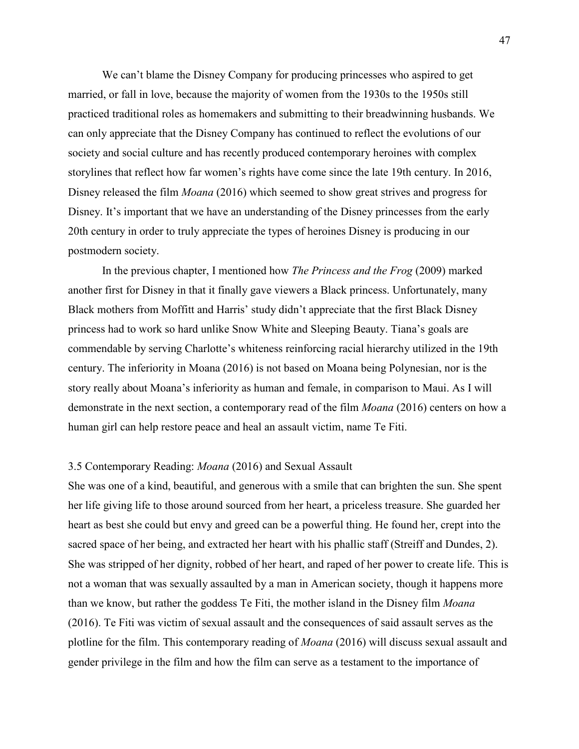We can't blame the Disney Company for producing princesses who aspired to get married, or fall in love, because the majority of women from the 1930s to the 1950s still practiced traditional roles as homemakers and submitting to their breadwinning husbands. We can only appreciate that the Disney Company has continued to reflect the evolutions of our society and social culture and has recently produced contemporary heroines with complex storylines that reflect how far women's rights have come since the late 19th century. In 2016, Disney released the film *Moana* (2016) which seemed to show great strives and progress for Disney. It's important that we have an understanding of the Disney princesses from the early 20th century in order to truly appreciate the types of heroines Disney is producing in our postmodern society.

In the previous chapter, I mentioned how *The Princess and the Frog* (2009) marked another first for Disney in that it finally gave viewers a Black princess. Unfortunately, many Black mothers from Moffitt and Harris' study didn't appreciate that the first Black Disney princess had to work so hard unlike Snow White and Sleeping Beauty. Tiana's goals are commendable by serving Charlotte's whiteness reinforcing racial hierarchy utilized in the 19th century. The inferiority in Moana (2016) is not based on Moana being Polynesian, nor is the story really about Moana's inferiority as human and female, in comparison to Maui. As I will demonstrate in the next section, a contemporary read of the film *Moana* (2016) centers on how a human girl can help restore peace and heal an assault victim, name Te Fiti.

### 3.5 Contemporary Reading: *Moana* (2016) and Sexual Assault

She was one of a kind, beautiful, and generous with a smile that can brighten the sun. She spent her life giving life to those around sourced from her heart, a priceless treasure. She guarded her heart as best she could but envy and greed can be a powerful thing. He found her, crept into the sacred space of her being, and extracted her heart with his phallic staff (Streiff and Dundes, 2). She was stripped of her dignity, robbed of her heart, and raped of her power to create life. This is not a woman that was sexually assaulted by a man in American society, though it happens more than we know, but rather the goddess Te Fiti, the mother island in the Disney film *Moana* (2016). Te Fiti was victim of sexual assault and the consequences of said assault serves as the plotline for the film. This contemporary reading of *Moana* (2016) will discuss sexual assault and gender privilege in the film and how the film can serve as a testament to the importance of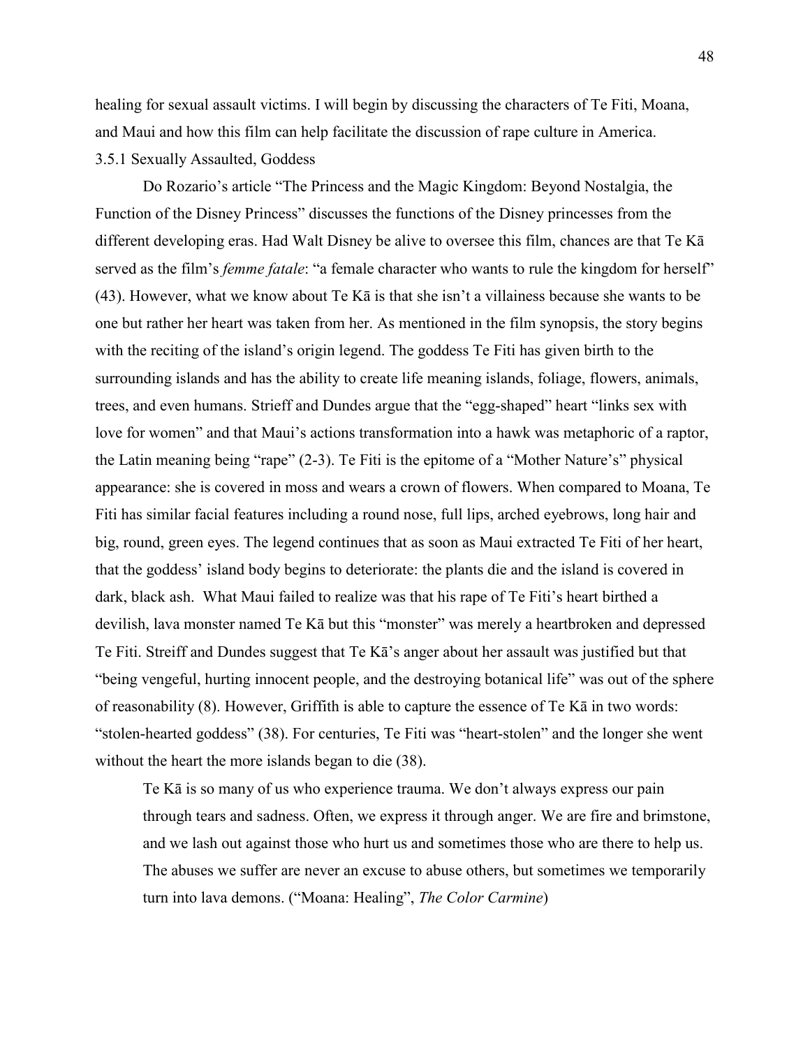healing for sexual assault victims. I will begin by discussing the characters of Te Fiti, Moana, and Maui and how this film can help facilitate the discussion of rape culture in America.

### 3.5.1 Sexually Assaulted, Goddess

Do Rozario's article "The Princess and the Magic Kingdom: Beyond Nostalgia, the Function of the Disney Princess" discusses the functions of the Disney princesses from the different developing eras. Had Walt Disney be alive to oversee this film, chances are that Te Kā served as the film's *femme fatale*: "a female character who wants to rule the kingdom for herself" (43). However, what we know about Te Kā is that she isn't a villainess because she wants to be one but rather her heart was taken from her. As mentioned in the film synopsis, the story begins with the reciting of the island's origin legend. The goddess Te Fiti has given birth to the surrounding islands and has the ability to create life meaning islands, foliage, flowers, animals, trees, and even humans. Strieff and Dundes argue that the "egg-shaped" heart "links sex with love for women" and that Maui's actions transformation into a hawk was metaphoric of a raptor, the Latin meaning being "rape" (2-3). Te Fiti is the epitome of a "Mother Nature's" physical appearance: she is covered in moss and wears a crown of flowers. When compared to Moana, Te Fiti has similar facial features including a round nose, full lips, arched eyebrows, long hair and big, round, green eyes. The legend continues that as soon as Maui extracted Te Fiti of her heart, that the goddess' island body begins to deteriorate: the plants die and the island is covered in dark, black ash. What Maui failed to realize was that his rape of Te Fiti's heart birthed a devilish, lava monster named Te Kā but this "monster" was merely a heartbroken and depressed Te Fiti. Streiff and Dundes suggest that Te Kā's anger about her assault was justified but that "being vengeful, hurting innocent people, and the destroying botanical life" was out of the sphere of reasonability (8). However, Griffith is able to capture the essence of Te Kā in two words: "stolen-hearted goddess" (38). For centuries, Te Fiti was "heart-stolen" and the longer she went without the heart the more islands began to die (38).

> Te Kā is so many of us who experience trauma. We don't always express our pain through tears and sadness. Often, we express it through anger. We are fire and brimstone, and we lash out against those who hurt us and sometimes those who are there to help us. The abuses we suffer are never an excuse to abuse others, but sometimes we temporarily turn into lava demons. ("Moana: Healing", *The Color Carmine*)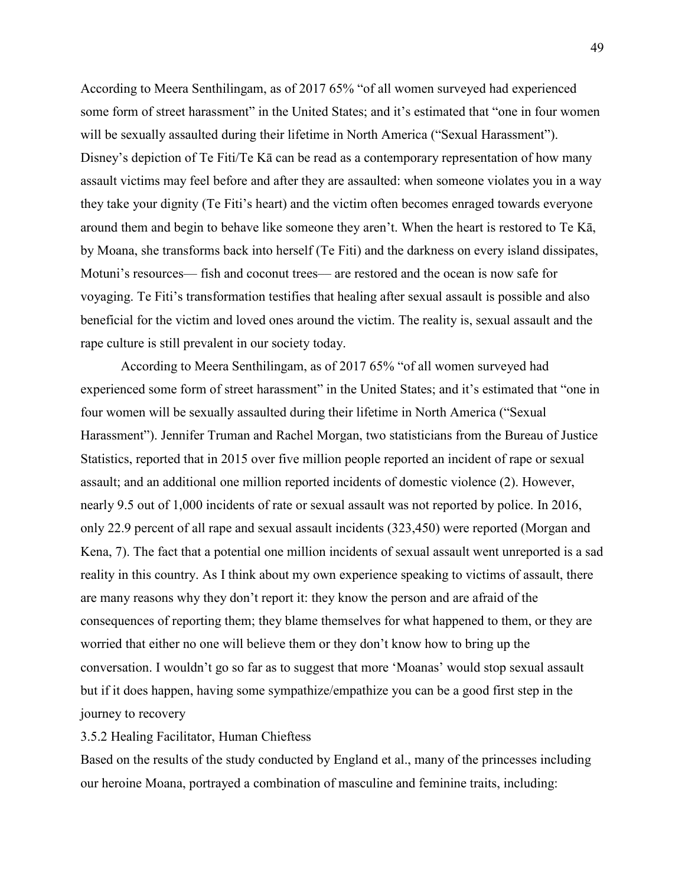According to Meera Senthilingam, as of 2017 65% "of all women surveyed had experienced some form of street harassment" in the United States; and it's estimated that "one in four women will be sexually assaulted during their lifetime in North America ("Sexual Harassment"). Disney's depiction of Te Fiti/Te Kā can be read as a contemporary representation of how many assault victims may feel before and after they are assaulted: when someone violates you in a way they take your dignity (Te Fiti's heart) and the victim often becomes enraged towards everyone around them and begin to behave like someone they aren't. When the heart is restored to Te Kā, by Moana, she transforms back into herself (Te Fiti) and the darkness on every island dissipates, Motuni's resources— fish and coconut trees— are restored and the ocean is now safe for voyaging. Te Fiti's transformation testifies that healing after sexual assault is possible and also beneficial for the victim and loved ones around the victim. The reality is, sexual assault and the rape culture is still prevalent in our society today.

According to Meera Senthilingam, as of 2017 65% "of all women surveyed had experienced some form of street harassment" in the United States; and it's estimated that "one in four women will be sexually assaulted during their lifetime in North America ("Sexual Harassment"). Jennifer Truman and Rachel Morgan, two statisticians from the Bureau of Justice Statistics, reported that in 2015 over five million people reported an incident of rape or sexual assault; and an additional one million reported incidents of domestic violence (2). However, nearly 9.5 out of 1,000 incidents of rate or sexual assault was not reported by police. In 2016, only 22.9 percent of all rape and sexual assault incidents (323,450) were reported (Morgan and Kena, 7). The fact that a potential one million incidents of sexual assault went unreported is a sad reality in this country. As I think about my own experience speaking to victims of assault, there are many reasons why they don't report it: they know the person and are afraid of the consequences of reporting them; they blame themselves for what happened to them, or they are worried that either no one will believe them or they don't know how to bring up the conversation. I wouldn't go so far as to suggest that more 'Moanas' would stop sexual assault but if it does happen, having some sympathize/empathize you can be a good first step in the journey to recovery

### 3.5.2 Healing Facilitator, Human Chieftess

Based on the results of the study conducted by England et al., many of the princesses including our heroine Moana, portrayed a combination of masculine and feminine traits, including: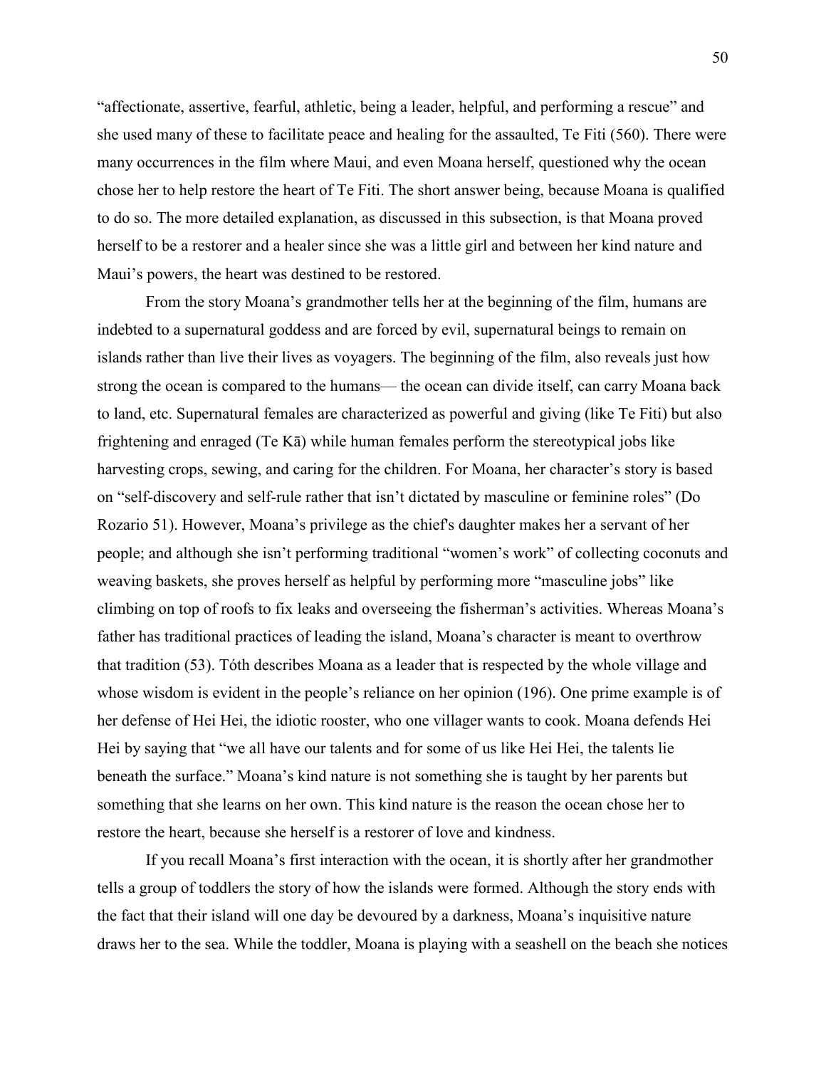"affectionate, assertive, fearful, athletic, being a leader, helpful, and performing a rescue" and she used many of these to facilitate peace and healing for the assaulted, Te Fiti (560). There were many occurrences in the film where Maui, and even Moana herself, questioned why the ocean chose her to help restore the heart of Te Fiti. The short answer being, because Moana is qualified to do so. The more detailed explanation, as discussed in this subsection, is that Moana proved herself to be a restorer and a healer since she was a little girl and between her kind nature and Maui's powers, the heart was destined to be restored.

From the story Moana's grandmother tells her at the beginning of the film, humans are indebted to a supernatural goddess and are forced by evil, supernatural beings to remain on islands rather than live their lives as voyagers. The beginning of the film, also reveals just how strong the ocean is compared to the humans— the ocean can divide itself, can carry Moana back to land, etc. Supernatural females are characterized as powerful and giving (like Te Fiti) but also frightening and enraged (Te Kā) while human females perform the stereotypical jobs like harvesting crops, sewing, and caring for the children. For Moana, her character's story is based on "self-discovery and self-rule rather that isn't dictated by masculine or feminine roles" (Do Rozario 51). However, Moana's privilege as the chief's daughter makes her a servant of her people; and although she isn't performing traditional "women's work" of collecting coconuts and weaving baskets, she proves herself as helpful by performing more "masculine jobs" like climbing on top of roofs to fix leaks and overseeing the fisherman's activities. Whereas Moana's father has traditional practices of leading the island, Moana's character is meant to overthrow that tradition (53). Tóth describes Moana as a leader that is respected by the whole village and whose wisdom is evident in the people's reliance on her opinion (196). One prime example is of her defense of Hei Hei, the idiotic rooster, who one villager wants to cook. Moana defends Hei Hei by saying that "we all have our talents and for some of us like Hei Hei, the talents lie beneath the surface." Moana's kind nature is not something she is taught by her parents but something that she learns on her own. This kind nature is the reason the ocean chose her to restore the heart, because she herself is a restorer of love and kindness.

If you recall Moana's first interaction with the ocean, it is shortly after her grandmother tells a group of toddlers the story of how the islands were formed. Although the story ends with the fact that their island will one day be devoured by a darkness, Moana's inquisitive nature draws her to the sea. While the toddler, Moana is playing with a seashell on the beach she notices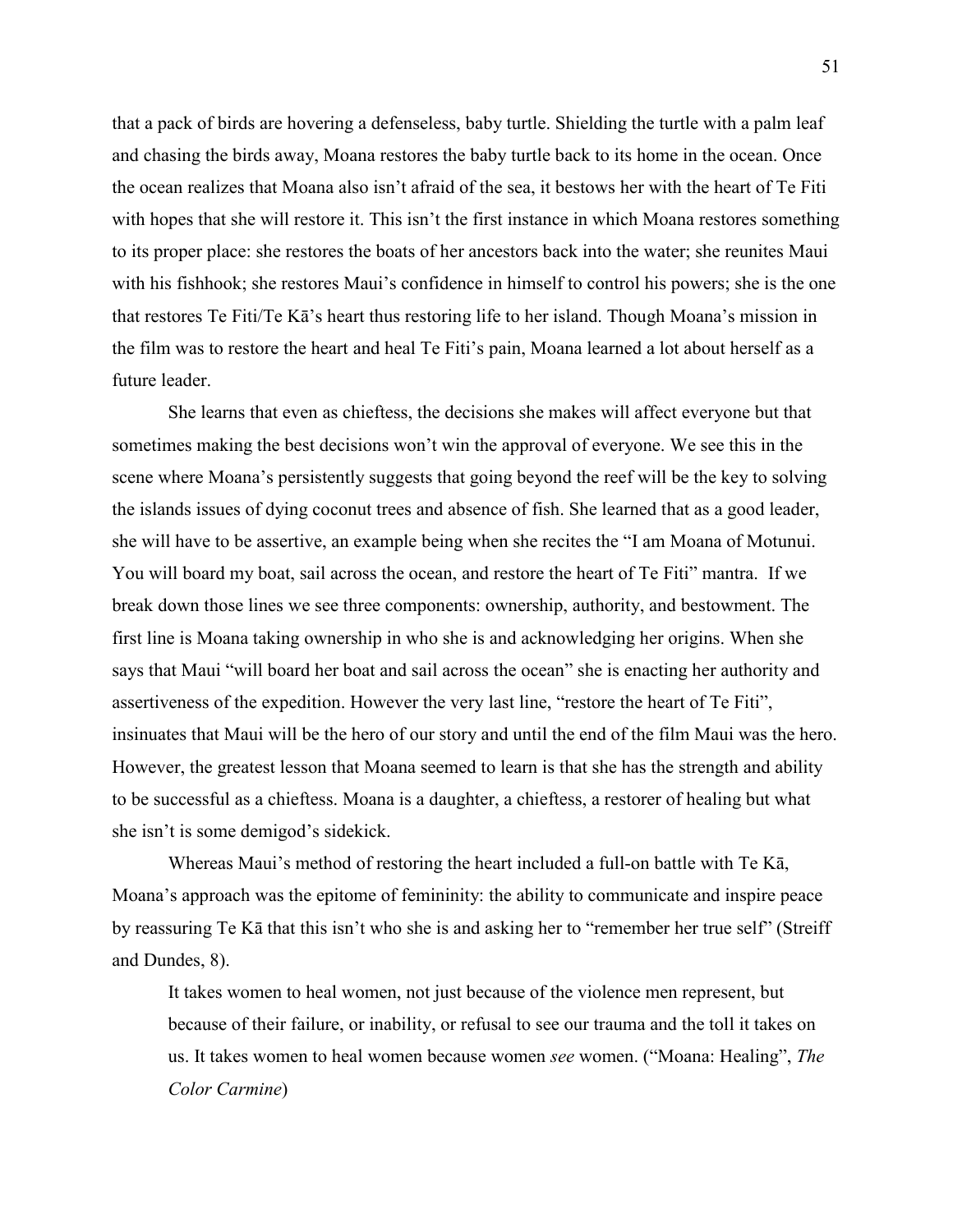that a pack of birds are hovering a defenseless, baby turtle. Shielding the turtle with a palm leaf and chasing the birds away, Moana restores the baby turtle back to its home in the ocean. Once the ocean realizes that Moana also isn't afraid of the sea, it bestows her with the heart of Te Fiti with hopes that she will restore it. This isn't the first instance in which Moana restores something to its proper place: she restores the boats of her ancestors back into the water; she reunites Maui with his fishhook; she restores Maui's confidence in himself to control his powers; she is the one that restores Te Fiti/Te Kā's heart thus restoring life to her island. Though Moana's mission in the film was to restore the heart and heal Te Fiti's pain, Moana learned a lot about herself as a future leader.

She learns that even as chieftess, the decisions she makes will affect everyone but that sometimes making the best decisions won't win the approval of everyone. We see this in the scene where Moana's persistently suggests that going beyond the reef will be the key to solving the islands issues of dying coconut trees and absence of fish. She learned that as a good leader, she will have to be assertive, an example being when she recites the "I am Moana of Motunui. You will board my boat, sail across the ocean, and restore the heart of Te Fiti" mantra. If we break down those lines we see three components: ownership, authority, and bestowment. The first line is Moana taking ownership in who she is and acknowledging her origins. When she says that Maui "will board her boat and sail across the ocean" she is enacting her authority and assertiveness of the expedition. However the very last line, "restore the heart of Te Fiti", insinuates that Maui will be the hero of our story and until the end of the film Maui was the hero. However, the greatest lesson that Moana seemed to learn is that she has the strength and ability to be successful as a chieftess. Moana is a daughter, a chieftess, a restorer of healing but what she isn't is some demigod's sidekick.

Whereas Maui's method of restoring the heart included a full-on battle with Te Kā, Moana's approach was the epitome of femininity: the ability to communicate and inspire peace by reassuring Te Kā that this isn't who she is and asking her to "remember her true self" (Streiff and Dundes, 8).

> It takes women to heal women, not just because of the violence men represent, but because of their failure, or inability, or refusal to see our trauma and the toll it takes on us. It takes women to heal women because women *see* women. ("Moana: Healing", *The Color Carmine*)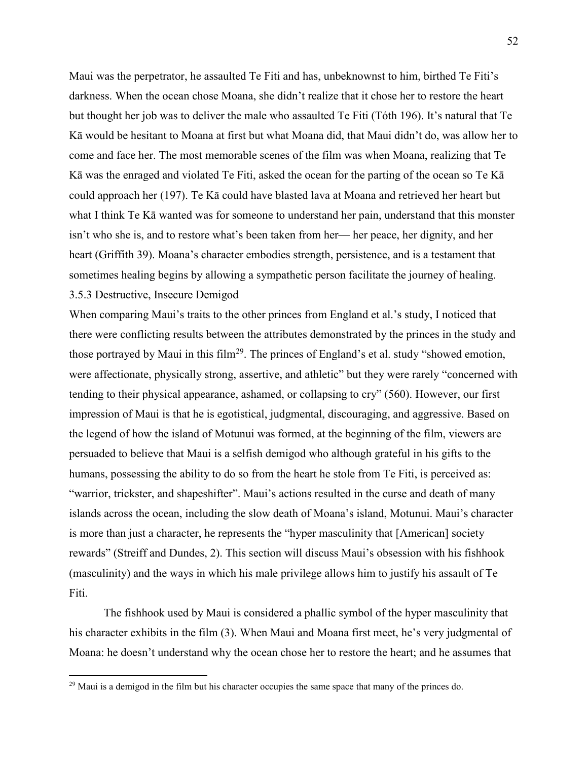Maui was the perpetrator, he assaulted Te Fiti and has, unbeknownst to him, birthed Te Fiti's darkness. When the ocean chose Moana, she didn't realize that it chose her to restore the heart but thought her job was to deliver the male who assaulted Te Fiti (Tóth 196). It's natural that Te Kā would be hesitant to Moana at first but what Moana did, that Maui didn't do, was allow her to come and face her. The most memorable scenes of the film was when Moana, realizing that Te Kā was the enraged and violated Te Fiti, asked the ocean for the parting of the ocean so Te Kā could approach her (197). Te Kā could have blasted lava at Moana and retrieved her heart but what I think Te Kā wanted was for someone to understand her pain, understand that this monster isn't who she is, and to restore what's been taken from her— her peace, her dignity, and her heart (Griffith 39). Moana's character embodies strength, persistence, and is a testament that sometimes healing begins by allowing a sympathetic person facilitate the journey of healing.

### 3.5.3 Destructive, Insecure Demigod

When comparing Maui's traits to the other princes from England et al.'s study, I noticed that there were conflicting results between the attributes demonstrated by the princes in the study and those portrayed by Maui in this film[29]. The princes of England's et al. study "showed emotion, were affectionate, physically strong, assertive, and athletic" but they were rarely "concerned with tending to their physical appearance, ashamed, or collapsing to cry" (560). However, our first impression of Maui is that he is egotistical, judgmental, discouraging, and aggressive. Based on the legend of how the island of Motunui was formed, at the beginning of the film, viewers are persuaded to believe that Maui is a selfish demigod who although grateful in his gifts to the humans, possessing the ability to do so from the heart he stole from Te Fiti, is perceived as: "warrior, trickster, and shapeshifter". Maui's actions resulted in the curse and death of many islands across the ocean, including the slow death of Moana's island, Motunui. Maui's character is more than just a character, he represents the "hyper masculinity that [American] society rewards" (Streiff and Dundes, 2). This section will discuss Maui's obsession with his fishhook (masculinity) and the ways in which his male privilege allows him to justify his assault of Te Fiti.

The fishhook used by Maui is considered a phallic symbol of the hyper masculinity that his character exhibits in the film (3). When Maui and Moana first meet, he's very judgmental of Moana: he doesn't understand why the ocean chose her to restore the heart; and he assumes that

---

[29] Maui is a demigod in the film but his character occupies the same space that many of the princes do.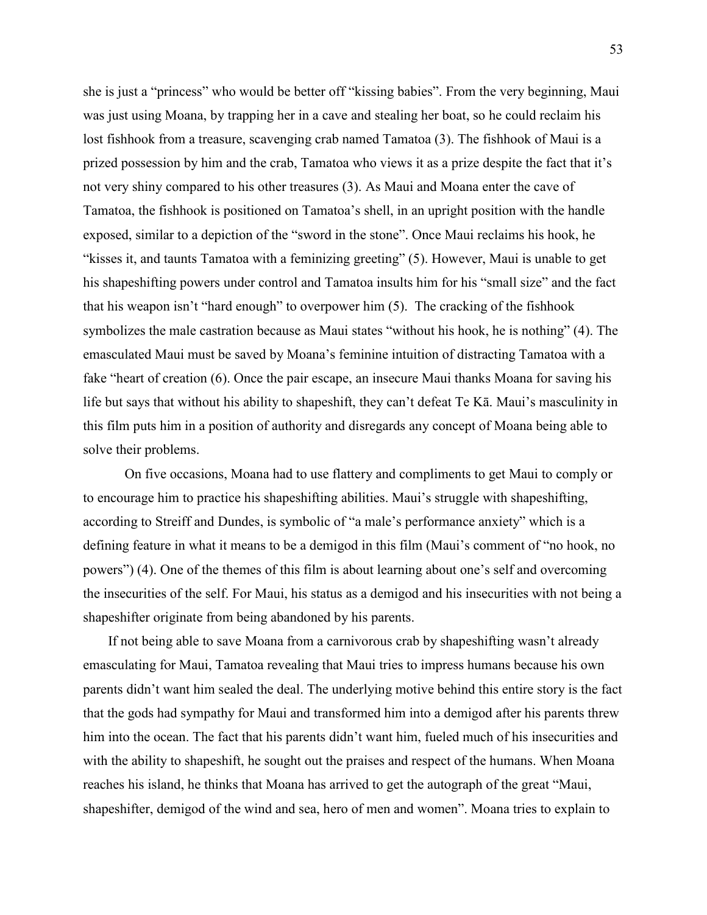she is just a "princess" who would be better off "kissing babies". From the very beginning, Maui was just using Moana, by trapping her in a cave and stealing her boat, so he could reclaim his lost fishhook from a treasure, scavenging crab named Tamatoa (3). The fishhook of Maui is a prized possession by him and the crab, Tamatoa who views it as a prize despite the fact that it's not very shiny compared to his other treasures (3). As Maui and Moana enter the cave of Tamatoa, the fishhook is positioned on Tamatoa's shell, in an upright position with the handle exposed, similar to a depiction of the "sword in the stone". Once Maui reclaims his hook, he "kisses it, and taunts Tamatoa with a feminizing greeting" (5). However, Maui is unable to get his shapeshifting powers under control and Tamatoa insults him for his "small size" and the fact that his weapon isn't "hard enough" to overpower him (5). The cracking of the fishhook symbolizes the male castration because as Maui states "without his hook, he is nothing" (4). The emasculated Maui must be saved by Moana's feminine intuition of distracting Tamatoa with a fake "heart of creation (6). Once the pair escape, an insecure Maui thanks Moana for saving his life but says that without his ability to shapeshift, they can't defeat Te Kā. Maui's masculinity in this film puts him in a position of authority and disregards any concept of Moana being able to solve their problems.

On five occasions, Moana had to use flattery and compliments to get Maui to comply or to encourage him to practice his shapeshifting abilities. Maui's struggle with shapeshifting, according to Streiff and Dundes, is symbolic of "a male's performance anxiety" which is a defining feature in what it means to be a demigod in this film (Maui's comment of "no hook, no powers") (4). One of the themes of this film is about learning about one's self and overcoming the insecurities of the self. For Maui, his status as a demigod and his insecurities with not being a shapeshifter originate from being abandoned by his parents.

If not being able to save Moana from a carnivorous crab by shapeshifting wasn't already emasculating for Maui, Tamatoa revealing that Maui tries to impress humans because his own parents didn't want him sealed the deal. The underlying motive behind this entire story is the fact that the gods had sympathy for Maui and transformed him into a demigod after his parents threw him into the ocean. The fact that his parents didn't want him, fueled much of his insecurities and with the ability to shapeshift, he sought out the praises and respect of the humans. When Moana reaches his island, he thinks that Moana has arrived to get the autograph of the great "Maui, shapeshifter, demigod of the wind and sea, hero of men and women". Moana tries to explain to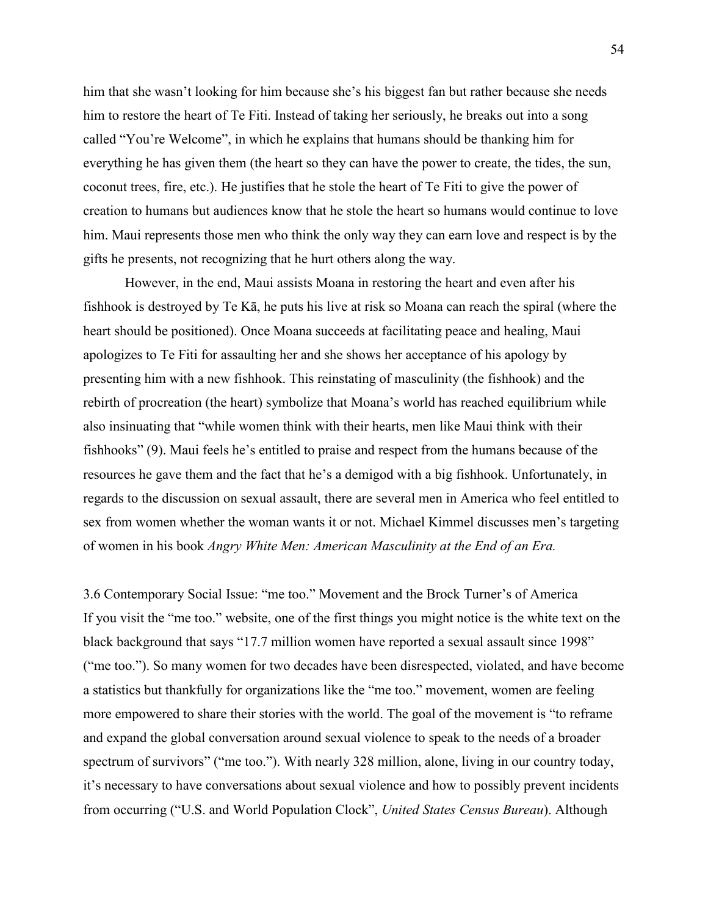him that she wasn't looking for him because she's his biggest fan but rather because she needs him to restore the heart of Te Fiti. Instead of taking her seriously, he breaks out into a song called "You're Welcome", in which he explains that humans should be thanking him for everything he has given them (the heart so they can have the power to create, the tides, the sun, coconut trees, fire, etc.). He justifies that he stole the heart of Te Fiti to give the power of creation to humans but audiences know that he stole the heart so humans would continue to love him. Maui represents those men who think the only way they can earn love and respect is by the gifts he presents, not recognizing that he hurt others along the way.

However, in the end, Maui assists Moana in restoring the heart and even after his fishhook is destroyed by Te Kā, he puts his live at risk so Moana can reach the spiral (where the heart should be positioned). Once Moana succeeds at facilitating peace and healing, Maui apologizes to Te Fiti for assaulting her and she shows her acceptance of his apology by presenting him with a new fishhook. This reinstating of masculinity (the fishhook) and the rebirth of procreation (the heart) symbolize that Moana's world has reached equilibrium while also insinuating that "while women think with their hearts, men like Maui think with their fishhooks" (9). Maui feels he's entitled to praise and respect from the humans because of the resources he gave them and the fact that he's a demigod with a big fishhook. Unfortunately, in regards to the discussion on sexual assault, there are several men in America who feel entitled to sex from women whether the woman wants it or not. Michael Kimmel discusses men's targeting of women in his book *Angry White Men: American Masculinity at the End of an Era.*

### 3.6 Contemporary Social Issue: "me too." Movement and the Brock Turner's of America

If you visit the "me too." website, one of the first things you might notice is the white text on the black background that says "17.7 million women have reported a sexual assault since 1998" ("me too."). So many women for two decades have been disrespected, violated, and have become a statistics but thankfully for organizations like the "me too." movement, women are feeling more empowered to share their stories with the world. The goal of the movement is "to reframe and expand the global conversation around sexual violence to speak to the needs of a broader spectrum of survivors" ("me too."). With nearly 328 million, alone, living in our country today, it's necessary to have conversations about sexual violence and how to possibly prevent incidents from occurring ("U.S. and World Population Clock", *United States Census Bureau*). Although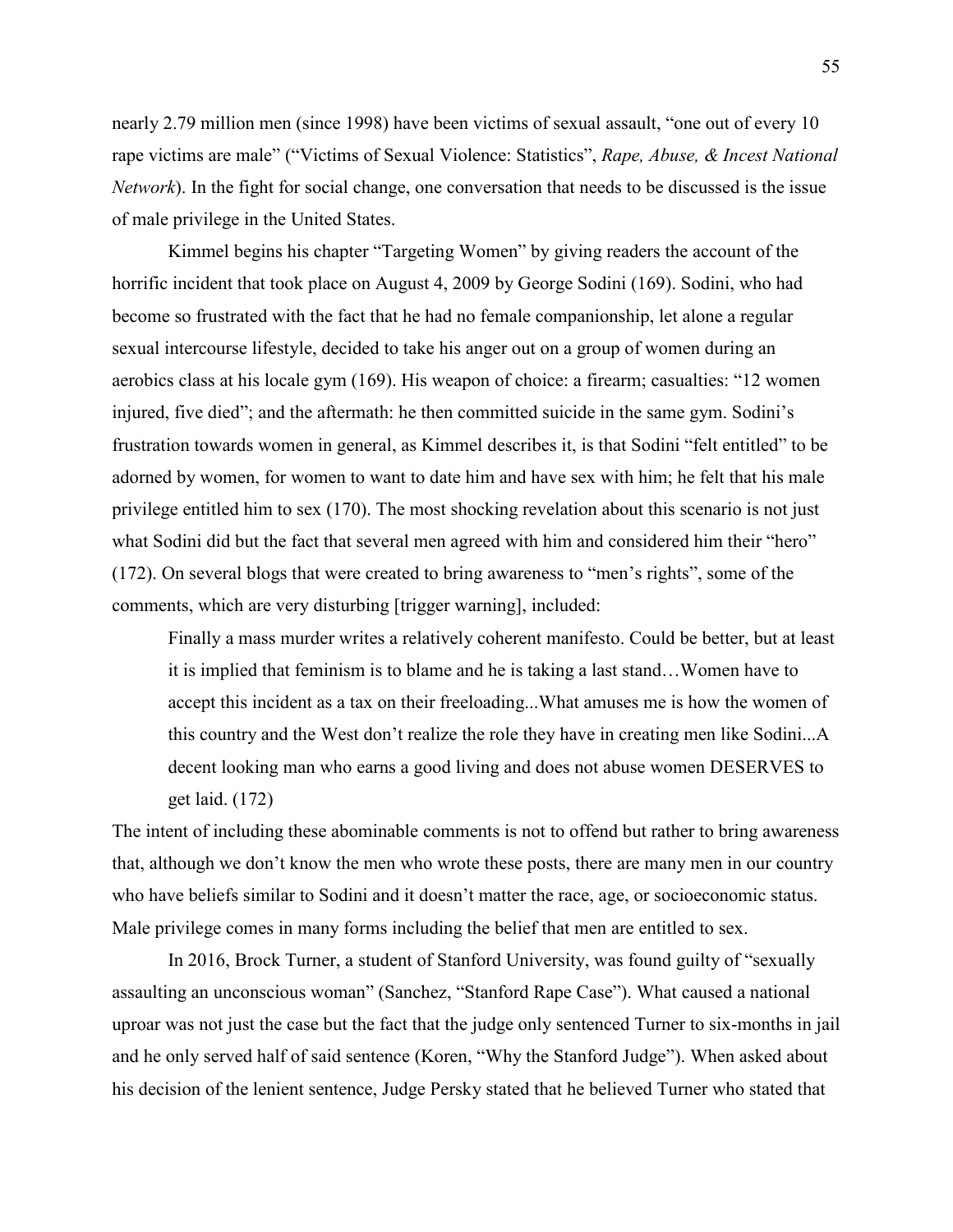nearly 2.79 million men (since 1998) have been victims of sexual assault, "one out of every 10 rape victims are male" ("Victims of Sexual Violence: Statistics", *Rape, Abuse, & Incest National Network*). In the fight for social change, one conversation that needs to be discussed is the issue of male privilege in the United States.

Kimmel begins his chapter "Targeting Women" by giving readers the account of the horrific incident that took place on August 4, 2009 by George Sodini (169). Sodini, who had become so frustrated with the fact that he had no female companionship, let alone a regular sexual intercourse lifestyle, decided to take his anger out on a group of women during an aerobics class at his locale gym (169). His weapon of choice: a firearm; casualties: "12 women injured, five died"; and the aftermath: he then committed suicide in the same gym. Sodini's frustration towards women in general, as Kimmel describes it, is that Sodini "felt entitled" to be adorned by women, for women to want to date him and have sex with him; he felt that his male privilege entitled him to sex (170). The most shocking revelation about this scenario is not just what Sodini did but the fact that several men agreed with him and considered him their "hero" (172). On several blogs that were created to bring awareness to "men's rights", some of the comments, which are very disturbing [trigger warning], included:

> Finally a mass murder writes a relatively coherent manifesto. Could be better, but at least it is implied that feminism is to blame and he is taking a last stand…Women have to accept this incident as a tax on their freeloading...What amuses me is how the women of this country and the West don't realize the role they have in creating men like Sodini...A decent looking man who earns a good living and does not abuse women DESERVES to get laid. (172)

The intent of including these abominable comments is not to offend but rather to bring awareness that, although we don't know the men who wrote these posts, there are many men in our country who have beliefs similar to Sodini and it doesn't matter the race, age, or socioeconomic status. Male privilege comes in many forms including the belief that men are entitled to sex.

In 2016, Brock Turner, a student of Stanford University, was found guilty of "sexually assaulting an unconscious woman" (Sanchez, "Stanford Rape Case"). What caused a national uproar was not just the case but the fact that the judge only sentenced Turner to six-months in jail and he only served half of said sentence (Koren, "Why the Stanford Judge"). When asked about his decision of the lenient sentence, Judge Persky stated that he believed Turner who stated that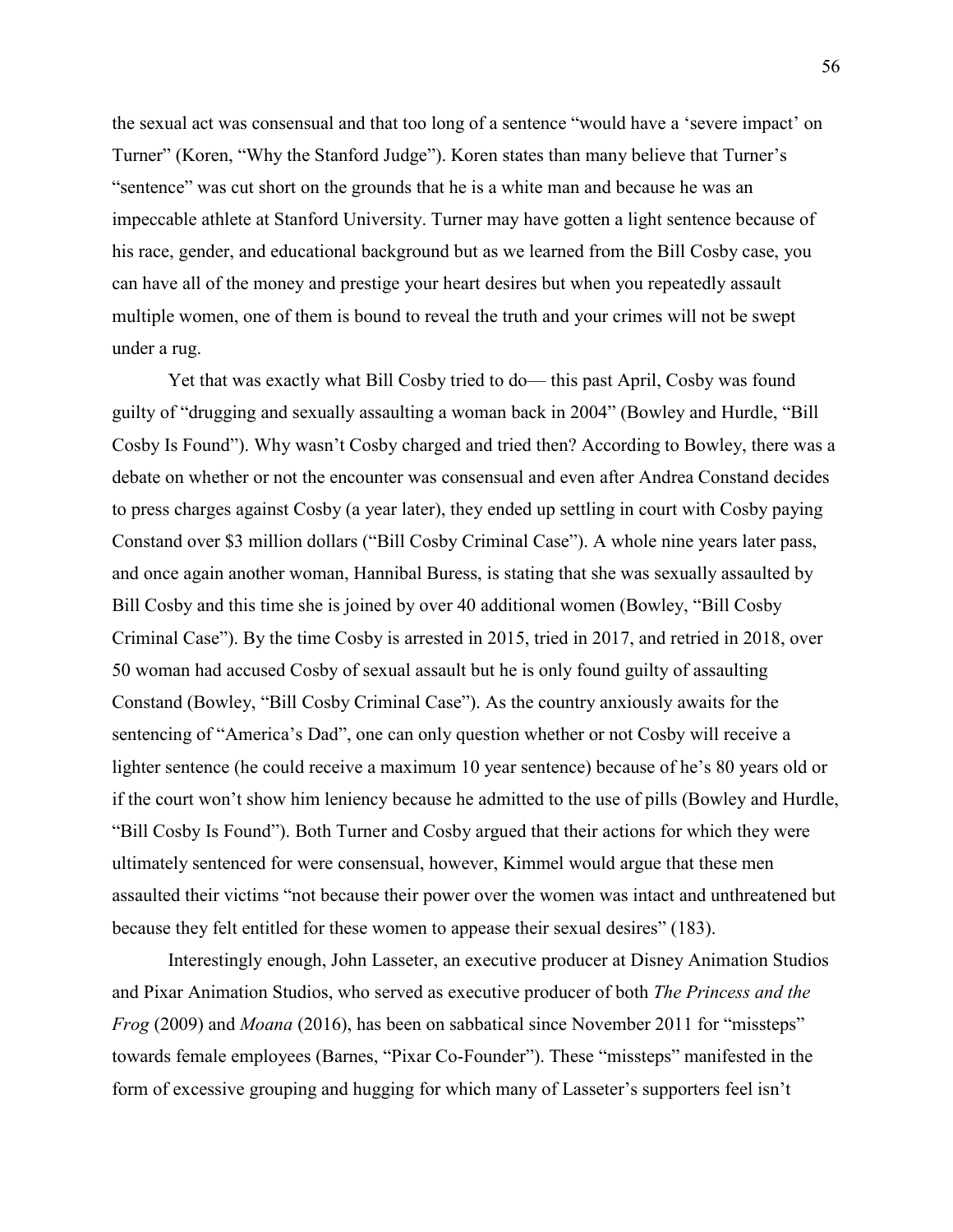the sexual act was consensual and that too long of a sentence "would have a 'severe impact' on Turner" (Koren, "Why the Stanford Judge"). Koren states than many believe that Turner's "sentence" was cut short on the grounds that he is a white man and because he was an impeccable athlete at Stanford University. Turner may have gotten a light sentence because of his race, gender, and educational background but as we learned from the Bill Cosby case, you can have all of the money and prestige your heart desires but when you repeatedly assault multiple women, one of them is bound to reveal the truth and your crimes will not be swept under a rug.

Yet that was exactly what Bill Cosby tried to do— this past April, Cosby was found guilty of "drugging and sexually assaulting a woman back in 2004" (Bowley and Hurdle, "Bill Cosby Is Found"). Why wasn't Cosby charged and tried then? According to Bowley, there was a debate on whether or not the encounter was consensual and even after Andrea Constand decides to press charges against Cosby (a year later), they ended up settling in court with Cosby paying Constand over $3 million dollars ("Bill Cosby Criminal Case"). A whole nine years later pass, and once again another woman, Hannibal Buress, is stating that she was sexually assaulted by Bill Cosby and this time she is joined by over 40 additional women (Bowley, "Bill Cosby Criminal Case"). By the time Cosby is arrested in 2015, tried in 2017, and retried in 2018, over 50 woman had accused Cosby of sexual assault but he is only found guilty of assaulting Constand (Bowley, "Bill Cosby Criminal Case"). As the country anxiously awaits for the sentencing of "America's Dad", one can only question whether or not Cosby will receive a lighter sentence (he could receive a maximum 10 year sentence) because of he's 80 years old or if the court won't show him leniency because he admitted to the use of pills (Bowley and Hurdle, "Bill Cosby Is Found"). Both Turner and Cosby argued that their actions for which they were ultimately sentenced for were consensual, however, Kimmel would argue that these men assaulted their victims "not because their power over the women was intact and unthreatened but because they felt entitled for these women to appease their sexual desires" (183).

Interestingly enough, John Lasseter, an executive producer at Disney Animation Studios and Pixar Animation Studios, who served as executive producer of both *The Princess and the Frog* (2009) and *Moana* (2016), has been on sabbatical since November 2011 for "missteps" towards female employees (Barnes, "Pixar Co-Founder"). These "missteps" manifested in the form of excessive grouping and hugging for which many of Lasseter's supporters feel isn't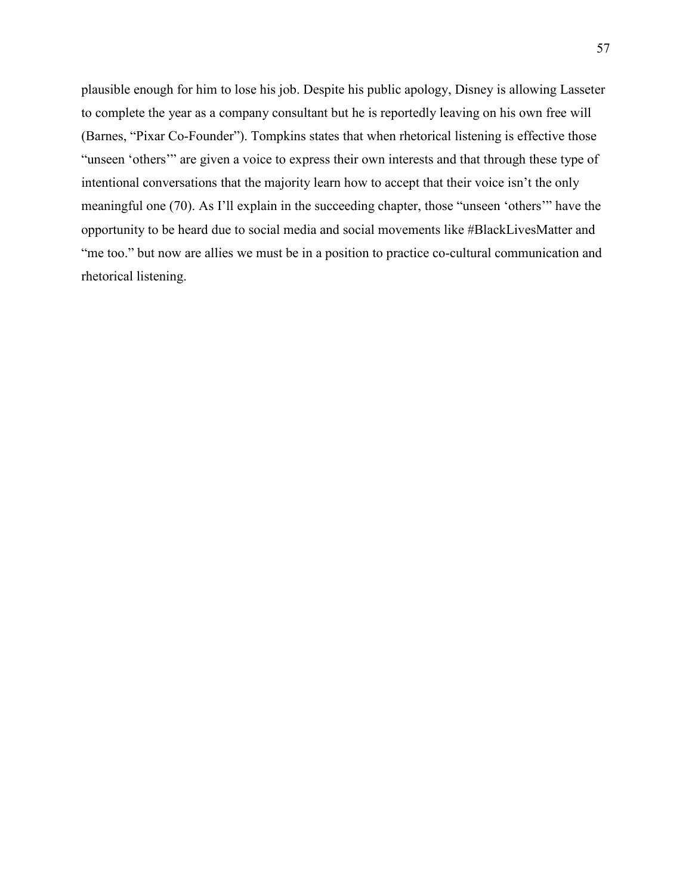plausible enough for him to lose his job. Despite his public apology, Disney is allowing Lasseter to complete the year as a company consultant but he is reportedly leaving on his own free will (Barnes, "Pixar Co-Founder"). Tompkins states that when rhetorical listening is effective those "unseen 'others'" are given a voice to express their own interests and that through these type of intentional conversations that the majority learn how to accept that their voice isn't the only meaningful one (70). As I'll explain in the succeeding chapter, those "unseen 'others'" have the opportunity to be heard due to social media and social movements like #BlackLivesMatter and "me too." but now are allies we must be in a position to practice co-cultural communication and rhetorical listening.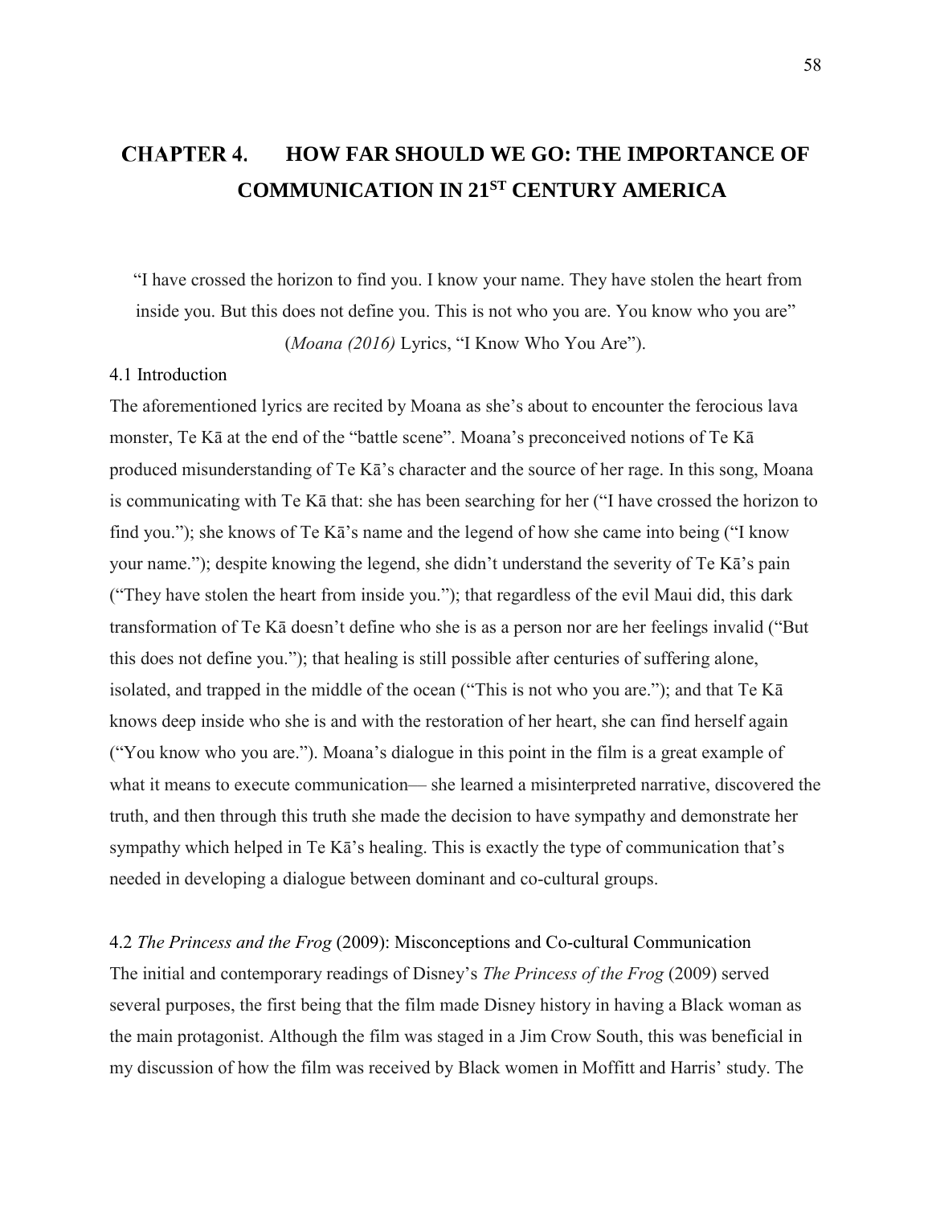# CHAPTER 4. HOW FAR SHOULD WE GO: THE IMPORTANCE OF COMMUNICATION IN 21ST CENTURY AMERICA

"I have crossed the horizon to find you. I know your name. They have stolen the heart from inside you. But this does not define you. This is not who you are. You know who you are" (*Moana (2016)* Lyrics, "I Know Who You Are").

## 4.1 Introduction

The aforementioned lyrics are recited by Moana as she's about to encounter the ferocious lava monster, Te Kā at the end of the "battle scene". Moana's preconceived notions of Te Kā produced misunderstanding of Te Kā's character and the source of her rage. In this song, Moana is communicating with Te Kā that: she has been searching for her ("I have crossed the horizon to find you."); she knows of Te Kā's name and the legend of how she came into being ("I know your name."); despite knowing the legend, she didn't understand the severity of Te Kā's pain ("They have stolen the heart from inside you."); that regardless of the evil Maui did, this dark transformation of Te Kā doesn't define who she is as a person nor are her feelings invalid ("But this does not define you."); that healing is still possible after centuries of suffering alone, isolated, and trapped in the middle of the ocean ("This is not who you are."); and that Te Kā knows deep inside who she is and with the restoration of her heart, she can find herself again ("You know who you are."). Moana's dialogue in this point in the film is a great example of what it means to execute communication— she learned a misinterpreted narrative, discovered the truth, and then through this truth she made the decision to have sympathy and demonstrate her sympathy which helped in Te Kā's healing. This is exactly the type of communication that's needed in developing a dialogue between dominant and co-cultural groups.

## 4.2 *The Princess and the Frog* (2009): Misconceptions and Co-cultural Communication

The initial and contemporary readings of Disney's *The Princess of the Frog* (2009) served several purposes, the first being that the film made Disney history in having a Black woman as the main protagonist. Although the film was staged in a Jim Crow South, this was beneficial in my discussion of how the film was received by Black women in Moffitt and Harris' study. The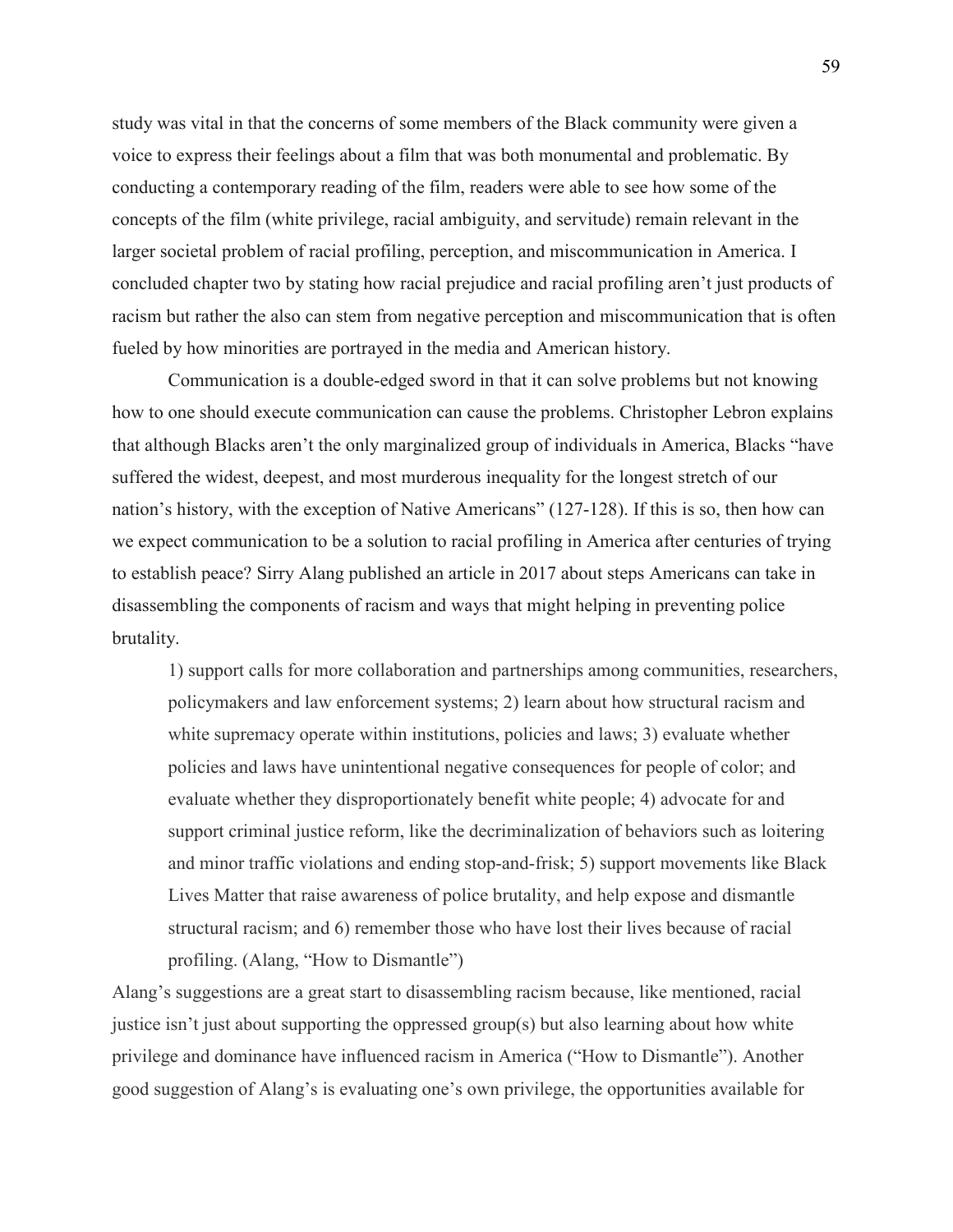study was vital in that the concerns of some members of the Black community were given a voice to express their feelings about a film that was both monumental and problematic. By conducting a contemporary reading of the film, readers were able to see how some of the concepts of the film (white privilege, racial ambiguity, and servitude) remain relevant in the larger societal problem of racial profiling, perception, and miscommunication in America. I concluded chapter two by stating how racial prejudice and racial profiling aren't just products of racism but rather the also can stem from negative perception and miscommunication that is often fueled by how minorities are portrayed in the media and American history.

Communication is a double-edged sword in that it can solve problems but not knowing how to one should execute communication can cause the problems. Christopher Lebron explains that although Blacks aren't the only marginalized group of individuals in America, Blacks "have suffered the widest, deepest, and most murderous inequality for the longest stretch of our nation's history, with the exception of Native Americans" (127-128). If this is so, then how can we expect communication to be a solution to racial profiling in America after centuries of trying to establish peace? Sirry Alang published an article in 2017 about steps Americans can take in disassembling the components of racism and ways that might helping in preventing police brutality.

> 1) support calls for more collaboration and partnerships among communities, researchers, policymakers and law enforcement systems; 2) learn about how structural racism and white supremacy operate within institutions, policies and laws; 3) evaluate whether policies and laws have unintentional negative consequences for people of color; and evaluate whether they disproportionately benefit white people; 4) advocate for and support criminal justice reform, like the decriminalization of behaviors such as loitering and minor traffic violations and ending stop-and-frisk; 5) support movements like Black Lives Matter that raise awareness of police brutality, and help expose and dismantle structural racism; and 6) remember those who have lost their lives because of racial profiling. (Alang, "How to Dismantle")

Alang's suggestions are a great start to disassembling racism because, like mentioned, racial justice isn't just about supporting the oppressed group(s) but also learning about how white privilege and dominance have influenced racism in America ("How to Dismantle"). Another good suggestion of Alang's is evaluating one's own privilege, the opportunities available for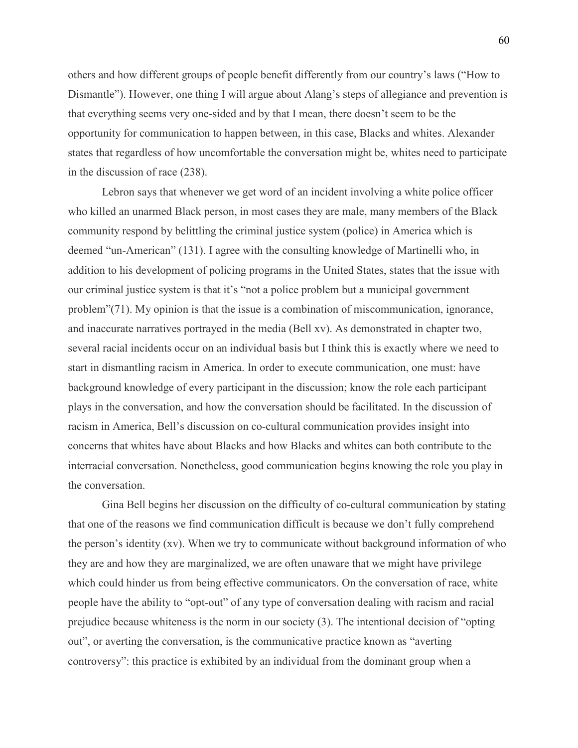others and how different groups of people benefit differently from our country's laws ("How to Dismantle"). However, one thing I will argue about Alang's steps of allegiance and prevention is that everything seems very one-sided and by that I mean, there doesn't seem to be the opportunity for communication to happen between, in this case, Blacks and whites. Alexander states that regardless of how uncomfortable the conversation might be, whites need to participate in the discussion of race (238).

Lebron says that whenever we get word of an incident involving a white police officer who killed an unarmed Black person, in most cases they are male, many members of the Black community respond by belittling the criminal justice system (police) in America which is deemed "un-American" (131). I agree with the consulting knowledge of Martinelli who, in addition to his development of policing programs in the United States, states that the issue with our criminal justice system is that it's "not a police problem but a municipal government problem"(71). My opinion is that the issue is a combination of miscommunication, ignorance, and inaccurate narratives portrayed in the media (Bell xv). As demonstrated in chapter two, several racial incidents occur on an individual basis but I think this is exactly where we need to start in dismantling racism in America. In order to execute communication, one must: have background knowledge of every participant in the discussion; know the role each participant plays in the conversation, and how the conversation should be facilitated. In the discussion of racism in America, Bell's discussion on co-cultural communication provides insight into concerns that whites have about Blacks and how Blacks and whites can both contribute to the interracial conversation. Nonetheless, good communication begins knowing the role you play in the conversation.

Gina Bell begins her discussion on the difficulty of co-cultural communication by stating that one of the reasons we find communication difficult is because we don't fully comprehend the person's identity (xv). When we try to communicate without background information of who they are and how they are marginalized, we are often unaware that we might have privilege which could hinder us from being effective communicators. On the conversation of race, white people have the ability to "opt-out" of any type of conversation dealing with racism and racial prejudice because whiteness is the norm in our society (3). The intentional decision of "opting out", or averting the conversation, is the communicative practice known as "averting controversy": this practice is exhibited by an individual from the dominant group when a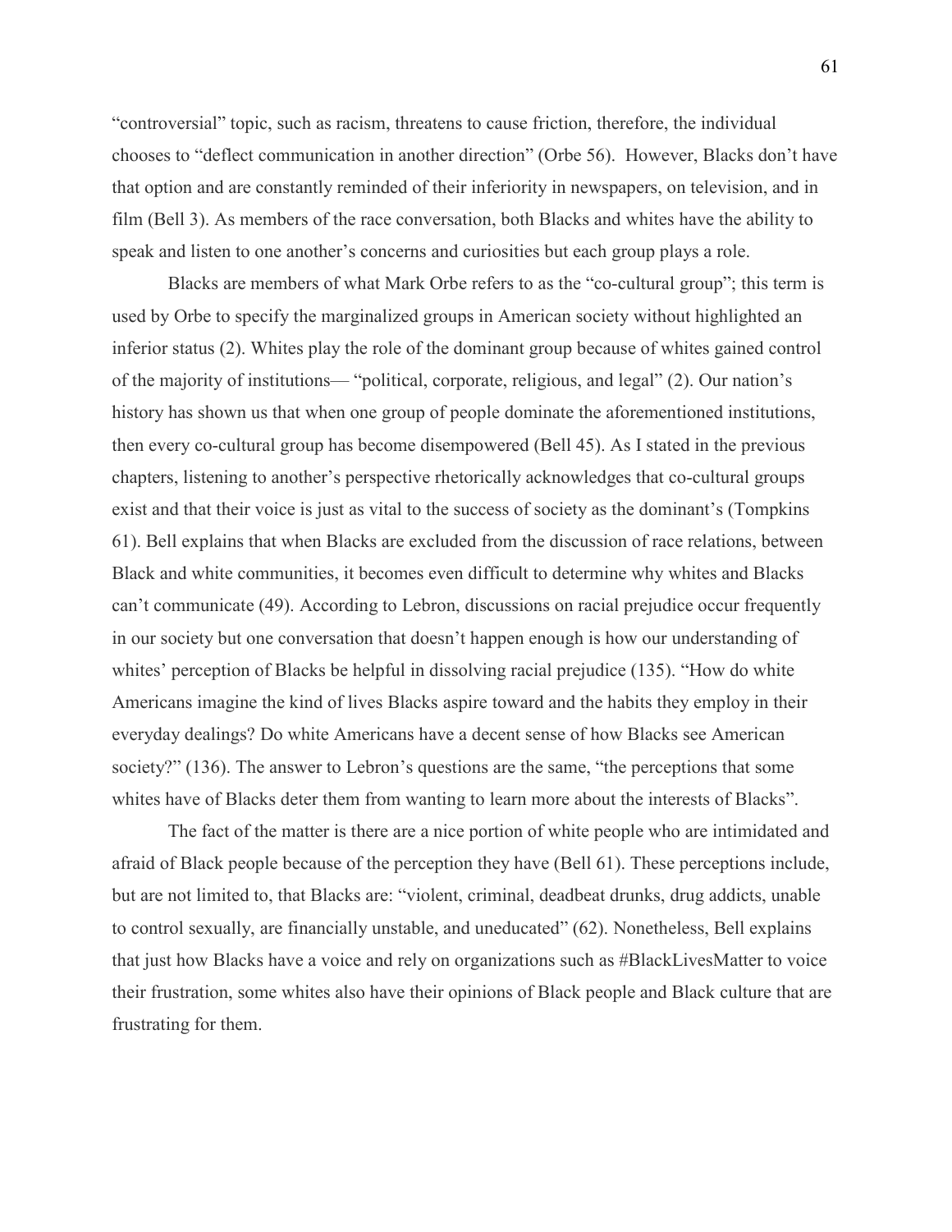"controversial" topic, such as racism, threatens to cause friction, therefore, the individual chooses to "deflect communication in another direction" (Orbe 56). However, Blacks don't have that option and are constantly reminded of their inferiority in newspapers, on television, and in film (Bell 3). As members of the race conversation, both Blacks and whites have the ability to speak and listen to one another's concerns and curiosities but each group plays a role.

Blacks are members of what Mark Orbe refers to as the "co-cultural group"; this term is used by Orbe to specify the marginalized groups in American society without highlighted an inferior status (2). Whites play the role of the dominant group because of whites gained control of the majority of institutions— "political, corporate, religious, and legal" (2). Our nation's history has shown us that when one group of people dominate the aforementioned institutions, then every co-cultural group has become disempowered (Bell 45). As I stated in the previous chapters, listening to another's perspective rhetorically acknowledges that co-cultural groups exist and that their voice is just as vital to the success of society as the dominant's (Tompkins 61). Bell explains that when Blacks are excluded from the discussion of race relations, between Black and white communities, it becomes even difficult to determine why whites and Blacks can't communicate (49). According to Lebron, discussions on racial prejudice occur frequently in our society but one conversation that doesn't happen enough is how our understanding of whites' perception of Blacks be helpful in dissolving racial prejudice (135). "How do white Americans imagine the kind of lives Blacks aspire toward and the habits they employ in their everyday dealings? Do white Americans have a decent sense of how Blacks see American society?" (136). The answer to Lebron's questions are the same, "the perceptions that some whites have of Blacks deter them from wanting to learn more about the interests of Blacks".

The fact of the matter is there are a nice portion of white people who are intimidated and afraid of Black people because of the perception they have (Bell 61). These perceptions include, but are not limited to, that Blacks are: "violent, criminal, deadbeat drunks, drug addicts, unable to control sexually, are financially unstable, and uneducated" (62). Nonetheless, Bell explains that just how Blacks have a voice and rely on organizations such as #BlackLivesMatter to voice their frustration, some whites also have their opinions of Black people and Black culture that are frustrating for them.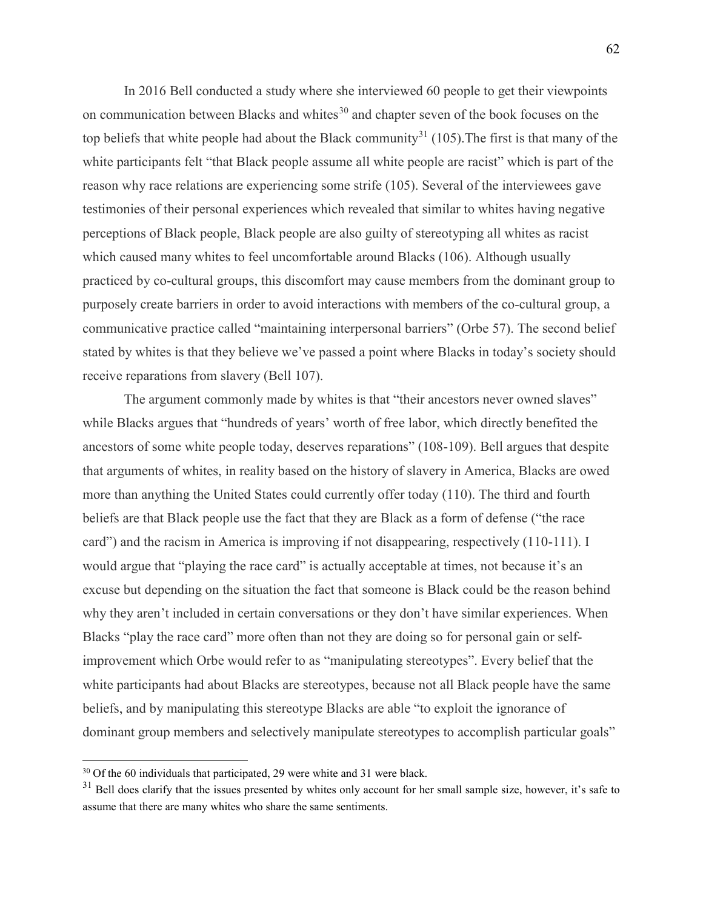In 2016 Bell conducted a study where she interviewed 60 people to get their viewpoints on communication between Blacks and whites[30] and chapter seven of the book focuses on the top beliefs that white people had about the Black community[31] (105).The first is that many of the white participants felt "that Black people assume all white people are racist" which is part of the reason why race relations are experiencing some strife (105). Several of the interviewees gave testimonies of their personal experiences which revealed that similar to whites having negative perceptions of Black people, Black people are also guilty of stereotyping all whites as racist which caused many whites to feel uncomfortable around Blacks (106). Although usually practiced by co-cultural groups, this discomfort may cause members from the dominant group to purposely create barriers in order to avoid interactions with members of the co-cultural group, a communicative practice called "maintaining interpersonal barriers" (Orbe 57). The second belief stated by whites is that they believe we've passed a point where Blacks in today's society should receive reparations from slavery (Bell 107).

The argument commonly made by whites is that "their ancestors never owned slaves" while Blacks argues that "hundreds of years' worth of free labor, which directly benefited the ancestors of some white people today, deserves reparations" (108-109). Bell argues that despite that arguments of whites, in reality based on the history of slavery in America, Blacks are owed more than anything the United States could currently offer today (110). The third and fourth beliefs are that Black people use the fact that they are Black as a form of defense ("the race card") and the racism in America is improving if not disappearing, respectively (110-111). I would argue that "playing the race card" is actually acceptable at times, not because it's an excuse but depending on the situation the fact that someone is Black could be the reason behind why they aren't included in certain conversations or they don't have similar experiences. When Blacks "play the race card" more often than not they are doing so for personal gain or self-improvement which Orbe would refer to as "manipulating stereotypes". Every belief that the white participants had about Blacks are stereotypes, because not all Black people have the same beliefs, and by manipulating this stereotype Blacks are able "to exploit the ignorance of dominant group members and selectively manipulate stereotypes to accomplish particular goals"

---

[30] Of the 60 individuals that participated, 29 were white and 31 were black.

[31] Bell does clarify that the issues presented by whites only account for her small sample size, however, it's safe to assume that there are many whites who share the same sentiments.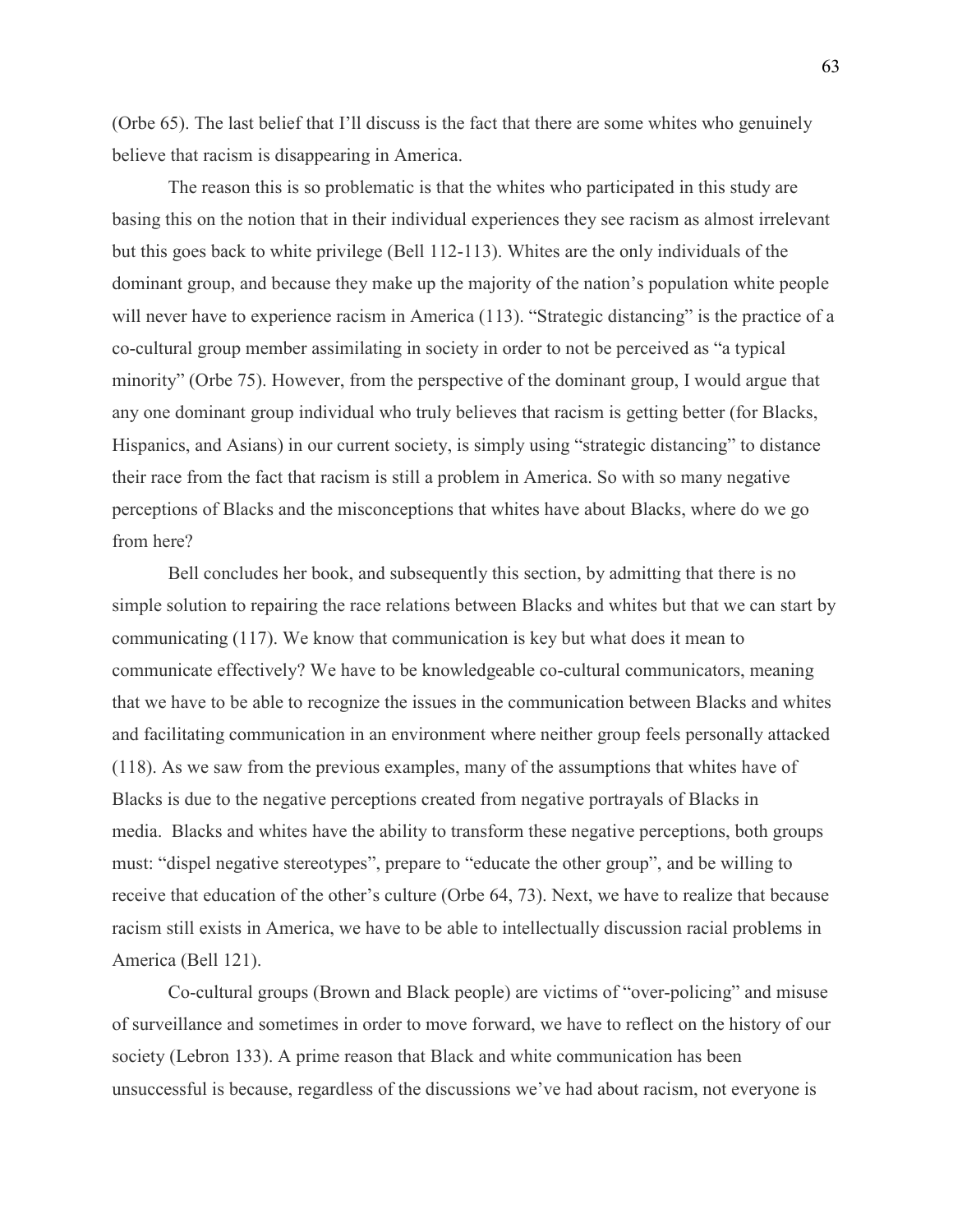(Orbe 65). The last belief that I'll discuss is the fact that there are some whites who genuinely believe that racism is disappearing in America.

The reason this is so problematic is that the whites who participated in this study are basing this on the notion that in their individual experiences they see racism as almost irrelevant but this goes back to white privilege (Bell 112-113). Whites are the only individuals of the dominant group, and because they make up the majority of the nation's population white people will never have to experience racism in America (113). "Strategic distancing" is the practice of a co-cultural group member assimilating in society in order to not be perceived as "a typical minority" (Orbe 75). However, from the perspective of the dominant group, I would argue that any one dominant group individual who truly believes that racism is getting better (for Blacks, Hispanics, and Asians) in our current society, is simply using "strategic distancing" to distance their race from the fact that racism is still a problem in America. So with so many negative perceptions of Blacks and the misconceptions that whites have about Blacks, where do we go from here?

Bell concludes her book, and subsequently this section, by admitting that there is no simple solution to repairing the race relations between Blacks and whites but that we can start by communicating (117). We know that communication is key but what does it mean to communicate effectively? We have to be knowledgeable co-cultural communicators, meaning that we have to be able to recognize the issues in the communication between Blacks and whites and facilitating communication in an environment where neither group feels personally attacked (118). As we saw from the previous examples, many of the assumptions that whites have of Blacks is due to the negative perceptions created from negative portrayals of Blacks in media. Blacks and whites have the ability to transform these negative perceptions, both groups must: "dispel negative stereotypes", prepare to "educate the other group", and be willing to receive that education of the other's culture (Orbe 64, 73). Next, we have to realize that because racism still exists in America, we have to be able to intellectually discussion racial problems in America (Bell 121).

Co-cultural groups (Brown and Black people) are victims of "over-policing" and misuse of surveillance and sometimes in order to move forward, we have to reflect on the history of our society (Lebron 133). A prime reason that Black and white communication has been unsuccessful is because, regardless of the discussions we've had about racism, not everyone is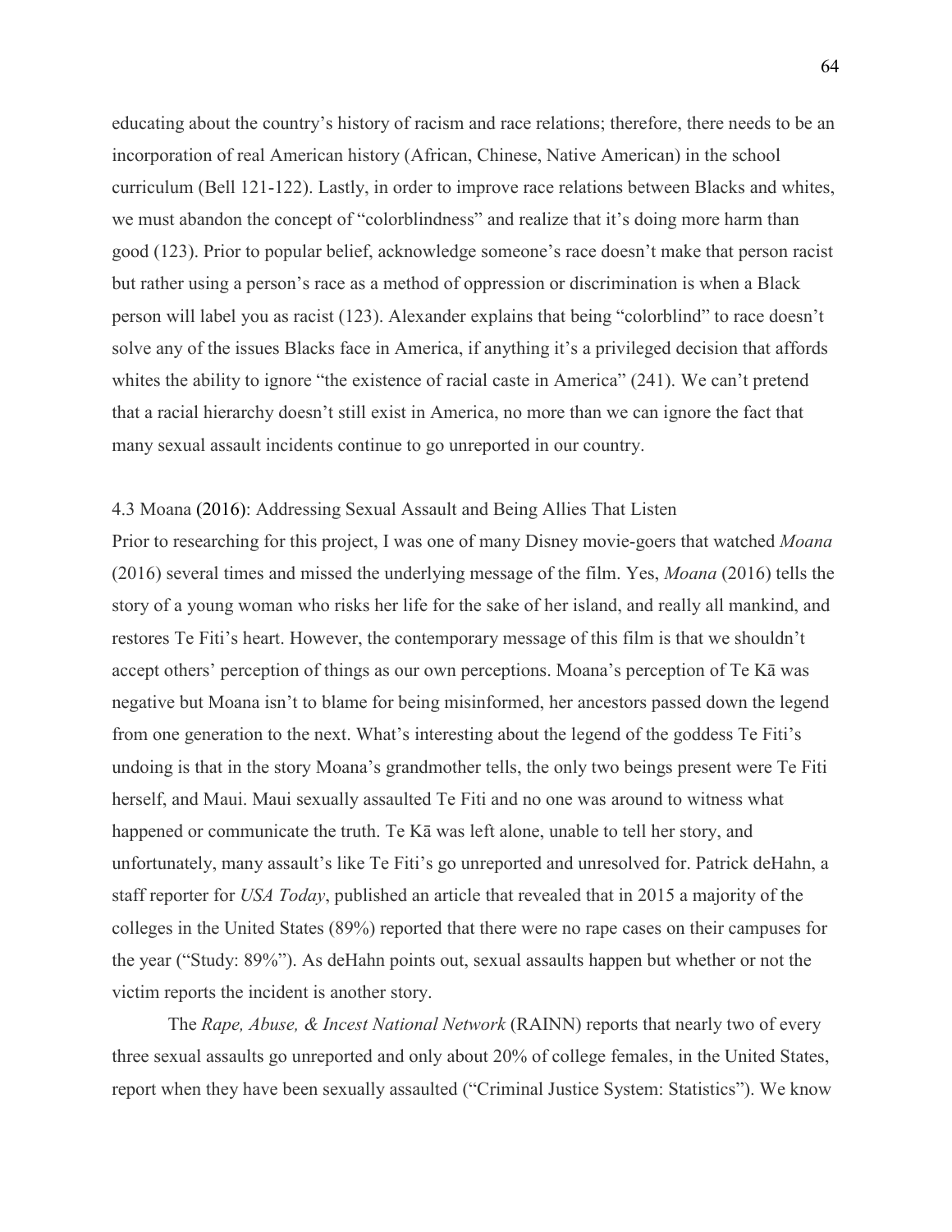educating about the country's history of racism and race relations; therefore, there needs to be an incorporation of real American history (African, Chinese, Native American) in the school curriculum (Bell 121-122). Lastly, in order to improve race relations between Blacks and whites, we must abandon the concept of "colorblindness" and realize that it's doing more harm than good (123). Prior to popular belief, acknowledge someone's race doesn't make that person racist but rather using a person's race as a method of oppression or discrimination is when a Black person will label you as racist (123). Alexander explains that being "colorblind" to race doesn't solve any of the issues Blacks face in America, if anything it's a privileged decision that affords whites the ability to ignore "the existence of racial caste in America" (241). We can't pretend that a racial hierarchy doesn't still exist in America, no more than we can ignore the fact that many sexual assault incidents continue to go unreported in our country.

### 4.3 Moana (2016): Addressing Sexual Assault and Being Allies That Listen

Prior to researching for this project, I was one of many Disney movie-goers that watched *Moana* (2016) several times and missed the underlying message of the film. Yes, *Moana* (2016) tells the story of a young woman who risks her life for the sake of her island, and really all mankind, and restores Te Fiti's heart. However, the contemporary message of this film is that we shouldn't accept others' perception of things as our own perceptions. Moana's perception of Te Kā was negative but Moana isn't to blame for being misinformed, her ancestors passed down the legend from one generation to the next. What's interesting about the legend of the goddess Te Fiti's undoing is that in the story Moana's grandmother tells, the only two beings present were Te Fiti herself, and Maui. Maui sexually assaulted Te Fiti and no one was around to witness what happened or communicate the truth. Te Kā was left alone, unable to tell her story, and unfortunately, many assault's like Te Fiti's go unreported and unresolved for. Patrick deHahn, a staff reporter for *USA Today*, published an article that revealed that in 2015 a majority of the colleges in the United States (89%) reported that there were no rape cases on their campuses for the year ("Study: 89%"). As deHahn points out, sexual assaults happen but whether or not the victim reports the incident is another story.

The *Rape, Abuse, & Incest National Network* (RAINN) reports that nearly two of every three sexual assaults go unreported and only about 20% of college females, in the United States, report when they have been sexually assaulted ("Criminal Justice System: Statistics"). We know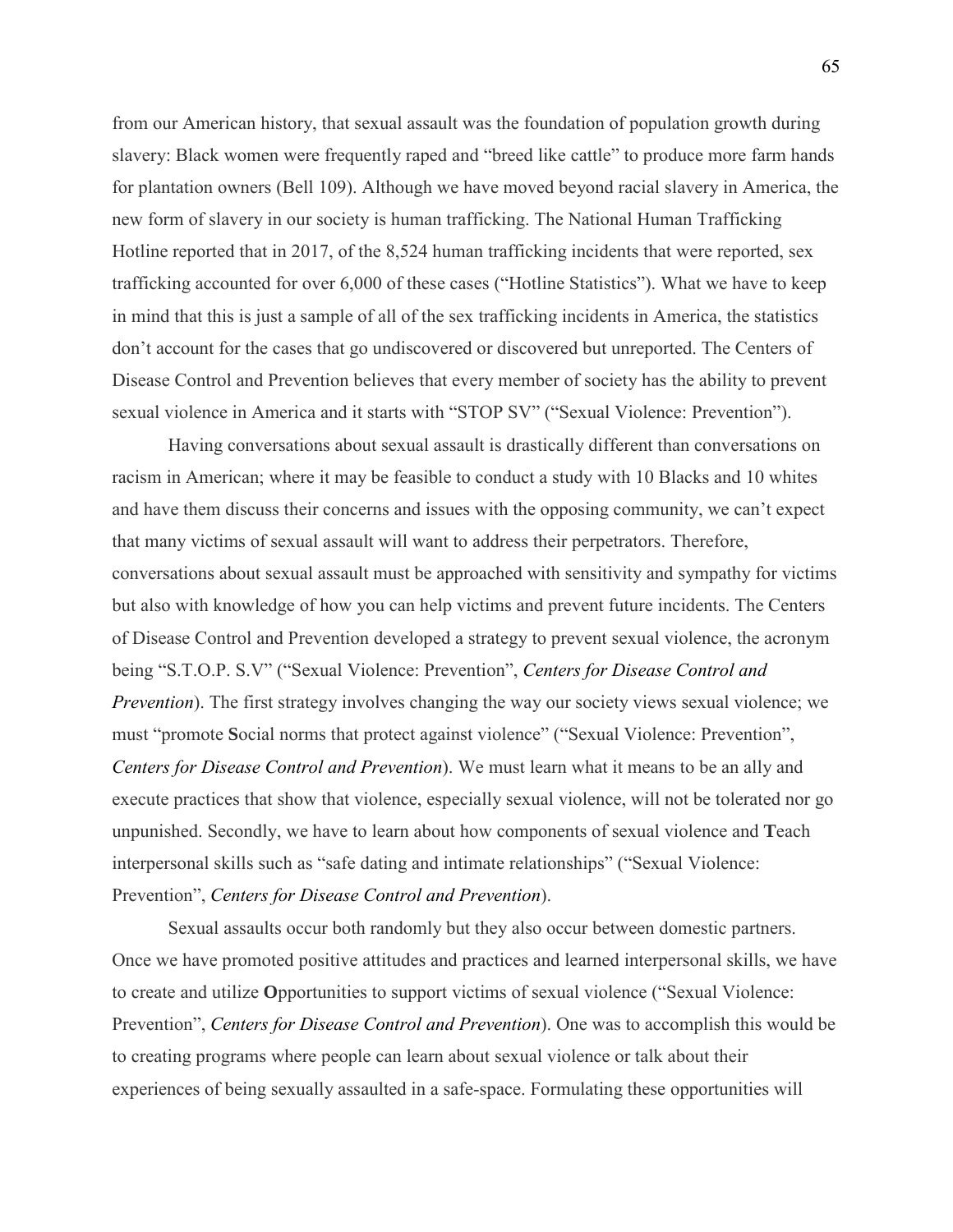from our American history, that sexual assault was the foundation of population growth during slavery: Black women were frequently raped and "breed like cattle" to produce more farm hands for plantation owners (Bell 109). Although we have moved beyond racial slavery in America, the new form of slavery in our society is human trafficking. The National Human Trafficking Hotline reported that in 2017, of the 8,524 human trafficking incidents that were reported, sex trafficking accounted for over 6,000 of these cases ("Hotline Statistics"). What we have to keep in mind that this is just a sample of all of the sex trafficking incidents in America, the statistics don't account for the cases that go undiscovered or discovered but unreported. The Centers of Disease Control and Prevention believes that every member of society has the ability to prevent sexual violence in America and it starts with "STOP SV" ("Sexual Violence: Prevention").

Having conversations about sexual assault is drastically different than conversations on racism in American; where it may be feasible to conduct a study with 10 Blacks and 10 whites and have them discuss their concerns and issues with the opposing community, we can't expect that many victims of sexual assault will want to address their perpetrators. Therefore, conversations about sexual assault must be approached with sensitivity and sympathy for victims but also with knowledge of how you can help victims and prevent future incidents. The Centers of Disease Control and Prevention developed a strategy to prevent sexual violence, the acronym being "S.T.O.P. S.V" ("Sexual Violence: Prevention", *Centers for Disease Control and Prevention*). The first strategy involves changing the way our society views sexual violence; we must "promote **S**ocial norms that protect against violence" ("Sexual Violence: Prevention", *Centers for Disease Control and Prevention*). We must learn what it means to be an ally and execute practices that show that violence, especially sexual violence, will not be tolerated nor go unpunished. Secondly, we have to learn about how components of sexual violence and **T**each interpersonal skills such as "safe dating and intimate relationships" ("Sexual Violence: Prevention", *Centers for Disease Control and Prevention*).

Sexual assaults occur both randomly but they also occur between domestic partners. Once we have promoted positive attitudes and practices and learned interpersonal skills, we have to create and utilize **O**pportunities to support victims of sexual violence ("Sexual Violence: Prevention", *Centers for Disease Control and Prevention*). One was to accomplish this would be to creating programs where people can learn about sexual violence or talk about their experiences of being sexually assaulted in a safe-space. Formulating these opportunities will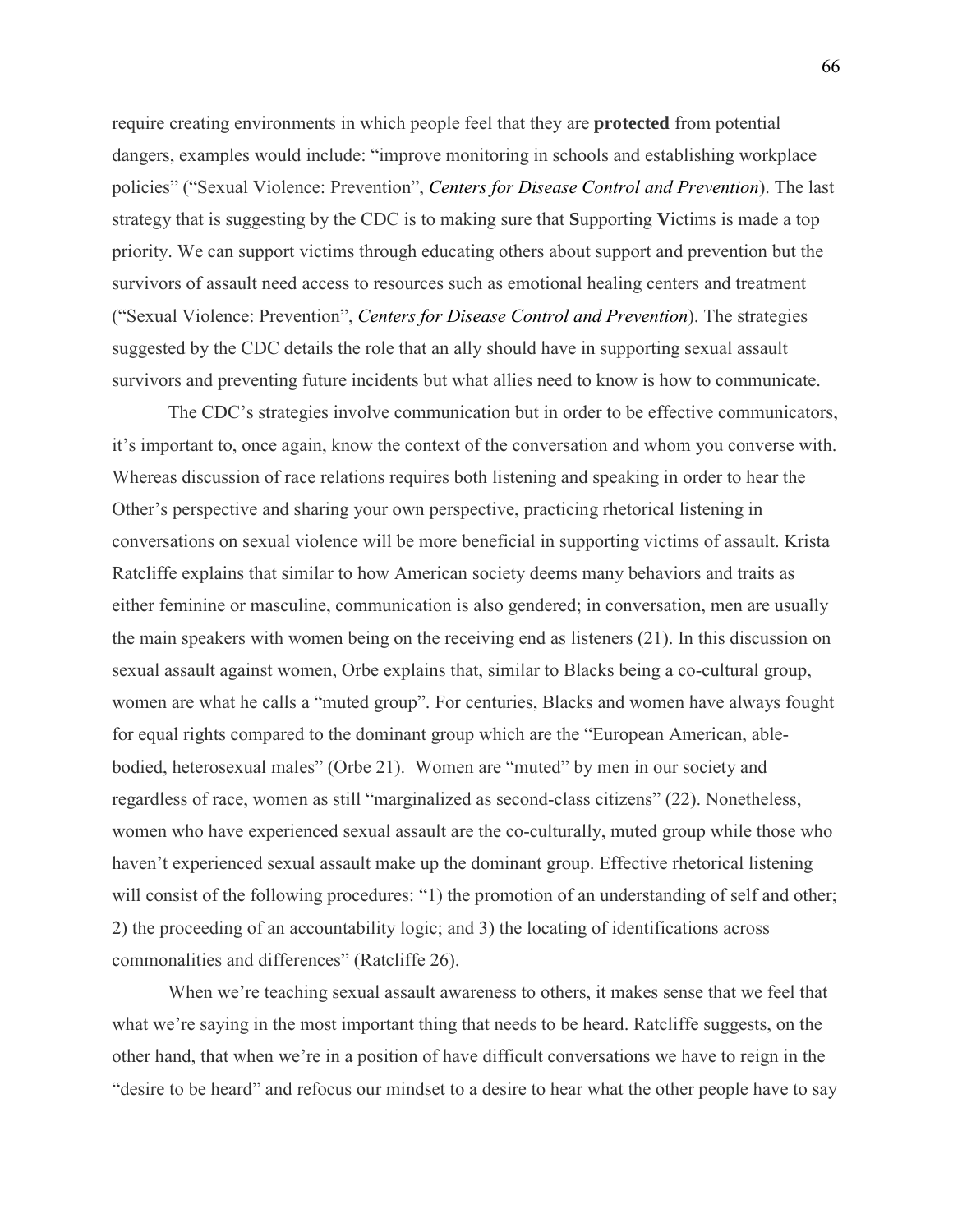require creating environments in which people feel that they are **protected** from potential dangers, examples would include: "improve monitoring in schools and establishing workplace policies" ("Sexual Violence: Prevention", *Centers for Disease Control and Prevention*). The last strategy that is suggesting by the CDC is to making sure that **S**upporting **V**ictims is made a top priority. We can support victims through educating others about support and prevention but the survivors of assault need access to resources such as emotional healing centers and treatment ("Sexual Violence: Prevention", *Centers for Disease Control and Prevention*). The strategies suggested by the CDC details the role that an ally should have in supporting sexual assault survivors and preventing future incidents but what allies need to know is how to communicate.

The CDC's strategies involve communication but in order to be effective communicators, it's important to, once again, know the context of the conversation and whom you converse with. Whereas discussion of race relations requires both listening and speaking in order to hear the Other's perspective and sharing your own perspective, practicing rhetorical listening in conversations on sexual violence will be more beneficial in supporting victims of assault. Krista Ratcliffe explains that similar to how American society deems many behaviors and traits as either feminine or masculine, communication is also gendered; in conversation, men are usually the main speakers with women being on the receiving end as listeners (21). In this discussion on sexual assault against women, Orbe explains that, similar to Blacks being a co-cultural group, women are what he calls a "muted group". For centuries, Blacks and women have always fought for equal rights compared to the dominant group which are the "European American, able-bodied, heterosexual males" (Orbe 21). Women are "muted" by men in our society and regardless of race, women as still "marginalized as second-class citizens" (22). Nonetheless, women who have experienced sexual assault are the co-culturally, muted group while those who haven't experienced sexual assault make up the dominant group. Effective rhetorical listening will consist of the following procedures: "1) the promotion of an understanding of self and other; 2) the proceeding of an accountability logic; and 3) the locating of identifications across commonalities and differences" (Ratcliffe 26).

When we're teaching sexual assault awareness to others, it makes sense that we feel that what we're saying in the most important thing that needs to be heard. Ratcliffe suggests, on the other hand, that when we're in a position of have difficult conversations we have to reign in the "desire to be heard" and refocus our mindset to a desire to hear what the other people have to say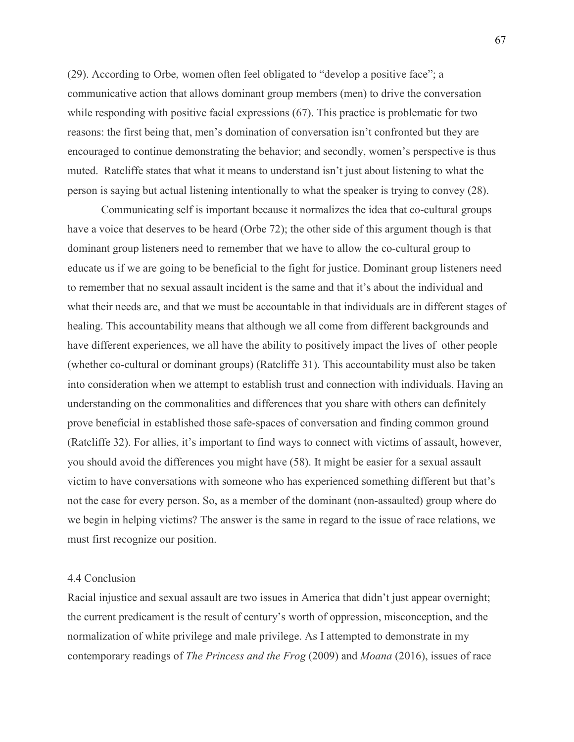(29). According to Orbe, women often feel obligated to "develop a positive face"; a communicative action that allows dominant group members (men) to drive the conversation while responding with positive facial expressions (67). This practice is problematic for two reasons: the first being that, men's domination of conversation isn't confronted but they are encouraged to continue demonstrating the behavior; and secondly, women's perspective is thus muted. Ratcliffe states that what it means to understand isn't just about listening to what the person is saying but actual listening intentionally to what the speaker is trying to convey (28).

Communicating self is important because it normalizes the idea that co-cultural groups have a voice that deserves to be heard (Orbe 72); the other side of this argument though is that dominant group listeners need to remember that we have to allow the co-cultural group to educate us if we are going to be beneficial to the fight for justice. Dominant group listeners need to remember that no sexual assault incident is the same and that it's about the individual and what their needs are, and that we must be accountable in that individuals are in different stages of healing. This accountability means that although we all come from different backgrounds and have different experiences, we all have the ability to positively impact the lives of other people (whether co-cultural or dominant groups) (Ratcliffe 31). This accountability must also be taken into consideration when we attempt to establish trust and connection with individuals. Having an understanding on the commonalities and differences that you share with others can definitely prove beneficial in established those safe-spaces of conversation and finding common ground (Ratcliffe 32). For allies, it's important to find ways to connect with victims of assault, however, you should avoid the differences you might have (58). It might be easier for a sexual assault victim to have conversations with someone who has experienced something different but that's not the case for every person. So, as a member of the dominant (non-assaulted) group where do we begin in helping victims? The answer is the same in regard to the issue of race relations, we must first recognize our position.

## 4.4 Conclusion

Racial injustice and sexual assault are two issues in America that didn't just appear overnight; the current predicament is the result of century's worth of oppression, misconception, and the normalization of white privilege and male privilege. As I attempted to demonstrate in my contemporary readings of *The Princess and the Frog* (2009) and *Moana* (2016), issues of race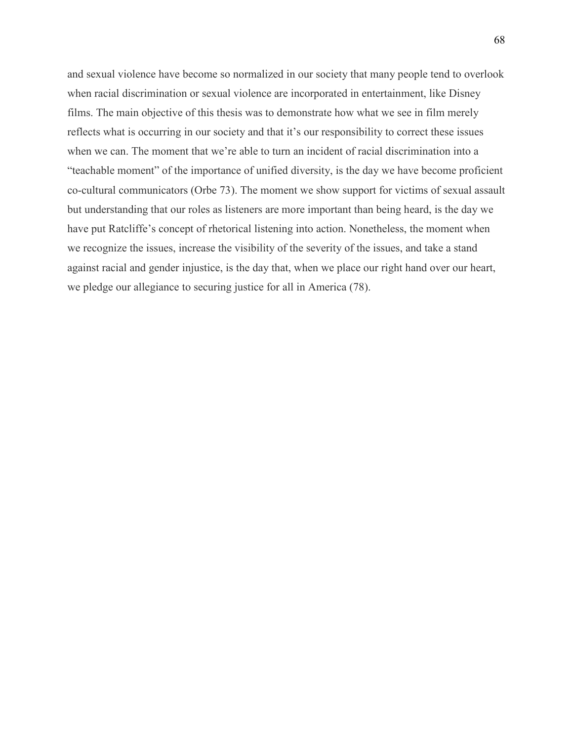and sexual violence have become so normalized in our society that many people tend to overlook when racial discrimination or sexual violence are incorporated in entertainment, like Disney films. The main objective of this thesis was to demonstrate how what we see in film merely reflects what is occurring in our society and that it's our responsibility to correct these issues when we can. The moment that we're able to turn an incident of racial discrimination into a "teachable moment" of the importance of unified diversity, is the day we have become proficient co-cultural communicators (Orbe 73). The moment we show support for victims of sexual assault but understanding that our roles as listeners are more important than being heard, is the day we have put Ratcliffe's concept of rhetorical listening into action. Nonetheless, the moment when we recognize the issues, increase the visibility of the severity of the issues, and take a stand against racial and gender injustice, is the day that, when we place our right hand over our heart, we pledge our allegiance to securing justice for all in America (78).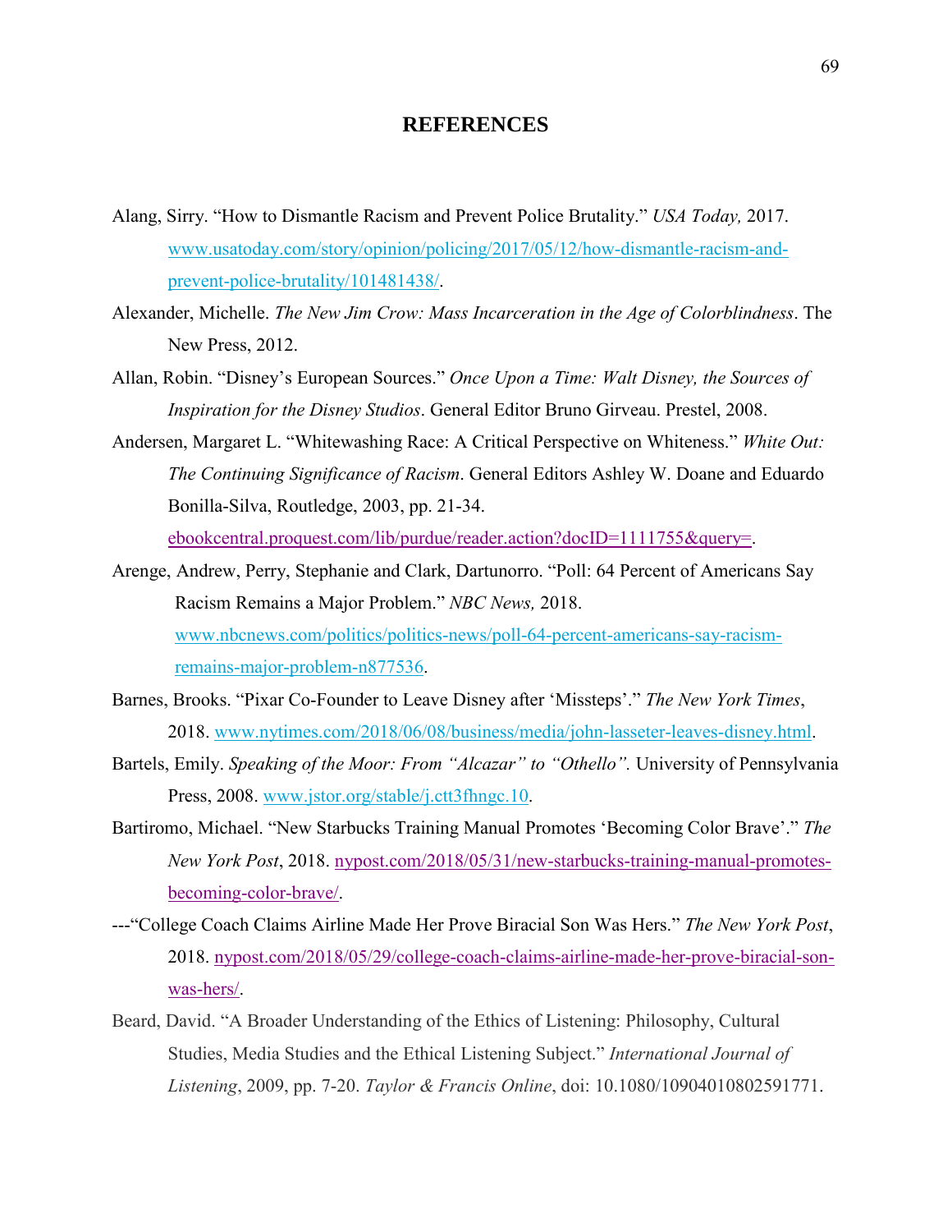# REFERENCES

Alang, Sirry. "How to Dismantle Racism and Prevent Police Brutality." *USA Today,* 2017. www.usatoday.com/story/opinion/policing/2017/05/12/how-dismantle-racism-and-prevent-police-brutality/101481438/.

Alexander, Michelle. *The New Jim Crow: Mass Incarceration in the Age of Colorblindness*. The New Press, 2012.

Allan, Robin. "Disney's European Sources." *Once Upon a Time: Walt Disney, the Sources of Inspiration for the Disney Studios*. General Editor Bruno Girveau. Prestel, 2008.

Andersen, Margaret L. "Whitewashing Race: A Critical Perspective on Whiteness." *White Out: The Continuing Significance of Racism*. General Editors Ashley W. Doane and Eduardo Bonilla-Silva, Routledge, 2003, pp. 21-34. ebookcentral.proquest.com/lib/purdue/reader.action?docID=1111755&query=.

Arenge, Andrew, Perry, Stephanie and Clark, Dartunorro. "Poll: 64 Percent of Americans Say Racism Remains a Major Problem." *NBC News,* 2018. www.nbcnews.com/politics/politics-news/poll-64-percent-americans-say-racism-remains-major-problem-n877536.

Barnes, Brooks. "Pixar Co-Founder to Leave Disney after 'Missteps'." *The New York Times*, 2018. www.nytimes.com/2018/06/08/business/media/john-lasseter-leaves-disney.html.

Bartels, Emily. *Speaking of the Moor: From "Alcazar" to "Othello".* University of Pennsylvania Press, 2008. www.jstor.org/stable/j.ctt3fhngc.10.

Bartiromo, Michael. "New Starbucks Training Manual Promotes 'Becoming Color Brave'." *The New York Post*, 2018. nypost.com/2018/05/31/new-starbucks-training-manual-promotes-becoming-color-brave/.

---"College Coach Claims Airline Made Her Prove Biracial Son Was Hers." *The New York Post*, 2018. nypost.com/2018/05/29/college-coach-claims-airline-made-her-prove-biracial-son-was-hers/.

Beard, David. "A Broader Understanding of the Ethics of Listening: Philosophy, Cultural Studies, Media Studies and the Ethical Listening Subject." *International Journal of Listening*, 2009, pp. 7-20. *Taylor & Francis Online*, doi: 10.1080/10904010802591771.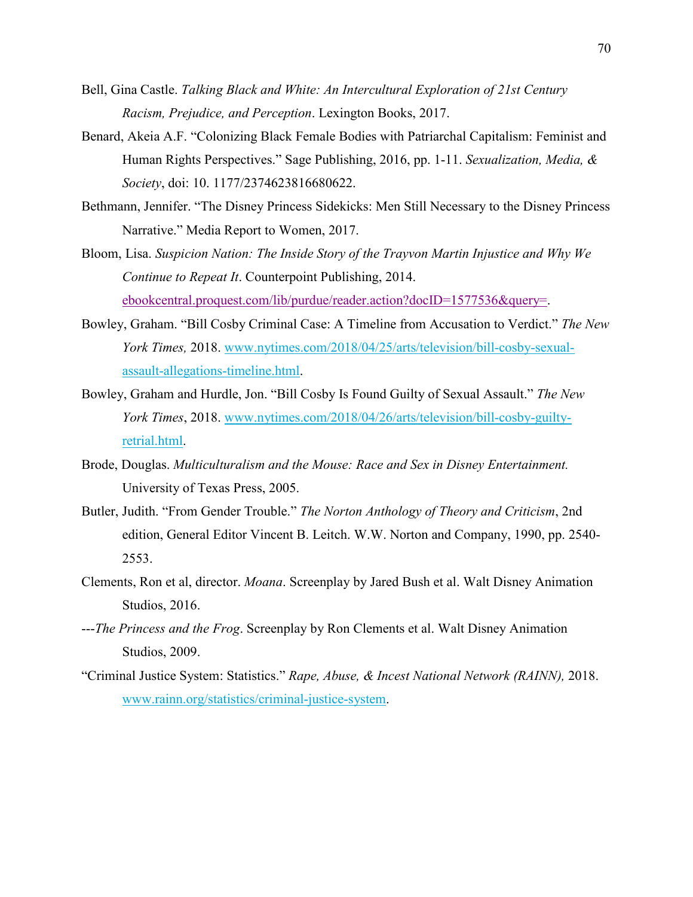Bell, Gina Castle. *Talking Black and White: An Intercultural Exploration of 21st Century Racism, Prejudice, and Perception*. Lexington Books, 2017.

Benard, Akeia A.F. "Colonizing Black Female Bodies with Patriarchal Capitalism: Feminist and Human Rights Perspectives." Sage Publishing, 2016, pp. 1-11. *Sexualization, Media, & Society*, doi: 10. 1177/2374623816680622.

Bethmann, Jennifer. "The Disney Princess Sidekicks: Men Still Necessary to the Disney Princess Narrative." Media Report to Women, 2017.

Bloom, Lisa. *Suspicion Nation: The Inside Story of the Trayvon Martin Injustice and Why We Continue to Repeat It*. Counterpoint Publishing, 2014. ebookcentral.proquest.com/lib/purdue/reader.action?docID=1577536&query=.

Bowley, Graham. "Bill Cosby Criminal Case: A Timeline from Accusation to Verdict." *The New York Times,* 2018. www.nytimes.com/2018/04/25/arts/television/bill-cosby-sexual-assault-allegations-timeline.html.

Bowley, Graham and Hurdle, Jon. "Bill Cosby Is Found Guilty of Sexual Assault." *The New York Times*, 2018. www.nytimes.com/2018/04/26/arts/television/bill-cosby-guilty-retrial.html.

Brode, Douglas. *Multiculturalism and the Mouse: Race and Sex in Disney Entertainment.* University of Texas Press, 2005.

Butler, Judith. "From Gender Trouble." *The Norton Anthology of Theory and Criticism*, 2nd edition, General Editor Vincent B. Leitch. W.W. Norton and Company, 1990, pp. 2540-2553.

Clements, Ron et al, director. *Moana*. Screenplay by Jared Bush et al. Walt Disney Animation Studios, 2016.

---*The Princess and the Frog*. Screenplay by Ron Clements et al. Walt Disney Animation Studios, 2009.

"Criminal Justice System: Statistics." *Rape, Abuse, & Incest National Network (RAINN),* 2018. www.rainn.org/statistics/criminal-justice-system.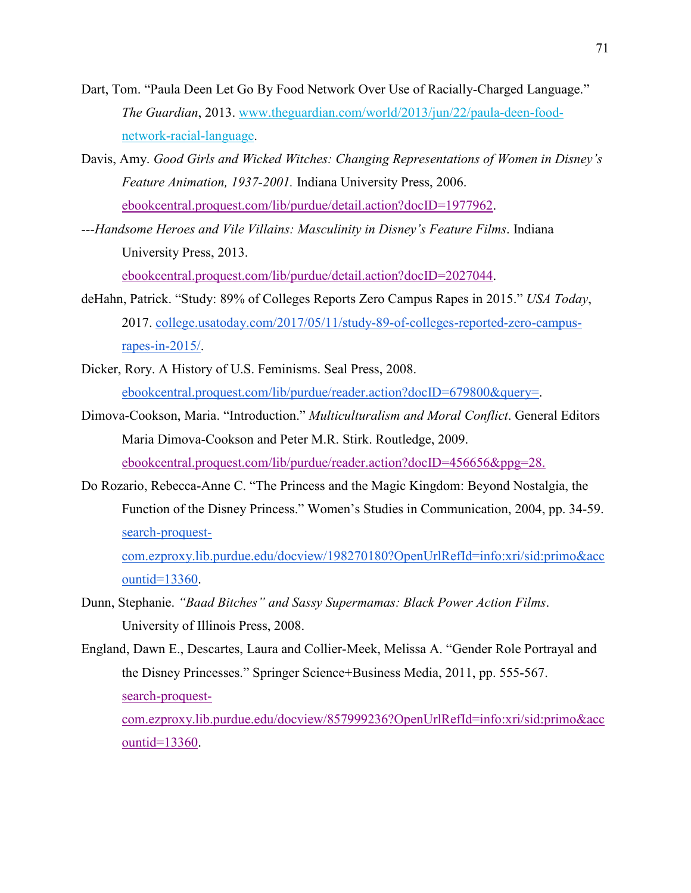Dart, Tom. "Paula Deen Let Go By Food Network Over Use of Racially-Charged Language." *The Guardian*, 2013. www.theguardian.com/world/2013/jun/22/paula-deen-food-network-racial-language.

Davis, Amy. *Good Girls and Wicked Witches: Changing Representations of Women in Disney's Feature Animation, 1937-2001.* Indiana University Press, 2006. ebookcentral.proquest.com/lib/purdue/detail.action?docID=1977962.

---*Handsome Heroes and Vile Villains: Masculinity in Disney's Feature Films*. Indiana University Press, 2013. ebookcentral.proquest.com/lib/purdue/detail.action?docID=2027044.

deHahn, Patrick. "Study: 89% of Colleges Reports Zero Campus Rapes in 2015." *USA Today*, 2017. college.usatoday.com/2017/05/11/study-89-of-colleges-reported-zero-campus-rapes-in-2015/.

Dicker, Rory. A History of U.S. Feminisms. Seal Press, 2008. ebookcentral.proquest.com/lib/purdue/reader.action?docID=679800&query=.

Dimova-Cookson, Maria. "Introduction." *Multiculturalism and Moral Conflict*. General Editors Maria Dimova-Cookson and Peter M.R. Stirk. Routledge, 2009. ebookcentral.proquest.com/lib/purdue/reader.action?docID=456656&ppg=28.

Do Rozario, Rebecca-Anne C. "The Princess and the Magic Kingdom: Beyond Nostalgia, the Function of the Disney Princess." Women's Studies in Communication, 2004, pp. 34-59. search-proquest-com.ezproxy.lib.purdue.edu/docview/198270180?OpenUrlRefId=info:xri/sid:primo&accountid=13360.

Dunn, Stephanie. *"Baad Bitches" and Sassy Supermamas: Black Power Action Films*. University of Illinois Press, 2008.

England, Dawn E., Descartes, Laura and Collier-Meek, Melissa A. "Gender Role Portrayal and the Disney Princesses." Springer Science+Business Media, 2011, pp. 555-567. search-proquest-com.ezproxy.lib.purdue.edu/docview/857999236?OpenUrlRefId=info:xri/sid:primo&accountid=13360.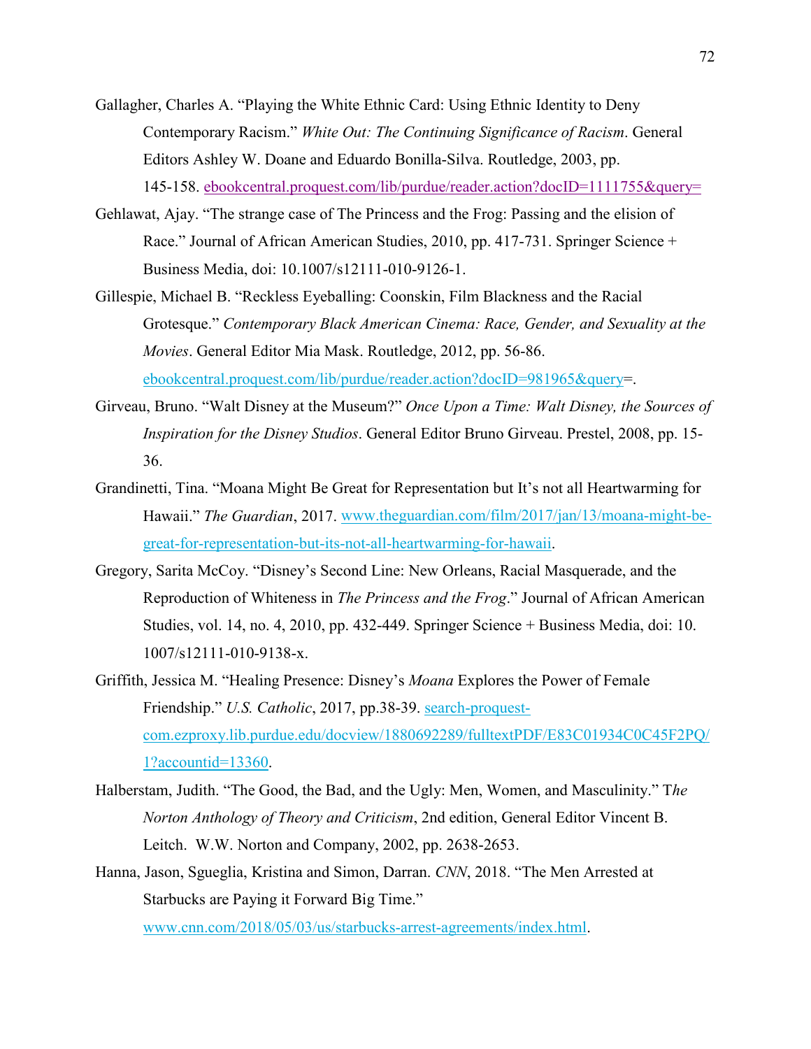Gallagher, Charles A. "Playing the White Ethnic Card: Using Ethnic Identity to Deny Contemporary Racism." *White Out: The Continuing Significance of Racism*. General Editors Ashley W. Doane and Eduardo Bonilla-Silva. Routledge, 2003, pp. 145-158. ebookcentral.proquest.com/lib/purdue/reader.action?docID=1111755&query=

Gehlawat, Ajay. "The strange case of The Princess and the Frog: Passing and the elision of Race." Journal of African American Studies, 2010, pp. 417-731. Springer Science + Business Media, doi: 10.1007/s12111-010-9126-1.

Gillespie, Michael B. "Reckless Eyeballing: Coonskin, Film Blackness and the Racial Grotesque." *Contemporary Black American Cinema: Race, Gender, and Sexuality at the Movies*. General Editor Mia Mask. Routledge, 2012, pp. 56-86. ebookcentral.proquest.com/lib/purdue/reader.action?docID=981965&query=.

Girveau, Bruno. "Walt Disney at the Museum?" *Once Upon a Time: Walt Disney, the Sources of Inspiration for the Disney Studios*. General Editor Bruno Girveau. Prestel, 2008, pp. 15-36.

Grandinetti, Tina. "Moana Might Be Great for Representation but It's not all Heartwarming for Hawaii." *The Guardian*, 2017. www.theguardian.com/film/2017/jan/13/moana-might-be-great-for-representation-but-its-not-all-heartwarming-for-hawaii.

Gregory, Sarita McCoy. "Disney's Second Line: New Orleans, Racial Masquerade, and the Reproduction of Whiteness in *The Princess and the Frog*." Journal of African American Studies, vol. 14, no. 4, 2010, pp. 432-449. Springer Science + Business Media, doi: 10. 1007/s12111-010-9138-x.

Griffith, Jessica M. "Healing Presence: Disney's *Moana* Explores the Power of Female Friendship." *U.S. Catholic*, 2017, pp.38-39. search-proquest-com.ezproxy.lib.purdue.edu/docview/1880692289/fulltextPDF/E83C01934C0C45F2PQ/1?accountid=13360.

Halberstam, Judith. "The Good, the Bad, and the Ugly: Men, Women, and Masculinity." T*he Norton Anthology of Theory and Criticism*, 2nd edition, General Editor Vincent B. Leitch. W.W. Norton and Company, 2002, pp. 2638-2653.

Hanna, Jason, Sgueglia, Kristina and Simon, Darran. *CNN*, 2018. "The Men Arrested at Starbucks are Paying it Forward Big Time." www.cnn.com/2018/05/03/us/starbucks-arrest-agreements/index.html.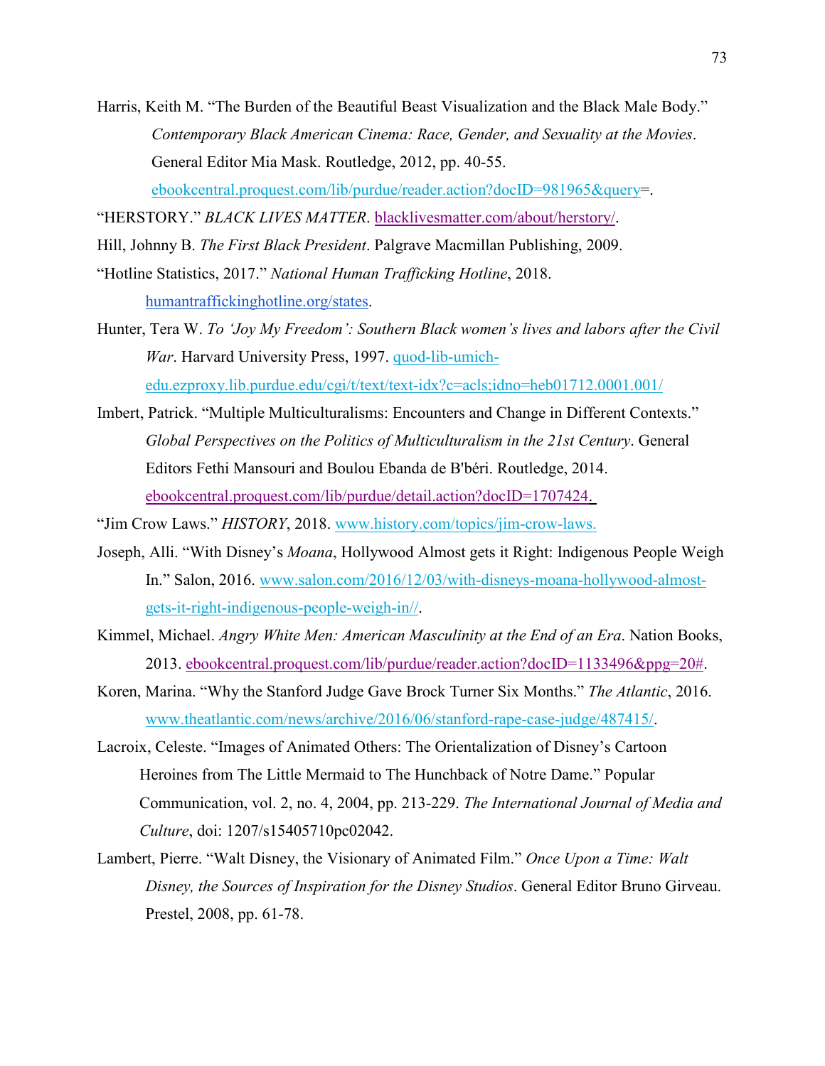Harris, Keith M. "The Burden of the Beautiful Beast Visualization and the Black Male Body." *Contemporary Black American Cinema: Race, Gender, and Sexuality at the Movies*. General Editor Mia Mask. Routledge, 2012, pp. 40-55. ebookcentral.proquest.com/lib/purdue/reader.action?docID=981965&query=.

"HERSTORY." *BLACK LIVES MATTER*. blacklivesmatter.com/about/herstory/.

Hill, Johnny B. *The First Black President*. Palgrave Macmillan Publishing, 2009.

"Hotline Statistics, 2017." *National Human Trafficking Hotline*, 2018. humantraffickinghotline.org/states.

Hunter, Tera W. *To 'Joy My Freedom': Southern Black women's lives and labors after the Civil War*. Harvard University Press, 1997. quod-lib-umich-edu.ezproxy.lib.purdue.edu/cgi/t/text/text-idx?c=acls;idno=heb01712.0001.001/

Imbert, Patrick. "Multiple Multiculturalisms: Encounters and Change in Different Contexts." *Global Perspectives on the Politics of Multiculturalism in the 21st Century*. General Editors Fethi Mansouri and Boulou Ebanda de B'béri. Routledge, 2014. ebookcentral.proquest.com/lib/purdue/detail.action?docID=1707424.

"Jim Crow Laws." *HISTORY*, 2018. www.history.com/topics/jim-crow-laws.

Joseph, Alli. "With Disney's *Moana*, Hollywood Almost gets it Right: Indigenous People Weigh In." Salon, 2016. www.salon.com/2016/12/03/with-disneys-moana-hollywood-almost-gets-it-right-indigenous-people-weigh-in//.

Kimmel, Michael. *Angry White Men: American Masculinity at the End of an Era*. Nation Books, 2013. ebookcentral.proquest.com/lib/purdue/reader.action?docID=1133496&ppg=20#.

Koren, Marina. "Why the Stanford Judge Gave Brock Turner Six Months." *The Atlantic*, 2016. www.theatlantic.com/news/archive/2016/06/stanford-rape-case-judge/487415/.

Lacroix, Celeste. "Images of Animated Others: The Orientalization of Disney's Cartoon Heroines from The Little Mermaid to The Hunchback of Notre Dame." Popular Communication, vol. 2, no. 4, 2004, pp. 213-229. *The International Journal of Media and Culture*, doi: 1207/s15405710pc02042.

Lambert, Pierre. "Walt Disney, the Visionary of Animated Film." *Once Upon a Time: Walt Disney, the Sources of Inspiration for the Disney Studios*. General Editor Bruno Girveau. Prestel, 2008, pp. 61-78.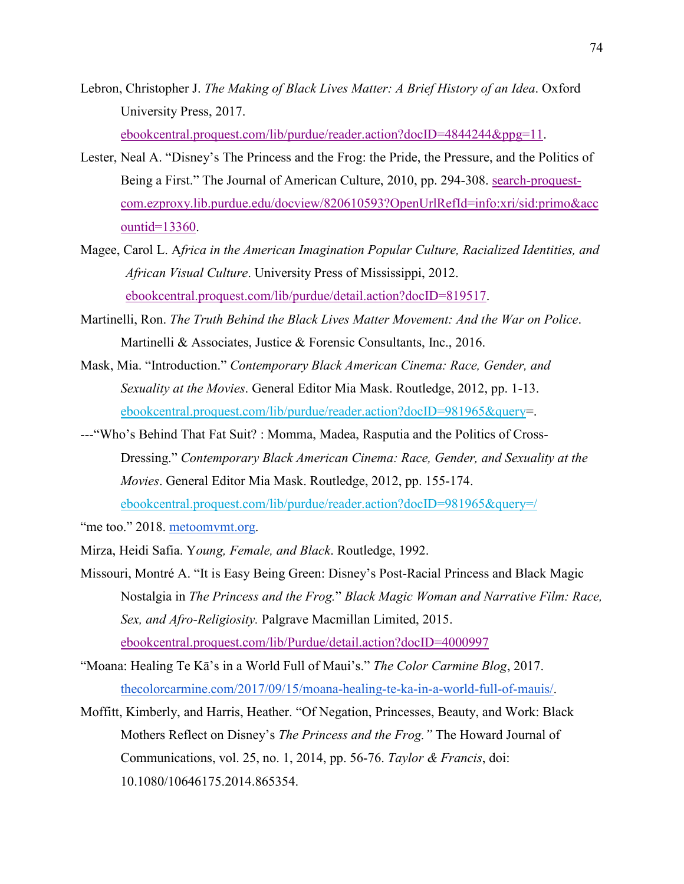Lebron, Christopher J. *The Making of Black Lives Matter: A Brief History of an Idea*. Oxford University Press, 2017. ebookcentral.proquest.com/lib/purdue/reader.action?docID=4844244&ppg=11.

Lester, Neal A. "Disney's The Princess and the Frog: the Pride, the Pressure, and the Politics of Being a First." The Journal of American Culture, 2010, pp. 294-308. search-proquest-com.ezproxy.lib.purdue.edu/docview/820610593?OpenUrlRefId=info:xri/sid:primo&accountid=13360.

Magee, Carol L. A*frica in the American Imagination Popular Culture, Racialized Identities, and African Visual Culture*. University Press of Mississippi, 2012. ebookcentral.proquest.com/lib/purdue/detail.action?docID=819517.

Martinelli, Ron. *The Truth Behind the Black Lives Matter Movement: And the War on Police*. Martinelli & Associates, Justice & Forensic Consultants, Inc., 2016.

Mask, Mia. "Introduction." *Contemporary Black American Cinema: Race, Gender, and Sexuality at the Movies*. General Editor Mia Mask. Routledge, 2012, pp. 1-13. ebookcentral.proquest.com/lib/purdue/reader.action?docID=981965&query=.

---"Who's Behind That Fat Suit? : Momma, Madea, Rasputia and the Politics of Cross-Dressing." *Contemporary Black American Cinema: Race, Gender, and Sexuality at the Movies*. General Editor Mia Mask. Routledge, 2012, pp. 155-174. ebookcentral.proquest.com/lib/purdue/reader.action?docID=981965&query=/

"me too." 2018. metoomvmt.org.

Mirza, Heidi Safia. Y*oung, Female, and Black*. Routledge, 1992.

Missouri, Montré A. "It is Easy Being Green: Disney's Post-Racial Princess and Black Magic Nostalgia in *The Princess and the Frog.*" *Black Magic Woman and Narrative Film: Race, Sex, and Afro-Religiosity.* Palgrave Macmillan Limited, 2015. ebookcentral.proquest.com/lib/Purdue/detail.action?docID=4000997

"Moana: Healing Te Kā's in a World Full of Maui's." *The Color Carmine Blog*, 2017. thecolorcarmine.com/2017/09/15/moana-healing-te-ka-in-a-world-full-of-mauis/.

Moffitt, Kimberly, and Harris, Heather. "Of Negation, Princesses, Beauty, and Work: Black Mothers Reflect on Disney's *The Princess and the Frog."* The Howard Journal of Communications, vol. 25, no. 1, 2014, pp. 56-76. *Taylor & Francis*, doi: 10.1080/10646175.2014.865354.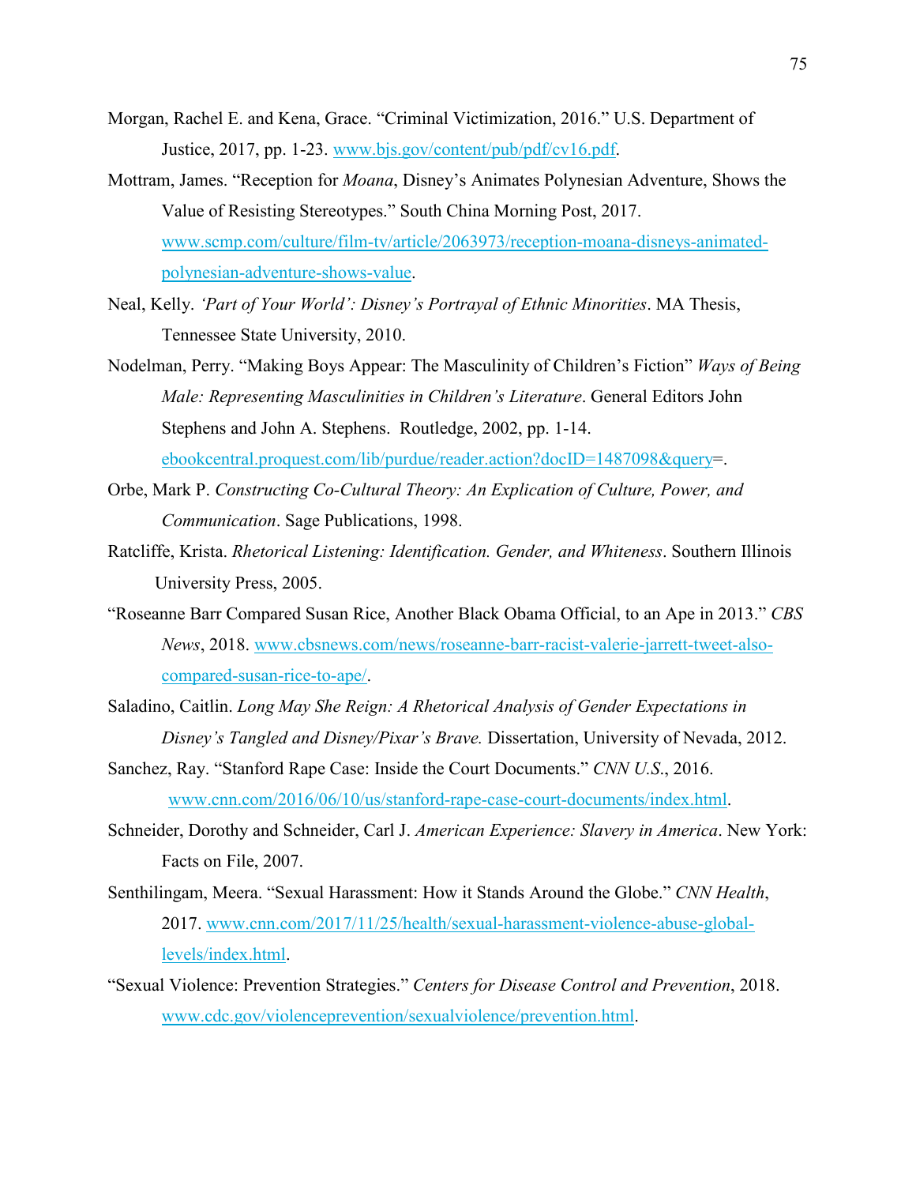Morgan, Rachel E. and Kena, Grace. "Criminal Victimization, 2016." U.S. Department of Justice, 2017, pp. 1-23. www.bjs.gov/content/pub/pdf/cv16.pdf.

Mottram, James. "Reception for *Moana*, Disney's Animates Polynesian Adventure, Shows the Value of Resisting Stereotypes." South China Morning Post, 2017. www.scmp.com/culture/film-tv/article/2063973/reception-moana-disneys-animated-polynesian-adventure-shows-value.

Neal, Kelly. *'Part of Your World': Disney's Portrayal of Ethnic Minorities*. MA Thesis, Tennessee State University, 2010.

Nodelman, Perry. "Making Boys Appear: The Masculinity of Children's Fiction" *Ways of Being Male: Representing Masculinities in Children's Literature*. General Editors John Stephens and John A. Stephens. Routledge, 2002, pp. 1-14. ebookcentral.proquest.com/lib/purdue/reader.action?docID=1487098&query=.

Orbe, Mark P. *Constructing Co-Cultural Theory: An Explication of Culture, Power, and Communication*. Sage Publications, 1998.

Ratcliffe, Krista. *Rhetorical Listening: Identification. Gender, and Whiteness*. Southern Illinois University Press, 2005.

"Roseanne Barr Compared Susan Rice, Another Black Obama Official, to an Ape in 2013." *CBS News*, 2018. www.cbsnews.com/news/roseanne-barr-racist-valerie-jarrett-tweet-also-compared-susan-rice-to-ape/.

Saladino, Caitlin. *Long May She Reign: A Rhetorical Analysis of Gender Expectations in Disney's Tangled and Disney/Pixar's Brave.* Dissertation, University of Nevada, 2012.

Sanchez, Ray. "Stanford Rape Case: Inside the Court Documents." *CNN U.S*., 2016. www.cnn.com/2016/06/10/us/stanford-rape-case-court-documents/index.html.

Schneider, Dorothy and Schneider, Carl J. *American Experience: Slavery in America*. New York: Facts on File, 2007.

Senthilingam, Meera. "Sexual Harassment: How it Stands Around the Globe." *CNN Health*, 2017. www.cnn.com/2017/11/25/health/sexual-harassment-violence-abuse-global-levels/index.html.

"Sexual Violence: Prevention Strategies." *Centers for Disease Control and Prevention*, 2018. www.cdc.gov/violenceprevention/sexualviolence/prevention.html.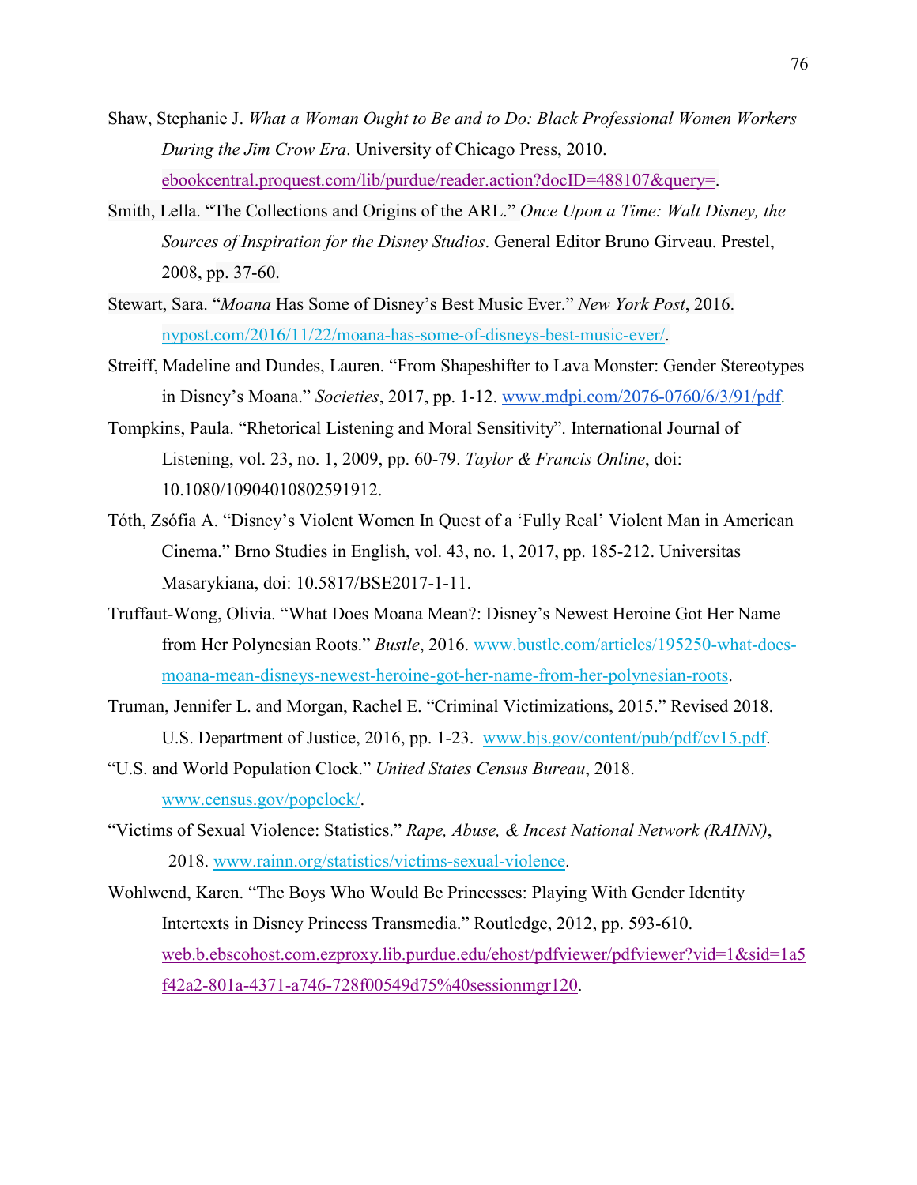Shaw, Stephanie J. *What a Woman Ought to Be and to Do: Black Professional Women Workers During the Jim Crow Era*. University of Chicago Press, 2010. ebookcentral.proquest.com/lib/purdue/reader.action?docID=488107&query=.

Smith, Lella. "The Collections and Origins of the ARL." *Once Upon a Time: Walt Disney, the Sources of Inspiration for the Disney Studios*. General Editor Bruno Girveau. Prestel, 2008, pp. 37-60.

Stewart, Sara. "*Moana* Has Some of Disney's Best Music Ever." *New York Post*, 2016. nypost.com/2016/11/22/moana-has-some-of-disneys-best-music-ever/.

Streiff, Madeline and Dundes, Lauren. "From Shapeshifter to Lava Monster: Gender Stereotypes in Disney's Moana." *Societies*, 2017, pp. 1-12. www.mdpi.com/2076-0760/6/3/91/pdf.

Tompkins, Paula. "Rhetorical Listening and Moral Sensitivity". International Journal of Listening, vol. 23, no. 1, 2009, pp. 60-79. *Taylor & Francis Online*, doi: 10.1080/10904010802591912.

Tóth, Zsófia A. "Disney's Violent Women In Quest of a 'Fully Real' Violent Man in American Cinema." Brno Studies in English, vol. 43, no. 1, 2017, pp. 185-212. Universitas Masarykiana, doi: 10.5817/BSE2017-1-11.

Truffaut-Wong, Olivia. "What Does Moana Mean?: Disney's Newest Heroine Got Her Name from Her Polynesian Roots." *Bustle*, 2016. www.bustle.com/articles/195250-what-does-moana-mean-disneys-newest-heroine-got-her-name-from-her-polynesian-roots.

Truman, Jennifer L. and Morgan, Rachel E. "Criminal Victimizations, 2015." Revised 2018. U.S. Department of Justice, 2016, pp. 1-23. www.bjs.gov/content/pub/pdf/cv15.pdf.

"U.S. and World Population Clock." *United States Census Bureau*, 2018. www.census.gov/popclock/.

"Victims of Sexual Violence: Statistics." *Rape, Abuse, & Incest National Network (RAINN)*, 2018. www.rainn.org/statistics/victims-sexual-violence.

Wohlwend, Karen. "The Boys Who Would Be Princesses: Playing With Gender Identity Intertexts in Disney Princess Transmedia." Routledge, 2012, pp. 593-610. web.b.ebscohost.com.ezproxy.lib.purdue.edu/ehost/pdfviewer/pdfviewer?vid=1&sid=1a5f42a2-801a-4371-a746-728f00549d75%40sessionmgr120.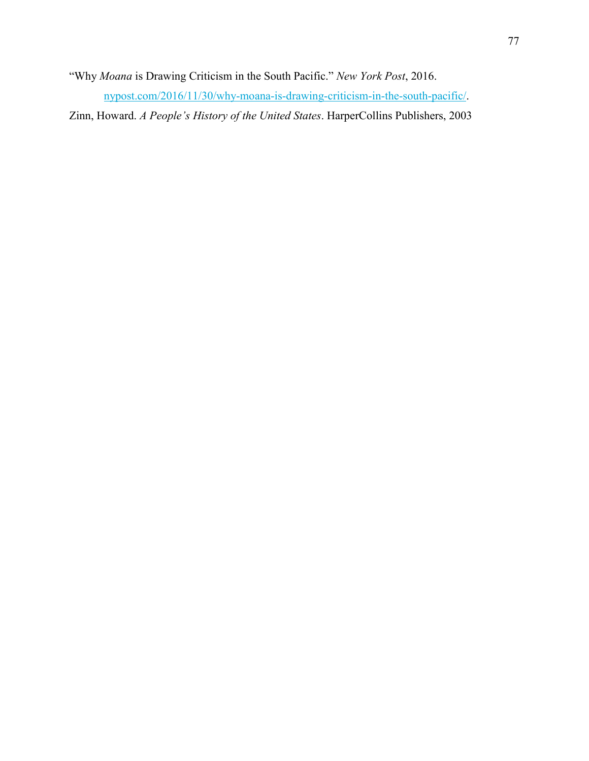"Why *Moana* is Drawing Criticism in the South Pacific." *New York Post*, 2016. nypost.com/2016/11/30/why-moana-is-drawing-criticism-in-the-south-pacific/.

Zinn, Howard. *A People's History of the United States*. HarperCollins Publishers, 2003